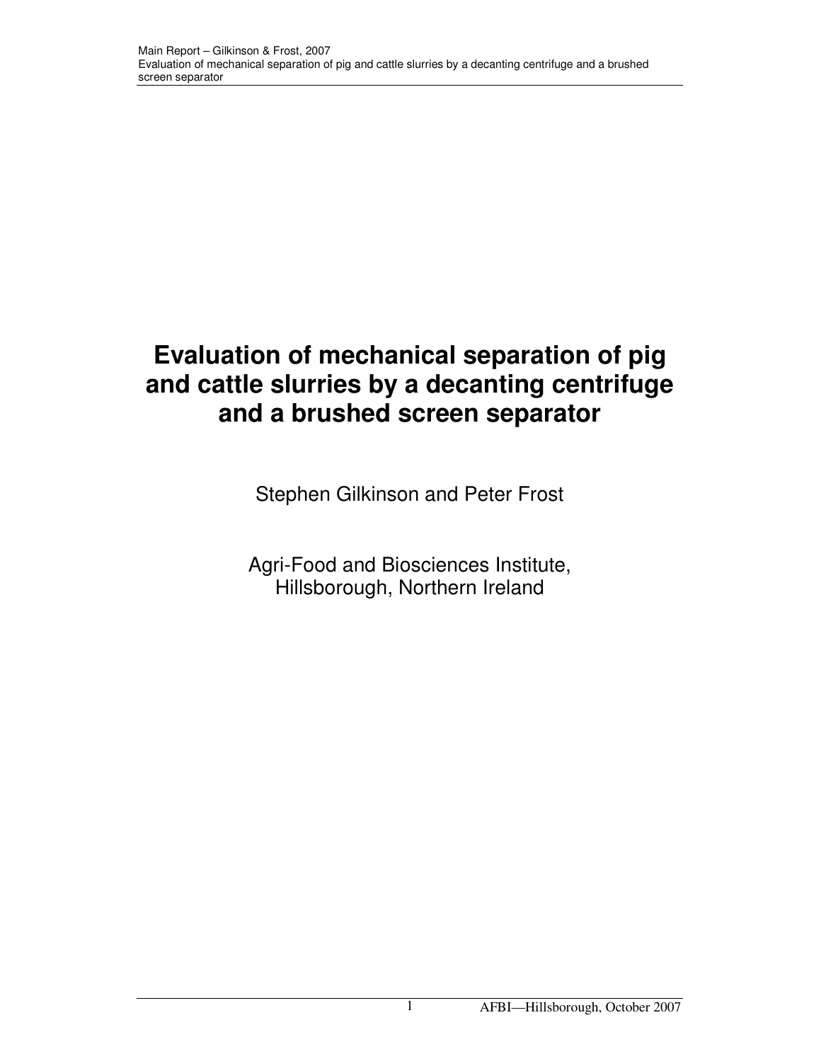# Evaluation of mechanical separation of pig and cattle slurries by a decanting centrifuge and a brushed screen separator

Stephen Gilkinson and Peter Frost

Agri-Food and Biosciences Institute,
Hillsborough, Northern Ireland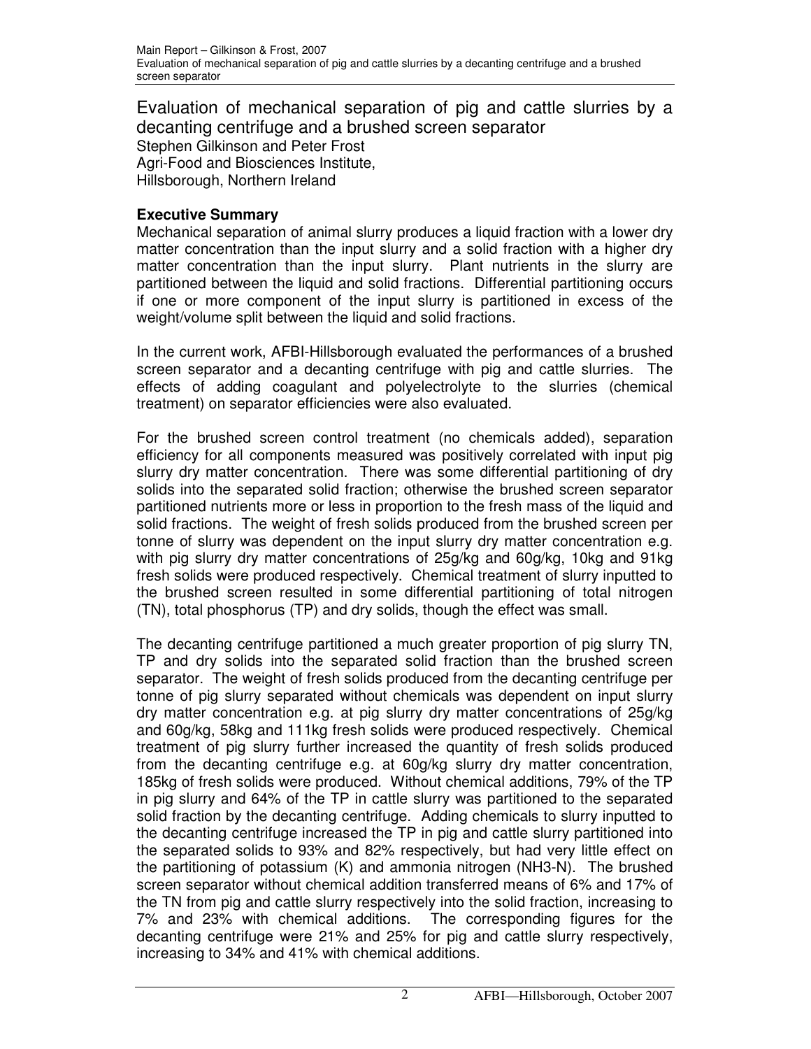# Evaluation of mechanical separation of pig and cattle slurries by a decanting centrifuge and a brushed screen separator

Stephen Gilkinson and Peter Frost
Agri-Food and Biosciences Institute,
Hillsborough, Northern Ireland

## Executive Summary

Mechanical separation of animal slurry produces a liquid fraction with a lower dry matter concentration than the input slurry and a solid fraction with a higher dry matter concentration than the input slurry. Plant nutrients in the slurry are partitioned between the liquid and solid fractions. Differential partitioning occurs if one or more component of the input slurry is partitioned in excess of the weight/volume split between the liquid and solid fractions.

In the current work, AFBI-Hillsborough evaluated the performances of a brushed screen separator and a decanting centrifuge with pig and cattle slurries. The effects of adding coagulant and polyelectrolyte to the slurries (chemical treatment) on separator efficiencies were also evaluated.

For the brushed screen control treatment (no chemicals added), separation efficiency for all components measured was positively correlated with input pig slurry dry matter concentration. There was some differential partitioning of dry solids into the separated solid fraction; otherwise the brushed screen separator partitioned nutrients more or less in proportion to the fresh mass of the liquid and solid fractions. The weight of fresh solids produced from the brushed screen per tonne of slurry was dependent on the input slurry dry matter concentration e.g. with pig slurry dry matter concentrations of 25g/kg and 60g/kg, 10kg and 91kg fresh solids were produced respectively. Chemical treatment of slurry inputted to the brushed screen resulted in some differential partitioning of total nitrogen (TN), total phosphorus (TP) and dry solids, though the effect was small.

The decanting centrifuge partitioned a much greater proportion of pig slurry TN, TP and dry solids into the separated solid fraction than the brushed screen separator. The weight of fresh solids produced from the decanting centrifuge per tonne of pig slurry separated without chemicals was dependent on input slurry dry matter concentration e.g. at pig slurry dry matter concentrations of 25g/kg and 60g/kg, 58kg and 111kg fresh solids were produced respectively. Chemical treatment of pig slurry further increased the quantity of fresh solids produced from the decanting centrifuge e.g. at 60g/kg slurry dry matter concentration, 185kg of fresh solids were produced. Without chemical additions, 79% of the TP in pig slurry and 64% of the TP in cattle slurry was partitioned to the separated solid fraction by the decanting centrifuge. Adding chemicals to slurry inputted to the decanting centrifuge increased the TP in pig and cattle slurry partitioned into the separated solids to 93% and 82% respectively, but had very little effect on the partitioning of potassium (K) and ammonia nitrogen ($NH_3$-N). The brushed screen separator without chemical addition transferred means of 6% and 17% of the TN from pig and cattle slurry respectively into the solid fraction, increasing to 7% and 23% with chemical additions. The corresponding figures for the decanting centrifuge were 21% and 25% for pig and cattle slurry respectively, increasing to 34% and 41% with chemical additions.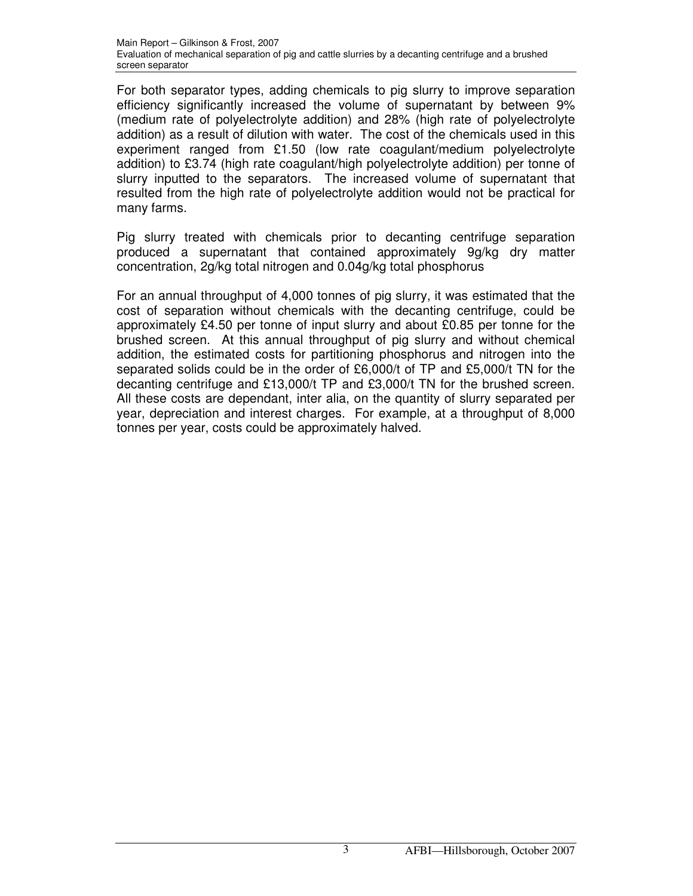For both separator types, adding chemicals to pig slurry to improve separation efficiency significantly increased the volume of supernatant by between 9% (medium rate of polyelectrolyte addition) and 28% (high rate of polyelectrolyte addition) as a result of dilution with water. The cost of the chemicals used in this experiment ranged from £1.50 (low rate coagulant/medium polyelectrolyte addition) to £3.74 (high rate coagulant/high polyelectrolyte addition) per tonne of slurry inputted to the separators. The increased volume of supernatant that resulted from the high rate of polyelectrolyte addition would not be practical for many farms.

Pig slurry treated with chemicals prior to decanting centrifuge separation produced a supernatant that contained approximately 9g/kg dry matter concentration, 2g/kg total nitrogen and 0.04g/kg total phosphorus

For an annual throughput of 4,000 tonnes of pig slurry, it was estimated that the cost of separation without chemicals with the decanting centrifuge, could be approximately £4.50 per tonne of input slurry and about £0.85 per tonne for the brushed screen. At this annual throughput of pig slurry and without chemical addition, the estimated costs for partitioning phosphorus and nitrogen into the separated solids could be in the order of £6,000/t of TP and £5,000/t TN for the decanting centrifuge and £13,000/t TP and £3,000/t TN for the brushed screen. All these costs are dependant, inter alia, on the quantity of slurry separated per year, depreciation and interest charges. For example, at a throughput of 8,000 tonnes per year, costs could be approximately halved.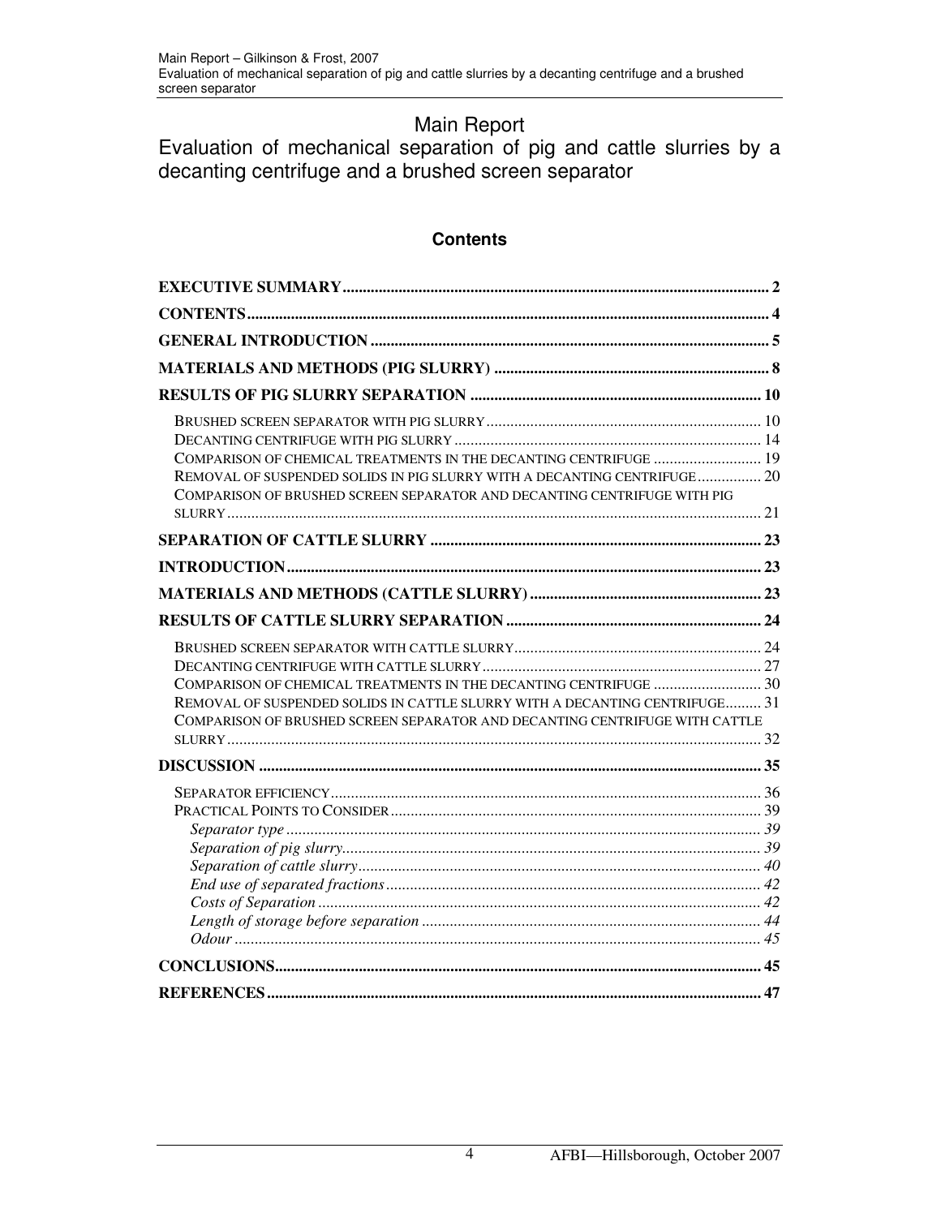# Main Report

## Evaluation of mechanical separation of pig and cattle slurries by a decanting centrifuge and a brushed screen separator

### Contents

**EXECUTIVE SUMMARY** ........ 2

**CONTENTS** ........ 4

**GENERAL INTRODUCTION** ........ 5

**MATERIALS AND METHODS (PIG SLURRY)** ........ 8

**RESULTS OF PIG SLURRY SEPARATION** ........ 10

- BRUSHED SCREEN SEPARATOR WITH PIG SLURRY ........ 10
- DECANTING CENTRIFUGE WITH PIG SLURRY ........ 14
- COMPARISON OF CHEMICAL TREATMENTS IN THE DECANTING CENTRIFUGE ........ 19
- REMOVAL OF SUSPENDED SOLIDS IN PIG SLURRY WITH A DECANTING CENTRIFUGE ........ 20
- COMPARISON OF BRUSHED SCREEN SEPARATOR AND DECANTING CENTRIFUGE WITH PIG SLURRY ........ 21

**SEPARATION OF CATTLE SLURRY** ........ 23

**INTRODUCTION** ........ 23

**MATERIALS AND METHODS (CATTLE SLURRY)** ........ 23

**RESULTS OF CATTLE SLURRY SEPARATION** ........ 24

- BRUSHED SCREEN SEPARATOR WITH CATTLE SLURRY ........ 24
- DECANTING CENTRIFUGE WITH CATTLE SLURRY ........ 27
- COMPARISON OF CHEMICAL TREATMENTS IN THE DECANTING CENTRIFUGE ........ 30
- REMOVAL OF SUSPENDED SOLIDS IN CATTLE SLURRY WITH A DECANTING CENTRIFUGE ........ 31
- COMPARISON OF BRUSHED SCREEN SEPARATOR AND DECANTING CENTRIFUGE WITH CATTLE SLURRY ........ 32

**DISCUSSION** ........ 35

- SEPARATOR EFFICIENCY ........ 36
- PRACTICAL POINTS TO CONSIDER ........ 39
  - *Separator type* ........ 39
  - *Separation of pig slurry* ........ 39
  - *Separation of cattle slurry* ........ 40
  - *End use of separated fractions* ........ 42
  - *Costs of Separation* ........ 42
  - *Length of storage before separation* ........ 44
  - *Odour* ........ 45

**CONCLUSIONS** ........ 45

**REFERENCES** ........ 47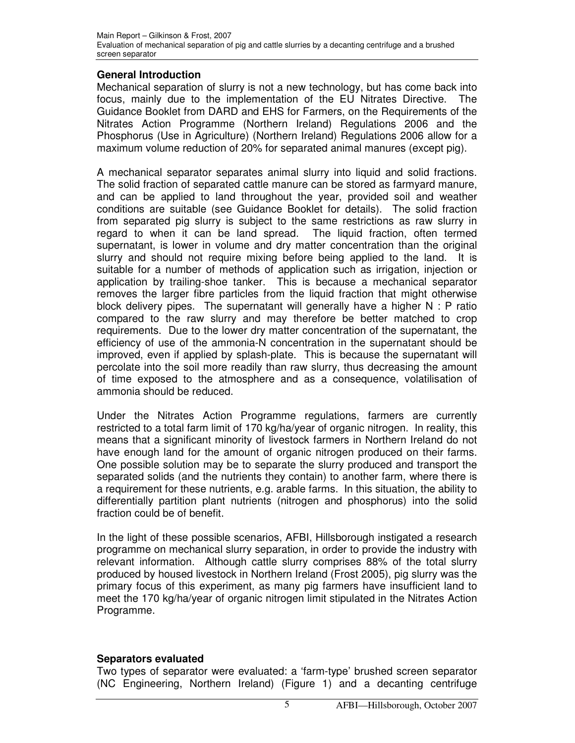## General Introduction

Mechanical separation of slurry is not a new technology, but has come back into focus, mainly due to the implementation of the EU Nitrates Directive. The Guidance Booklet from DARD and EHS for Farmers, on the Requirements of the Nitrates Action Programme (Northern Ireland) Regulations 2006 and the Phosphorus (Use in Agriculture) (Northern Ireland) Regulations 2006 allow for a maximum volume reduction of 20% for separated animal manures (except pig).

A mechanical separator separates animal slurry into liquid and solid fractions. The solid fraction of separated cattle manure can be stored as farmyard manure, and can be applied to land throughout the year, provided soil and weather conditions are suitable (see Guidance Booklet for details). The solid fraction from separated pig slurry is subject to the same restrictions as raw slurry in regard to when it can be land spread. The liquid fraction, often termed supernatant, is lower in volume and dry matter concentration than the original slurry and should not require mixing before being applied to the land. It is suitable for a number of methods of application such as irrigation, injection or application by trailing-shoe tanker. This is because a mechanical separator removes the larger fibre particles from the liquid fraction that might otherwise block delivery pipes. The supernatant will generally have a higher N : P ratio compared to the raw slurry and may therefore be better matched to crop requirements. Due to the lower dry matter concentration of the supernatant, the efficiency of use of the ammonia-N concentration in the supernatant should be improved, even if applied by splash-plate. This is because the supernatant will percolate into the soil more readily than raw slurry, thus decreasing the amount of time exposed to the atmosphere and as a consequence, volatilisation of ammonia should be reduced.

Under the Nitrates Action Programme regulations, farmers are currently restricted to a total farm limit of 170 kg/ha/year of organic nitrogen. In reality, this means that a significant minority of livestock farmers in Northern Ireland do not have enough land for the amount of organic nitrogen produced on their farms. One possible solution may be to separate the slurry produced and transport the separated solids (and the nutrients they contain) to another farm, where there is a requirement for these nutrients, e.g. arable farms. In this situation, the ability to differentially partition plant nutrients (nitrogen and phosphorus) into the solid fraction could be of benefit.

In the light of these possible scenarios, AFBI, Hillsborough instigated a research programme on mechanical slurry separation, in order to provide the industry with relevant information. Although cattle slurry comprises 88% of the total slurry produced by housed livestock in Northern Ireland (Frost 2005), pig slurry was the primary focus of this experiment, as many pig farmers have insufficient land to meet the 170 kg/ha/year of organic nitrogen limit stipulated in the Nitrates Action Programme.

## Separators evaluated

Two types of separator were evaluated: a 'farm-type' brushed screen separator (NC Engineering, Northern Ireland) (Figure 1) and a decanting centrifuge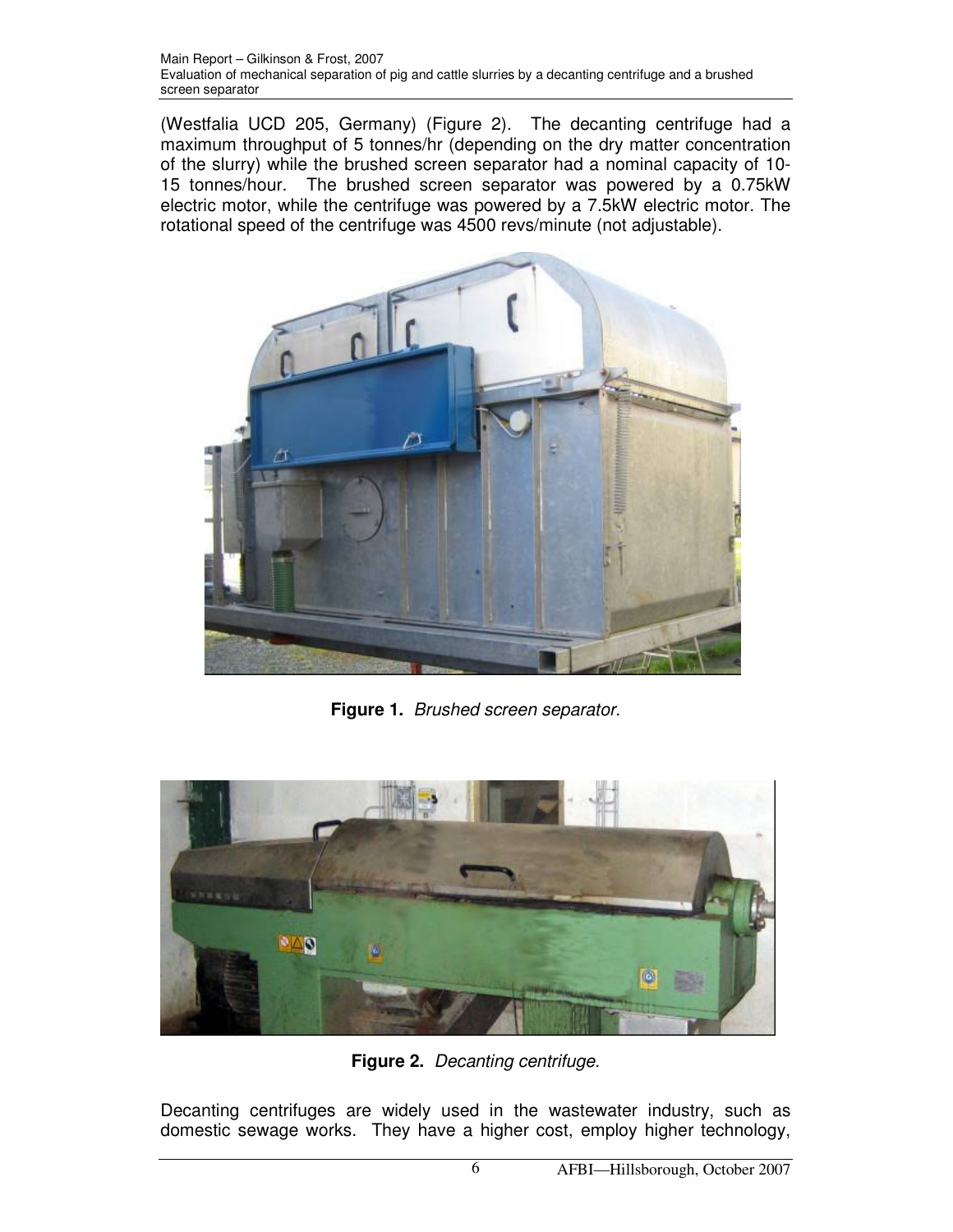(Westfalia UCD 205, Germany) (Figure 2). The decanting centrifuge had a maximum throughput of 5 tonnes/hr (depending on the dry matter concentration of the slurry) while the brushed screen separator had a nominal capacity of 10-15 tonnes/hour. The brushed screen separator was powered by a 0.75kW electric motor, while the centrifuge was powered by a 7.5kW electric motor. The rotational speed of the centrifuge was 4500 revs/minute (not adjustable).

**Figure 1.** *Brushed screen separator.*

**Figure 2.** *Decanting centrifuge.*

Decanting centrifuges are widely used in the wastewater industry, such as domestic sewage works. They have a higher cost, employ higher technology,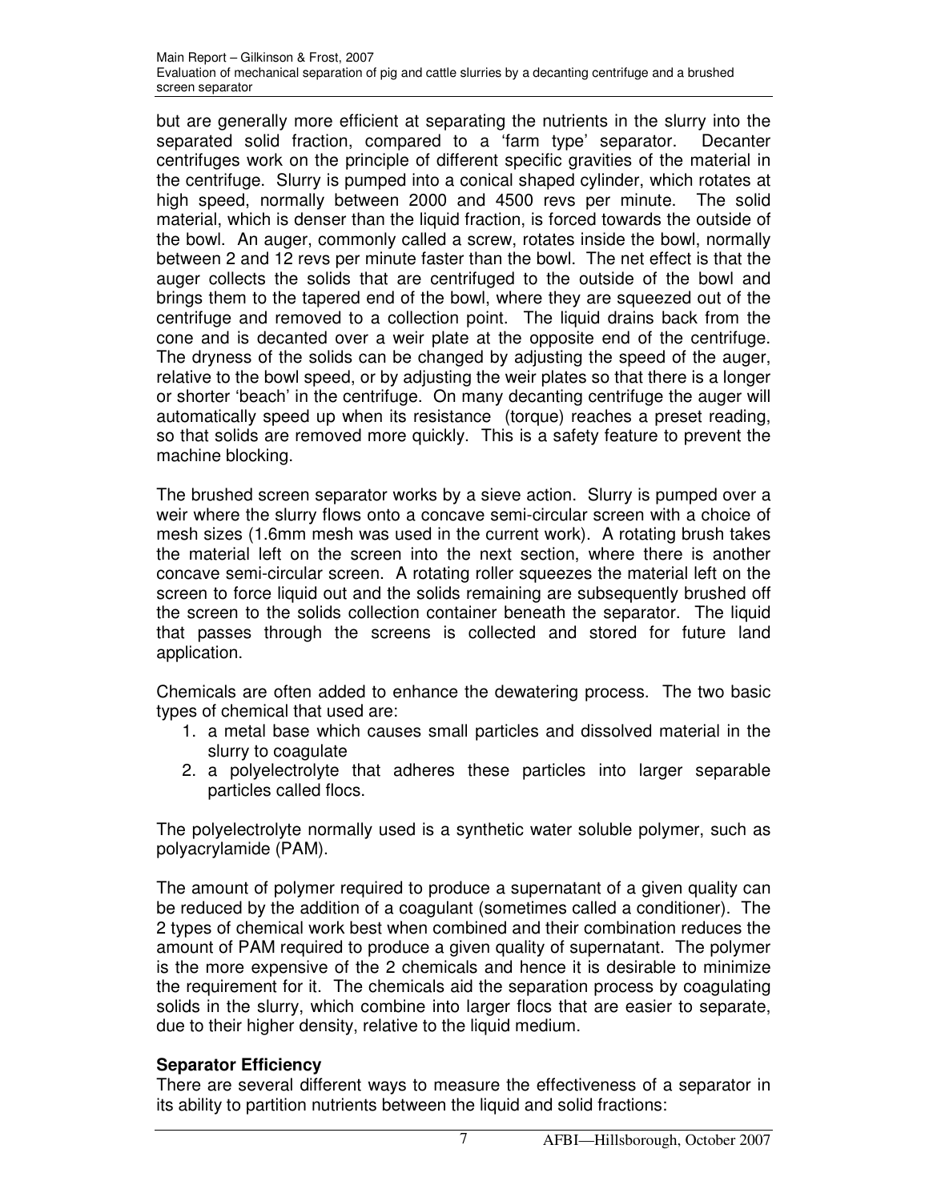but are generally more efficient at separating the nutrients in the slurry into the separated solid fraction, compared to a 'farm type' separator. Decanter centrifuges work on the principle of different specific gravities of the material in the centrifuge. Slurry is pumped into a conical shaped cylinder, which rotates at high speed, normally between 2000 and 4500 revs per minute. The solid material, which is denser than the liquid fraction, is forced towards the outside of the bowl. An auger, commonly called a screw, rotates inside the bowl, normally between 2 and 12 revs per minute faster than the bowl. The net effect is that the auger collects the solids that are centrifuged to the outside of the bowl and brings them to the tapered end of the bowl, where they are squeezed out of the centrifuge and removed to a collection point. The liquid drains back from the cone and is decanted over a weir plate at the opposite end of the centrifuge. The dryness of the solids can be changed by adjusting the speed of the auger, relative to the bowl speed, or by adjusting the weir plates so that there is a longer or shorter 'beach' in the centrifuge. On many decanting centrifuge the auger will automatically speed up when its resistance (torque) reaches a preset reading, so that solids are removed more quickly. This is a safety feature to prevent the machine blocking.

The brushed screen separator works by a sieve action. Slurry is pumped over a weir where the slurry flows onto a concave semi-circular screen with a choice of mesh sizes (1.6mm mesh was used in the current work). A rotating brush takes the material left on the screen into the next section, where there is another concave semi-circular screen. A rotating roller squeezes the material left on the screen to force liquid out and the solids remaining are subsequently brushed off the screen to the solids collection container beneath the separator. The liquid that passes through the screens is collected and stored for future land application.

Chemicals are often added to enhance the dewatering process. The two basic types of chemical that used are:

1. a metal base which causes small particles and dissolved material in the slurry to coagulate
2. a polyelectrolyte that adheres these particles into larger separable particles called flocs.

The polyelectrolyte normally used is a synthetic water soluble polymer, such as polyacrylamide (PAM).

The amount of polymer required to produce a supernatant of a given quality can be reduced by the addition of a coagulant (sometimes called a conditioner). The 2 types of chemical work best when combined and their combination reduces the amount of PAM required to produce a given quality of supernatant. The polymer is the more expensive of the 2 chemicals and hence it is desirable to minimize the requirement for it. The chemicals aid the separation process by coagulating solids in the slurry, which combine into larger flocs that are easier to separate, due to their higher density, relative to the liquid medium.

**Separator Efficiency**

There are several different ways to measure the effectiveness of a separator in its ability to partition nutrients between the liquid and solid fractions: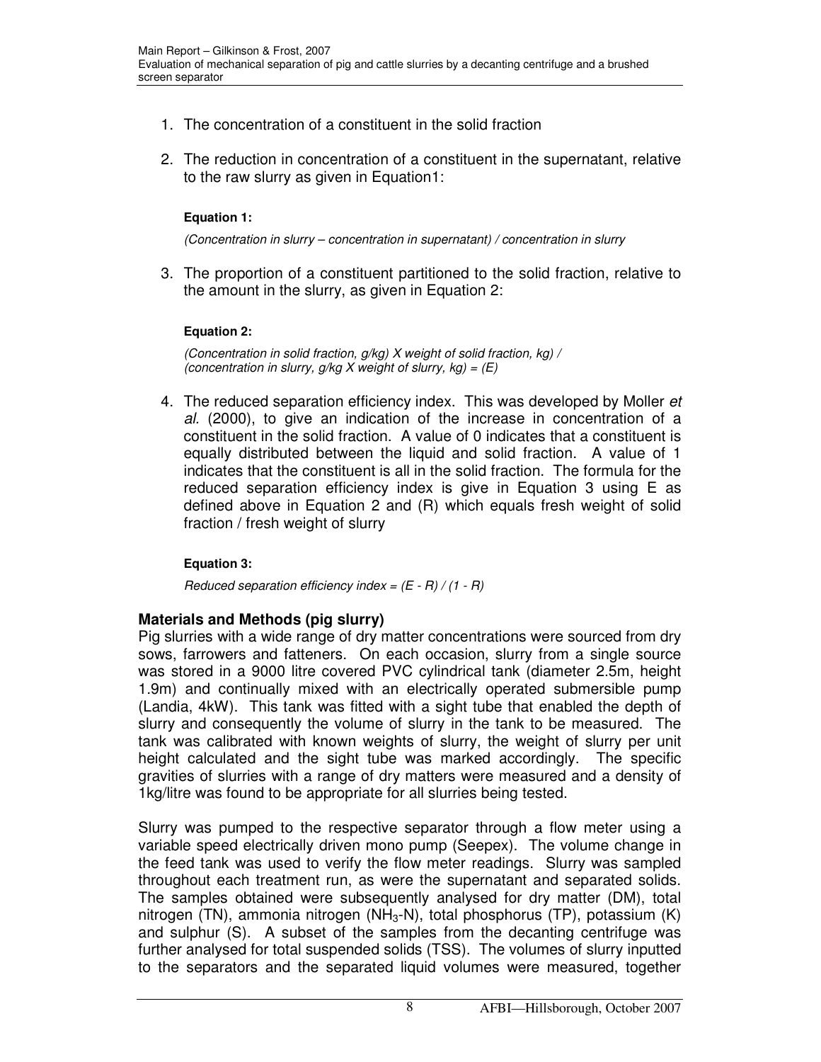1. The concentration of a constituent in the solid fraction

2. The reduction in concentration of a constituent in the supernatant, relative to the raw slurry as given in Equation1:

   **Equation 1:**

   *(Concentration in slurry – concentration in supernatant) / concentration in slurry*

3. The proportion of a constituent partitioned to the solid fraction, relative to the amount in the slurry, as given in Equation 2:

   **Equation 2:**

   *(Concentration in solid fraction, g/kg) X weight of solid fraction, kg) / (concentration in slurry, g/kg X weight of slurry, kg) = (E)*

4. The reduced separation efficiency index. This was developed by Moller *et al.* (2000), to give an indication of the increase in concentration of a constituent in the solid fraction. A value of 0 indicates that a constituent is equally distributed between the liquid and solid fraction. A value of 1 indicates that the constituent is all in the solid fraction. The formula for the reduced separation efficiency index is give in Equation 3 using E as defined above in Equation 2 and (R) which equals fresh weight of solid fraction / fresh weight of slurry

   **Equation 3:**

   *Reduced separation efficiency index = (E - R) / (1 - R)*

### Materials and Methods (pig slurry)

Pig slurries with a wide range of dry matter concentrations were sourced from dry sows, farrowers and fatteners. On each occasion, slurry from a single source was stored in a 9000 litre covered PVC cylindrical tank (diameter 2.5m, height 1.9m) and continually mixed with an electrically operated submersible pump (Landia, 4kW). This tank was fitted with a sight tube that enabled the depth of slurry and consequently the volume of slurry in the tank to be measured. The tank was calibrated with known weights of slurry, the weight of slurry per unit height calculated and the sight tube was marked accordingly. The specific gravities of slurries with a range of dry matters were measured and a density of 1kg/litre was found to be appropriate for all slurries being tested.

Slurry was pumped to the respective separator through a flow meter using a variable speed electrically driven mono pump (Seepex). The volume change in the feed tank was used to verify the flow meter readings. Slurry was sampled throughout each treatment run, as were the supernatant and separated solids. The samples obtained were subsequently analysed for dry matter (DM), total nitrogen (TN), ammonia nitrogen ($NH_3$-N), total phosphorus (TP), potassium (K) and sulphur (S). A subset of the samples from the decanting centrifuge was further analysed for total suspended solids (TSS). The volumes of slurry inputted to the separators and the separated liquid volumes were measured, together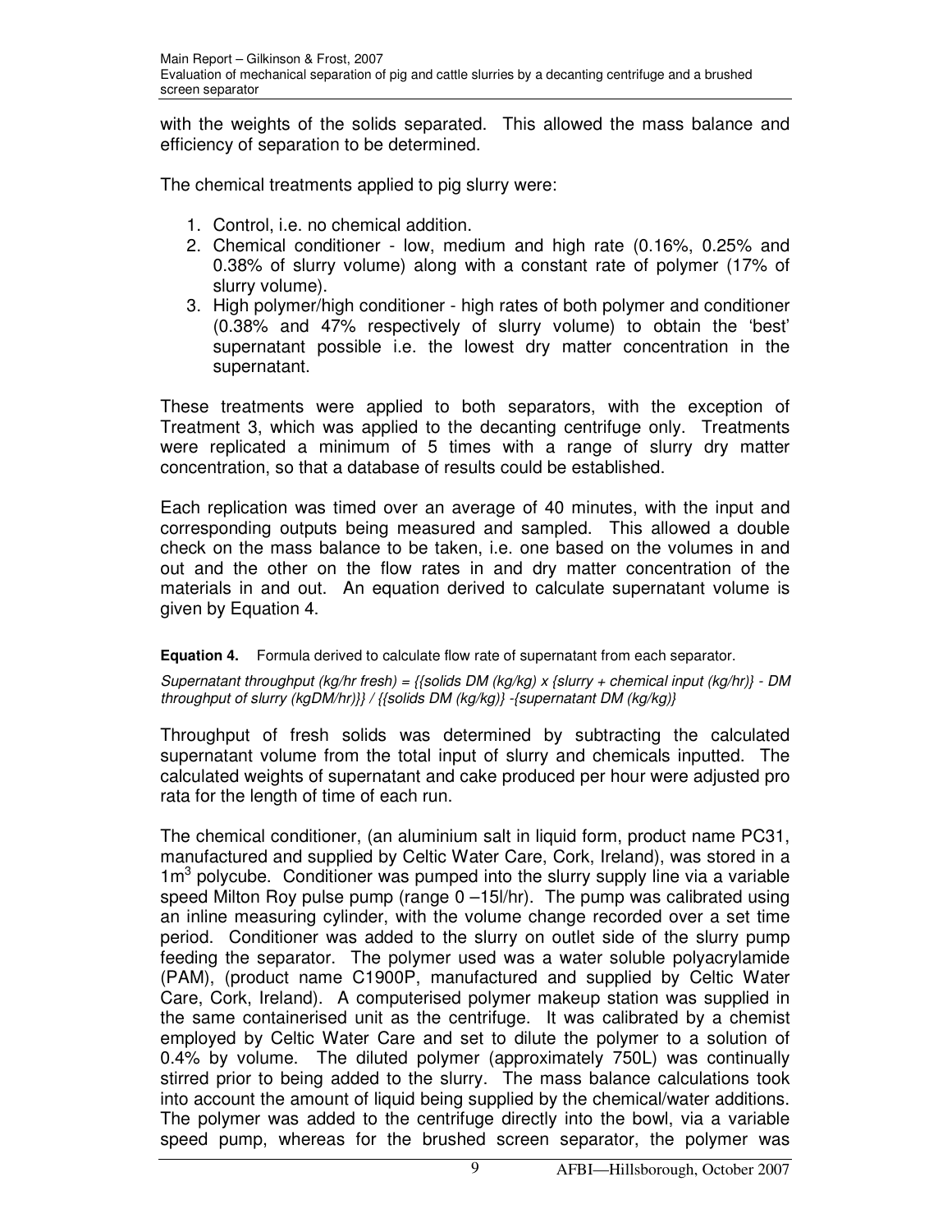with the weights of the solids separated. This allowed the mass balance and efficiency of separation to be determined.

The chemical treatments applied to pig slurry were:

1. Control, i.e. no chemical addition.
2. Chemical conditioner - low, medium and high rate (0.16%, 0.25% and 0.38% of slurry volume) along with a constant rate of polymer (17% of slurry volume).
3. High polymer/high conditioner - high rates of both polymer and conditioner (0.38% and 47% respectively of slurry volume) to obtain the 'best' supernatant possible i.e. the lowest dry matter concentration in the supernatant.

These treatments were applied to both separators, with the exception of Treatment 3, which was applied to the decanting centrifuge only. Treatments were replicated a minimum of 5 times with a range of slurry dry matter concentration, so that a database of results could be established.

Each replication was timed over an average of 40 minutes, with the input and corresponding outputs being measured and sampled. This allowed a double check on the mass balance to be taken, i.e. one based on the volumes in and out and the other on the flow rates in and dry matter concentration of the materials in and out. An equation derived to calculate supernatant volume is given by Equation 4.

**Equation 4.** Formula derived to calculate flow rate of supernatant from each separator.

*Supernatant throughput (kg/hr fresh) = {{solids DM (kg/kg) x {slurry + chemical input (kg/hr)} - DM throughput of slurry (kgDM/hr)}} / {{solids DM (kg/kg)} -{supernatant DM (kg/kg)}*

Throughput of fresh solids was determined by subtracting the calculated supernatant volume from the total input of slurry and chemicals inputted. The calculated weights of supernatant and cake produced per hour were adjusted pro rata for the length of time of each run.

The chemical conditioner, (an aluminium salt in liquid form, product name PC31, manufactured and supplied by Celtic Water Care, Cork, Ireland), was stored in a 1m$^3$ polycube. Conditioner was pumped into the slurry supply line via a variable speed Milton Roy pulse pump (range 0 –15l/hr). The pump was calibrated using an inline measuring cylinder, with the volume change recorded over a set time period. Conditioner was added to the slurry on outlet side of the slurry pump feeding the separator. The polymer used was a water soluble polyacrylamide (PAM), (product name C1900P, manufactured and supplied by Celtic Water Care, Cork, Ireland). A computerised polymer makeup station was supplied in the same containerised unit as the centrifuge. It was calibrated by a chemist employed by Celtic Water Care and set to dilute the polymer to a solution of 0.4% by volume. The diluted polymer (approximately 750L) was continually stirred prior to being added to the slurry. The mass balance calculations took into account the amount of liquid being supplied by the chemical/water additions. The polymer was added to the centrifuge directly into the bowl, via a variable speed pump, whereas for the brushed screen separator, the polymer was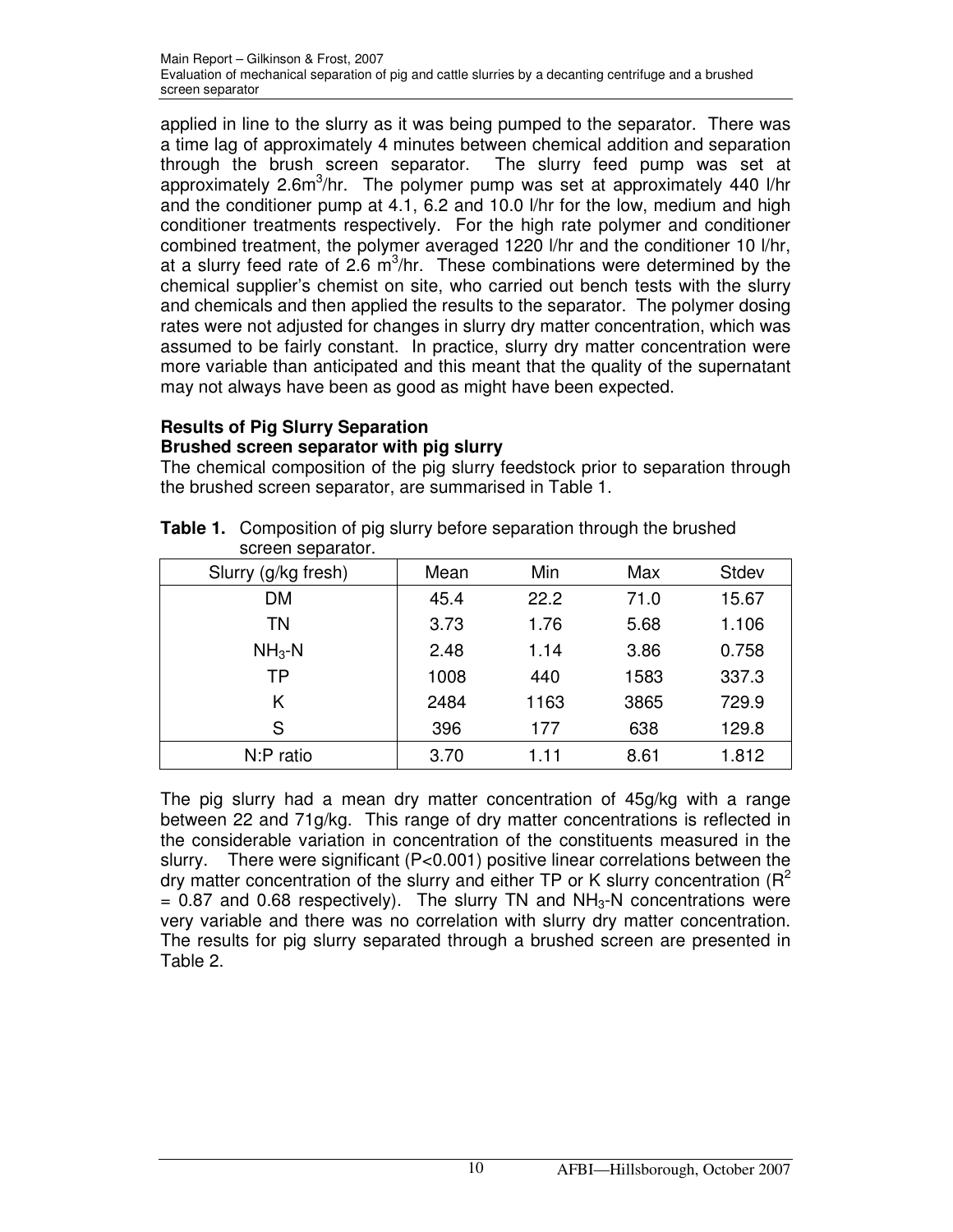applied in line to the slurry as it was being pumped to the separator. There was a time lag of approximately 4 minutes between chemical addition and separation through the brush screen separator. The slurry feed pump was set at approximately 2.6m$^3$/hr. The polymer pump was set at approximately 440 l/hr and the conditioner pump at 4.1, 6.2 and 10.0 l/hr for the low, medium and high conditioner treatments respectively. For the high rate polymer and conditioner combined treatment, the polymer averaged 1220 l/hr and the conditioner 10 l/hr, at a slurry feed rate of 2.6 m$^3$/hr. These combinations were determined by the chemical supplier's chemist on site, who carried out bench tests with the slurry and chemicals and then applied the results to the separator. The polymer dosing rates were not adjusted for changes in slurry dry matter concentration, which was assumed to be fairly constant. In practice, slurry dry matter concentration were more variable than anticipated and this meant that the quality of the supernatant may not always have been as good as might have been expected.

**Results of Pig Slurry Separation**

**Brushed screen separator with pig slurry**

The chemical composition of the pig slurry feedstock prior to separation through the brushed screen separator, are summarised in Table 1.

**Table 1.** Composition of pig slurry before separation through the brushed screen separator.

| Slurry (g/kg fresh) | Mean | Min | Max | Stdev |
|---|---|---|---|---|
| DM | 45.4 | 22.2 | 71.0 | 15.67 |
| TN | 3.73 | 1.76 | 5.68 | 1.106 |
| $NH_3$-N | 2.48 | 1.14 | 3.86 | 0.758 |
| TP | 1008 | 440 | 1583 | 337.3 |
| K | 2484 | 1163 | 3865 | 729.9 |
| S | 396 | 177 | 638 | 129.8 |
| N:P ratio | 3.70 | 1.11 | 8.61 | 1.812 |

The pig slurry had a mean dry matter concentration of 45g/kg with a range between 22 and 71g/kg. This range of dry matter concentrations is reflected in the considerable variation in concentration of the constituents measured in the slurry. There were significant ($P<0.001$) positive linear correlations between the dry matter concentration of the slurry and either TP or K slurry concentration ($R^2$ = 0.87 and 0.68 respectively). The slurry TN and $NH_3$-N concentrations were very variable and there was no correlation with slurry dry matter concentration. The results for pig slurry separated through a brushed screen are presented in Table 2.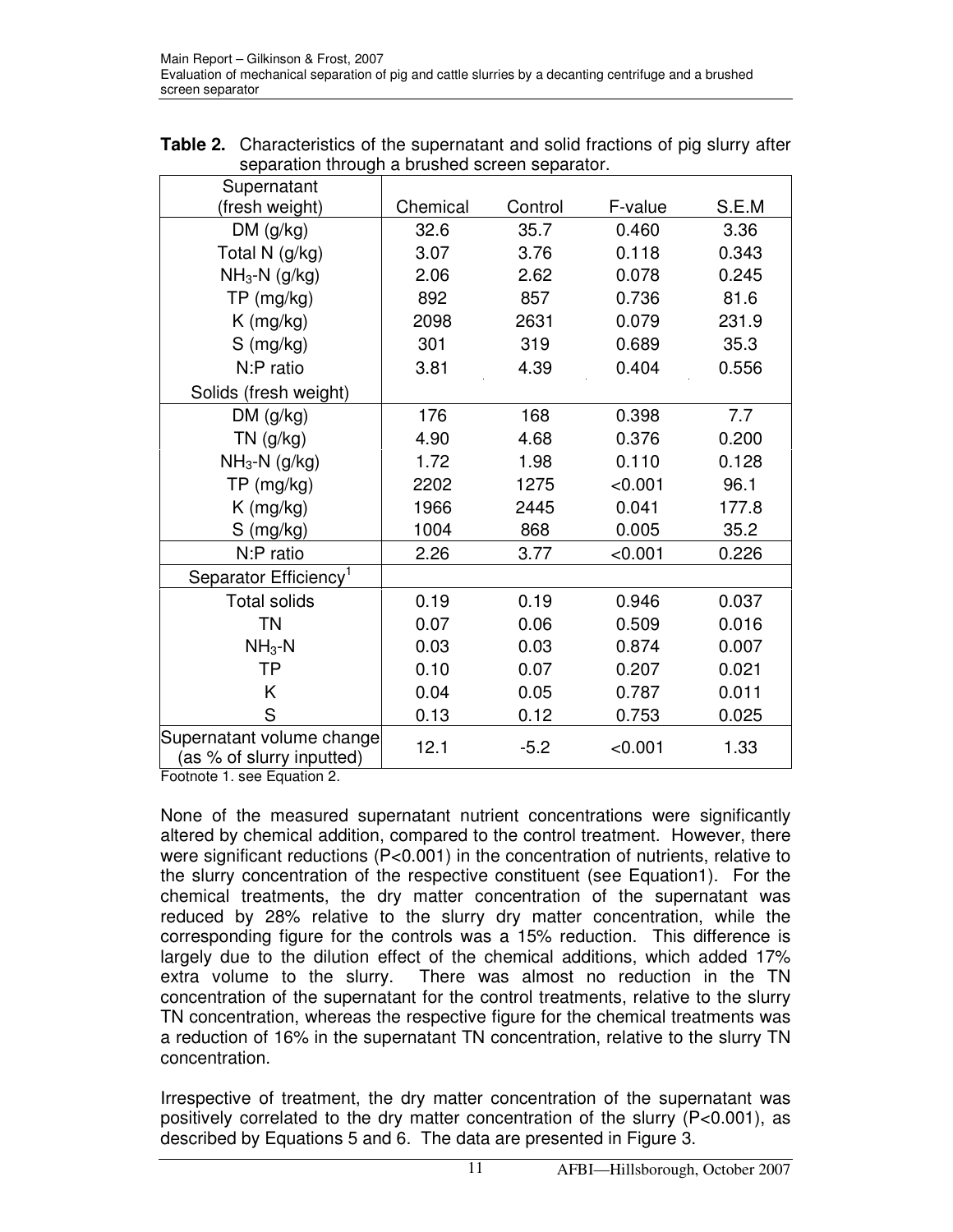**Table 2.** Characteristics of the supernatant and solid fractions of pig slurry after separation through a brushed screen separator.

| Supernatant (fresh weight) | Chemical | Control | F-value | S.E.M |
|---|---|---|---|---|
| DM (g/kg) | 32.6 | 35.7 | 0.460 | 3.36 |
| Total N (g/kg) | 3.07 | 3.76 | 0.118 | 0.343 |
| $NH_3$-N (g/kg) | 2.06 | 2.62 | 0.078 | 0.245 |
| TP (mg/kg) | 892 | 857 | 0.736 | 81.6 |
| K (mg/kg) | 2098 | 2631 | 0.079 | 231.9 |
| S (mg/kg) | 301 | 319 | 0.689 | 35.3 |
| N:P ratio | 3.81 | 4.39 | 0.404 | 0.556 |
| Solids (fresh weight) | | | | |
| DM (g/kg) | 176 | 168 | 0.398 | 7.7 |
| TN (g/kg) | 4.90 | 4.68 | 0.376 | 0.200 |
| $NH_3$-N (g/kg) | 1.72 | 1.98 | 0.110 | 0.128 |
| TP (mg/kg) | 2202 | 1275 | <0.001 | 96.1 |
| K (mg/kg) | 1966 | 2445 | 0.041 | 177.8 |
| S (mg/kg) | 1004 | 868 | 0.005 | 35.2 |
| N:P ratio | 2.26 | 3.77 | <0.001 | 0.226 |
| Separator Efficiency[1] | | | | |
| Total solids | 0.19 | 0.19 | 0.946 | 0.037 |
| TN | 0.07 | 0.06 | 0.509 | 0.016 |
| $NH_3$-N | 0.03 | 0.03 | 0.874 | 0.007 |
| TP | 0.10 | 0.07 | 0.207 | 0.021 |
| K | 0.04 | 0.05 | 0.787 | 0.011 |
| S | 0.13 | 0.12 | 0.753 | 0.025 |
| Supernatant volume change (as % of slurry inputted) | 12.1 | -5.2 | <0.001 | 1.33 |

Footnote 1. see Equation 2.

None of the measured supernatant nutrient concentrations were significantly altered by chemical addition, compared to the control treatment. However, there were significant reductions (P<0.001) in the concentration of nutrients, relative to the slurry concentration of the respective constituent (see Equation1). For the chemical treatments, the dry matter concentration of the supernatant was reduced by 28% relative to the slurry dry matter concentration, while the corresponding figure for the controls was a 15% reduction. This difference is largely due to the dilution effect of the chemical additions, which added 17% extra volume to the slurry. There was almost no reduction in the TN concentration of the supernatant for the control treatments, relative to the slurry TN concentration, whereas the respective figure for the chemical treatments was a reduction of 16% in the supernatant TN concentration, relative to the slurry TN concentration.

Irrespective of treatment, the dry matter concentration of the supernatant was positively correlated to the dry matter concentration of the slurry (P<0.001), as described by Equations 5 and 6. The data are presented in Figure 3.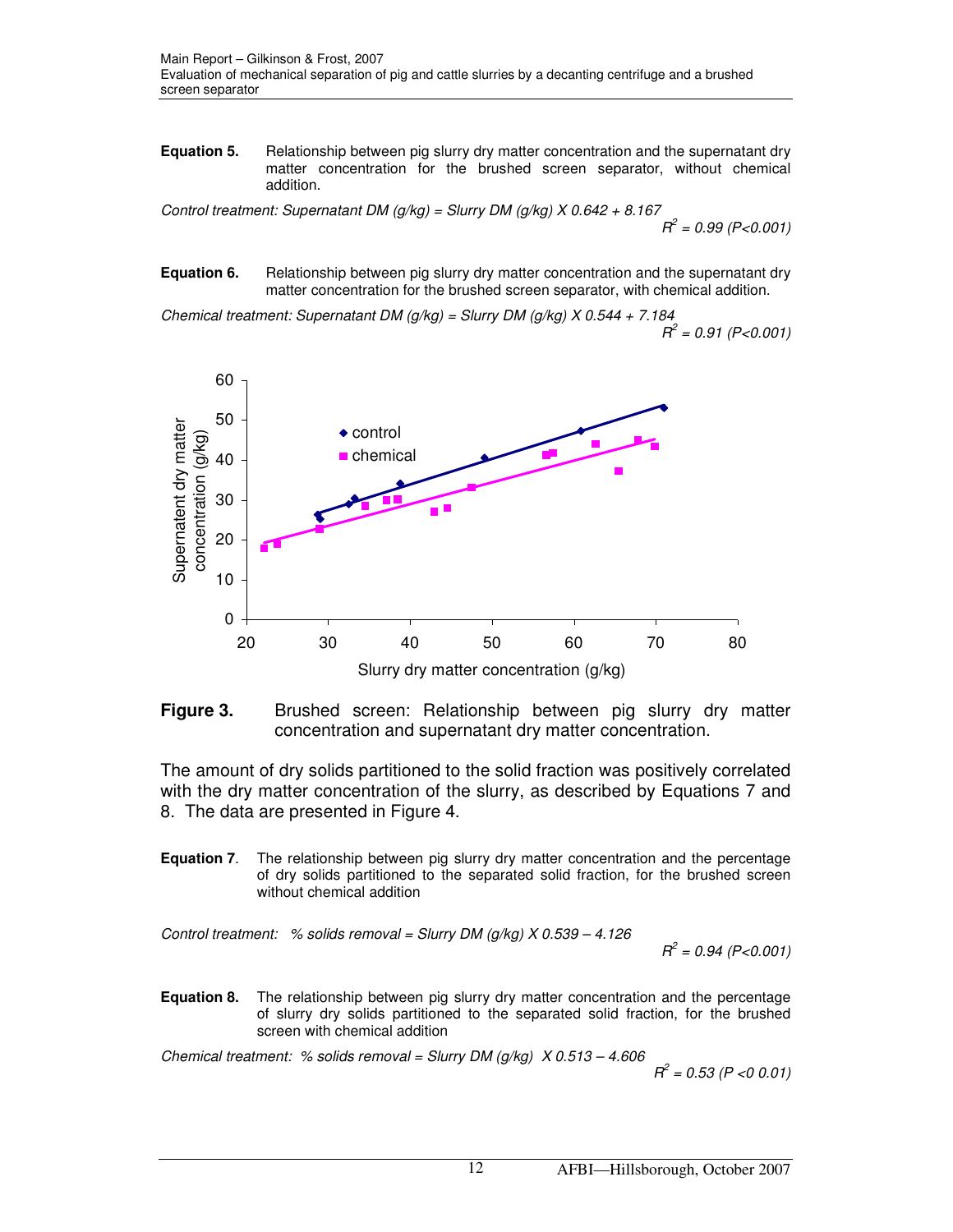**Equation 5.** Relationship between pig slurry dry matter concentration and the supernatant dry matter concentration for the brushed screen separator, without chemical addition.

*Control treatment: Supernatant DM (g/kg) = Slurry DM (g/kg) X 0.642 + 8.167*

$R^2 = 0.99$ ($P<0.001$)

**Equation 6.** Relationship between pig slurry dry matter concentration and the supernatant dry matter concentration for the brushed screen separator, with chemical addition.

*Chemical treatment: Supernatant DM (g/kg) = Slurry DM (g/kg) X 0.544 + 7.184*

$R^2 = 0.91$ ($P<0.001$)

**Figure 3.** Brushed screen: Relationship between pig slurry dry matter concentration and supernatant dry matter concentration.

The amount of dry solids partitioned to the solid fraction was positively correlated with the dry matter concentration of the slurry, as described by Equations 7 and 8. The data are presented in Figure 4.

**Equation 7**. The relationship between pig slurry dry matter concentration and the percentage of dry solids partitioned to the separated solid fraction, for the brushed screen without chemical addition

*Control treatment: % solids removal = Slurry DM (g/kg) X 0.539 – 4.126*

$R^2 = 0.94$ ($P<0.001$)

**Equation 8.** The relationship between pig slurry dry matter concentration and the percentage of slurry dry solids partitioned to the separated solid fraction, for the brushed screen with chemical addition

*Chemical treatment: % solids removal = Slurry DM (g/kg) X 0.513 – 4.606*

$R^2 = 0.53$ ($P <0\ 0.01$)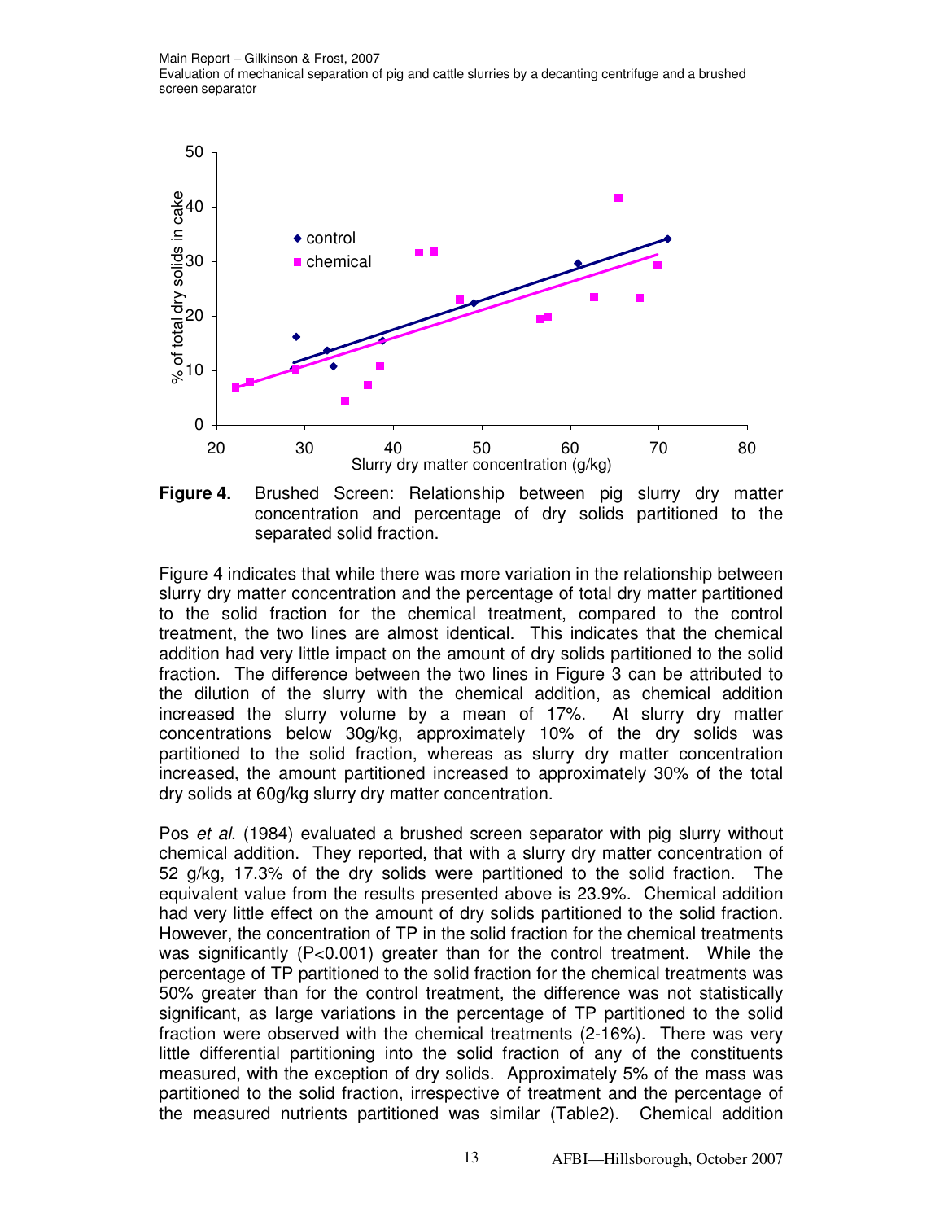**Figure 4.** Brushed Screen: Relationship between pig slurry dry matter concentration and percentage of dry solids partitioned to the separated solid fraction.

Figure 4 indicates that while there was more variation in the relationship between slurry dry matter concentration and the percentage of total dry matter partitioned to the solid fraction for the chemical treatment, compared to the control treatment, the two lines are almost identical. This indicates that the chemical addition had very little impact on the amount of dry solids partitioned to the solid fraction. The difference between the two lines in Figure 3 can be attributed to the dilution of the slurry with the chemical addition, as chemical addition increased the slurry volume by a mean of 17%. At slurry dry matter concentrations below 30g/kg, approximately 10% of the dry solids was partitioned to the solid fraction, whereas as slurry dry matter concentration increased, the amount partitioned increased to approximately 30% of the total dry solids at 60g/kg slurry dry matter concentration.

Pos *et al*. (1984) evaluated a brushed screen separator with pig slurry without chemical addition. They reported, that with a slurry dry matter concentration of 52 g/kg, 17.3% of the dry solids were partitioned to the solid fraction. The equivalent value from the results presented above is 23.9%. Chemical addition had very little effect on the amount of dry solids partitioned to the solid fraction. However, the concentration of TP in the solid fraction for the chemical treatments was significantly ($P<0.001$) greater than for the control treatment. While the percentage of TP partitioned to the solid fraction for the chemical treatments was 50% greater than for the control treatment, the difference was not statistically significant, as large variations in the percentage of TP partitioned to the solid fraction were observed with the chemical treatments (2-16%). There was very little differential partitioning into the solid fraction of any of the constituents measured, with the exception of dry solids. Approximately 5% of the mass was partitioned to the solid fraction, irrespective of treatment and the percentage of the measured nutrients partitioned was similar (Table2). Chemical addition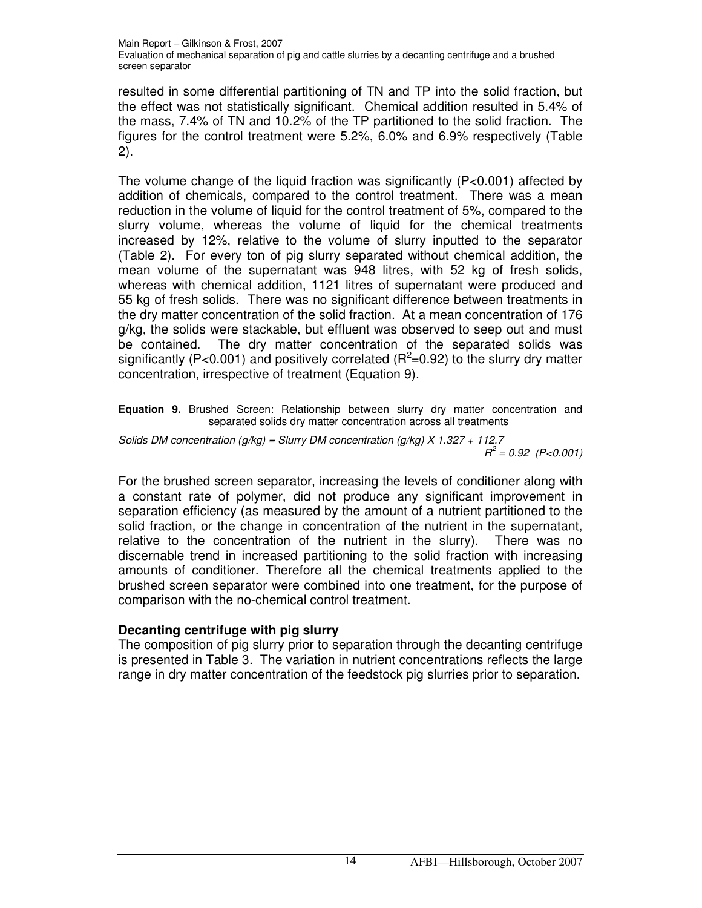resulted in some differential partitioning of TN and TP into the solid fraction, but the effect was not statistically significant. Chemical addition resulted in 5.4% of the mass, 7.4% of TN and 10.2% of the TP partitioned to the solid fraction. The figures for the control treatment were 5.2%, 6.0% and 6.9% respectively (Table 2).

The volume change of the liquid fraction was significantly ($P<0.001$) affected by addition of chemicals, compared to the control treatment. There was a mean reduction in the volume of liquid for the control treatment of 5%, compared to the slurry volume, whereas the volume of liquid for the chemical treatments increased by 12%, relative to the volume of slurry inputted to the separator (Table 2). For every ton of pig slurry separated without chemical addition, the mean volume of the supernatant was 948 litres, with 52 kg of fresh solids, whereas with chemical addition, 1121 litres of supernatant were produced and 55 kg of fresh solids. There was no significant difference between treatments in the dry matter concentration of the solid fraction. At a mean concentration of 176 g/kg, the solids were stackable, but effluent was observed to seep out and must be contained. The dry matter concentration of the separated solids was significantly ($P<0.001$) and positively correlated ($R^2=0.92$) to the slurry dry matter concentration, irrespective of treatment (Equation 9).

**Equation 9.** Brushed Screen: Relationship between slurry dry matter concentration and separated solids dry matter concentration across all treatments

$$\text{Solids DM concentration (g/kg)} = \text{Slurry DM concentration (g/kg)} \times 1.327 + 112.7 \qquad R^2 = 0.92 \ (P<0.001)$$

For the brushed screen separator, increasing the levels of conditioner along with a constant rate of polymer, did not produce any significant improvement in separation efficiency (as measured by the amount of a nutrient partitioned to the solid fraction, or the change in concentration of the nutrient in the supernatant, relative to the concentration of the nutrient in the slurry). There was no discernable trend in increased partitioning to the solid fraction with increasing amounts of conditioner. Therefore all the chemical treatments applied to the brushed screen separator were combined into one treatment, for the purpose of comparison with the no-chemical control treatment.

### Decanting centrifuge with pig slurry

The composition of pig slurry prior to separation through the decanting centrifuge is presented in Table 3. The variation in nutrient concentrations reflects the large range in dry matter concentration of the feedstock pig slurries prior to separation.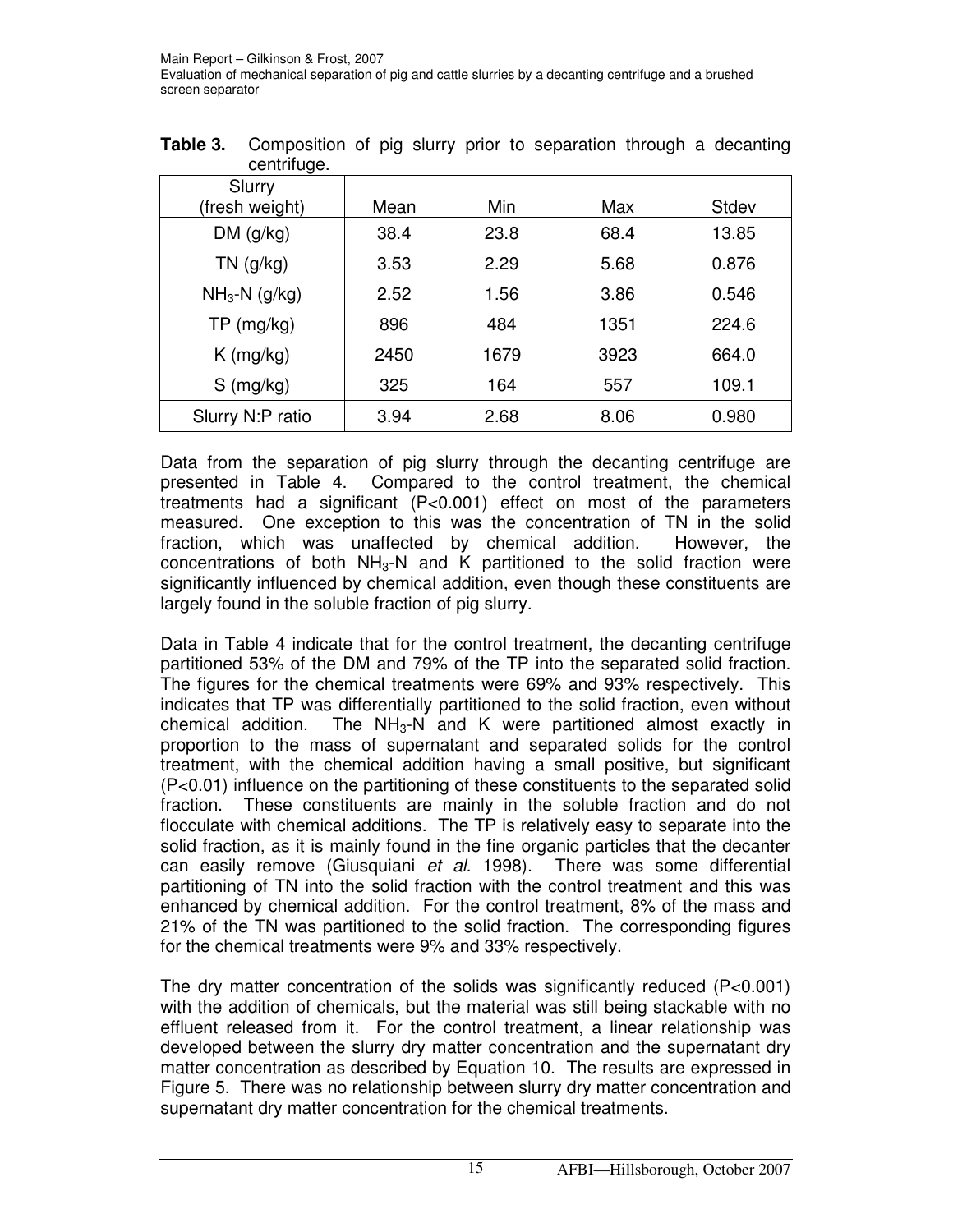**Table 3.** Composition of pig slurry prior to separation through a decanting centrifuge.

| Slurry (fresh weight) | Mean | Min | Max | Stdev |
|---|---|---|---|---|
| DM (g/kg) | 38.4 | 23.8 | 68.4 | 13.85 |
| TN (g/kg) | 3.53 | 2.29 | 5.68 | 0.876 |
| $NH_3$-N (g/kg) | 2.52 | 1.56 | 3.86 | 0.546 |
| TP (mg/kg) | 896 | 484 | 1351 | 224.6 |
| K (mg/kg) | 2450 | 1679 | 3923 | 664.0 |
| S (mg/kg) | 325 | 164 | 557 | 109.1 |
| Slurry N:P ratio | 3.94 | 2.68 | 8.06 | 0.980 |

Data from the separation of pig slurry through the decanting centrifuge are presented in Table 4. Compared to the control treatment, the chemical treatments had a significant ($P<0.001$) effect on most of the parameters measured. One exception to this was the concentration of TN in the solid fraction, which was unaffected by chemical addition. However, the concentrations of both $NH_3$-N and K partitioned to the solid fraction were significantly influenced by chemical addition, even though these constituents are largely found in the soluble fraction of pig slurry.

Data in Table 4 indicate that for the control treatment, the decanting centrifuge partitioned 53% of the DM and 79% of the TP into the separated solid fraction. The figures for the chemical treatments were 69% and 93% respectively. This indicates that TP was differentially partitioned to the solid fraction, even without chemical addition. The $NH_3$-N and K were partitioned almost exactly in proportion to the mass of supernatant and separated solids for the control treatment, with the chemical addition having a small positive, but significant ($P<0.01$) influence on the partitioning of these constituents to the separated solid fraction. These constituents are mainly in the soluble fraction and do not flocculate with chemical additions. The TP is relatively easy to separate into the solid fraction, as it is mainly found in the fine organic particles that the decanter can easily remove (Giusquiani *et al.* 1998). There was some differential partitioning of TN into the solid fraction with the control treatment and this was enhanced by chemical addition. For the control treatment, 8% of the mass and 21% of the TN was partitioned to the solid fraction. The corresponding figures for the chemical treatments were 9% and 33% respectively.

The dry matter concentration of the solids was significantly reduced ($P<0.001$) with the addition of chemicals, but the material was still being stackable with no effluent released from it. For the control treatment, a linear relationship was developed between the slurry dry matter concentration and the supernatant dry matter concentration as described by Equation 10. The results are expressed in Figure 5. There was no relationship between slurry dry matter concentration and supernatant dry matter concentration for the chemical treatments.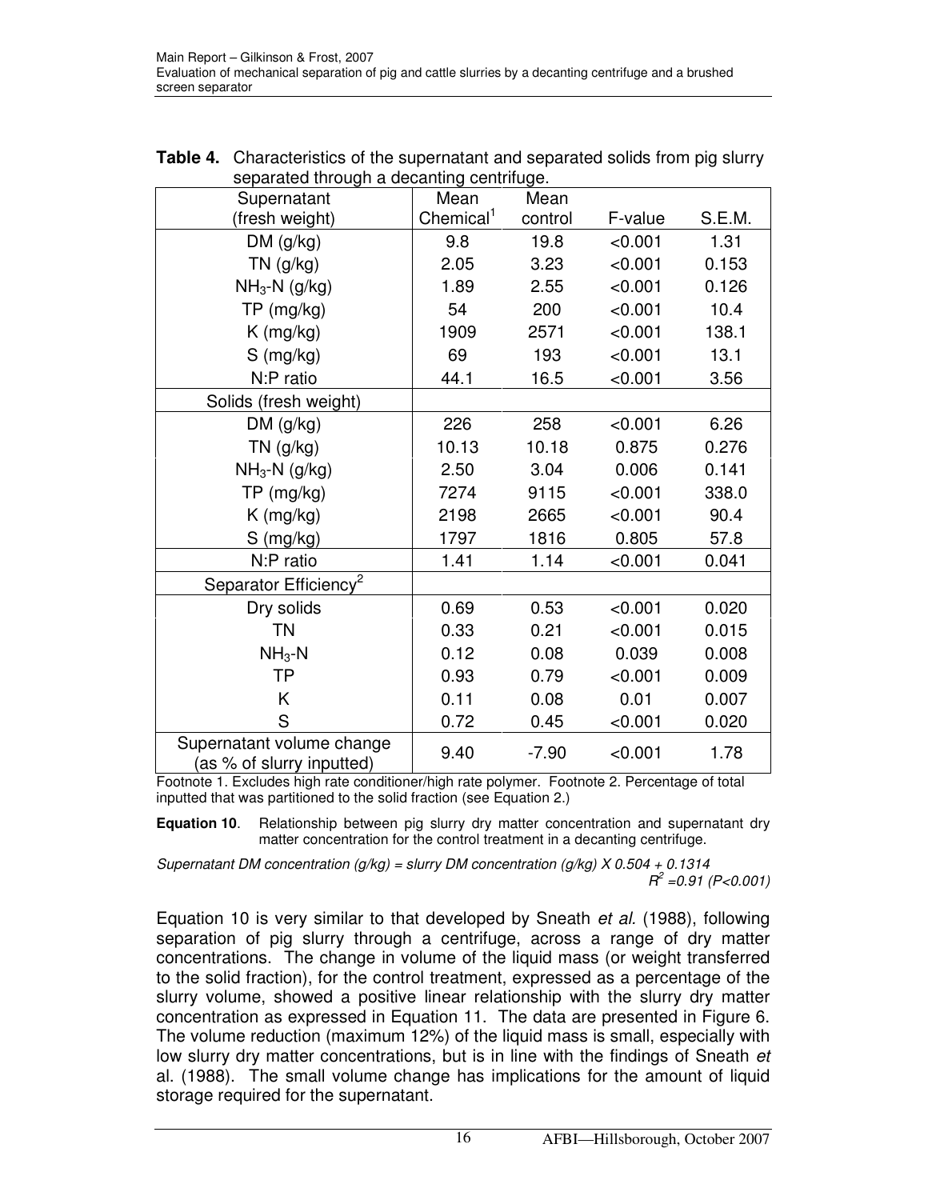**Table 4.** Characteristics of the supernatant and separated solids from pig slurry separated through a decanting centrifuge.

| Supernatant (fresh weight) | Mean Chemical[1] | Mean control | F-value | S.E.M. |
|---|---|---|---|---|
| DM (g/kg) | 9.8 | 19.8 | <0.001 | 1.31 |
| TN (g/kg) | 2.05 | 3.23 | <0.001 | 0.153 |
| $NH_3$-N (g/kg) | 1.89 | 2.55 | <0.001 | 0.126 |
| TP (mg/kg) | 54 | 200 | <0.001 | 10.4 |
| K (mg/kg) | 1909 | 2571 | <0.001 | 138.1 |
| S (mg/kg) | 69 | 193 | <0.001 | 13.1 |
| N:P ratio | 44.1 | 16.5 | <0.001 | 3.56 |
| Solids (fresh weight) | | | | |
| DM (g/kg) | 226 | 258 | <0.001 | 6.26 |
| TN (g/kg) | 10.13 | 10.18 | 0.875 | 0.276 |
| $NH_3$-N (g/kg) | 2.50 | 3.04 | 0.006 | 0.141 |
| TP (mg/kg) | 7274 | 9115 | <0.001 | 338.0 |
| K (mg/kg) | 2198 | 2665 | <0.001 | 90.4 |
| S (mg/kg) | 1797 | 1816 | 0.805 | 57.8 |
| N:P ratio | 1.41 | 1.14 | <0.001 | 0.041 |
| Separator Efficiency[2] | | | | |
| Dry solids | 0.69 | 0.53 | <0.001 | 0.020 |
| TN | 0.33 | 0.21 | <0.001 | 0.015 |
| $NH_3$-N | 0.12 | 0.08 | 0.039 | 0.008 |
| TP | 0.93 | 0.79 | <0.001 | 0.009 |
| K | 0.11 | 0.08 | 0.01 | 0.007 |
| S | 0.72 | 0.45 | <0.001 | 0.020 |
| Supernatant volume change (as % of slurry inputted) | 9.40 | -7.90 | <0.001 | 1.78 |

Footnote 1. Excludes high rate conditioner/high rate polymer. Footnote 2. Percentage of total inputted that was partitioned to the solid fraction (see Equation 2.)

**Equation 10**. Relationship between pig slurry dry matter concentration and supernatant dry matter concentration for the control treatment in a decanting centrifuge.

*Supernatant DM concentration (g/kg) = slurry DM concentration (g/kg) X 0.504 + 0.1314*
*$R^2$ =0.91 (P<0.001)*

Equation 10 is very similar to that developed by Sneath *et al.* (1988), following separation of pig slurry through a centrifuge, across a range of dry matter concentrations. The change in volume of the liquid mass (or weight transferred to the solid fraction), for the control treatment, expressed as a percentage of the slurry volume, showed a positive linear relationship with the slurry dry matter concentration as expressed in Equation 11. The data are presented in Figure 6. The volume reduction (maximum 12%) of the liquid mass is small, especially with low slurry dry matter concentrations, but is in line with the findings of Sneath *et* al. (1988). The small volume change has implications for the amount of liquid storage required for the supernatant.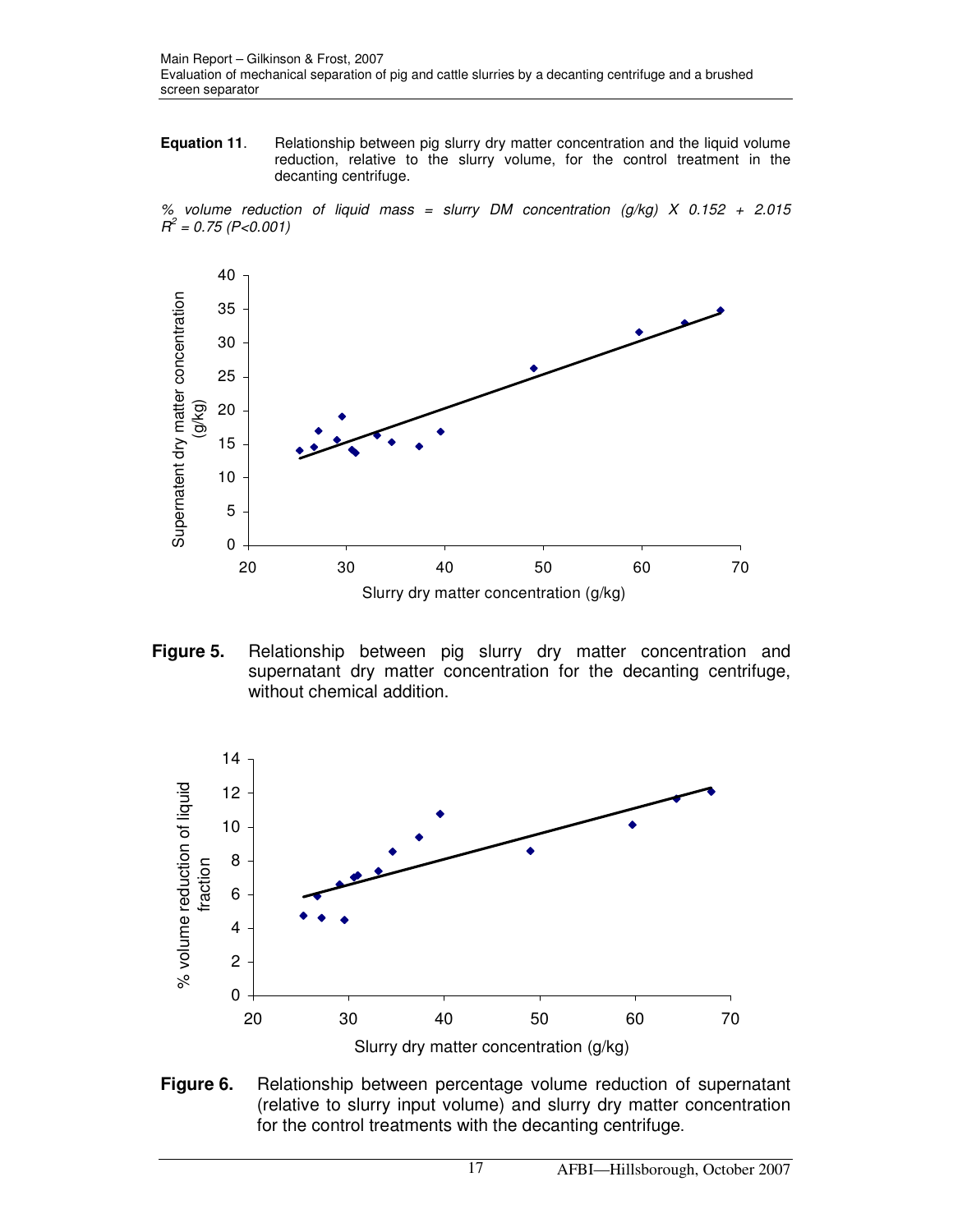**Equation 11**. Relationship between pig slurry dry matter concentration and the liquid volume reduction, relative to the slurry volume, for the control treatment in the decanting centrifuge.

*% volume reduction of liquid mass = slurry DM concentration (g/kg) X 0.152 + 2.015*
*$R^2$ = 0.75 (P<0.001)*

**Figure 5.** Relationship between pig slurry dry matter concentration and supernatant dry matter concentration for the decanting centrifuge, without chemical addition.

**Figure 6.** Relationship between percentage volume reduction of supernatant (relative to slurry input volume) and slurry dry matter concentration for the control treatments with the decanting centrifuge.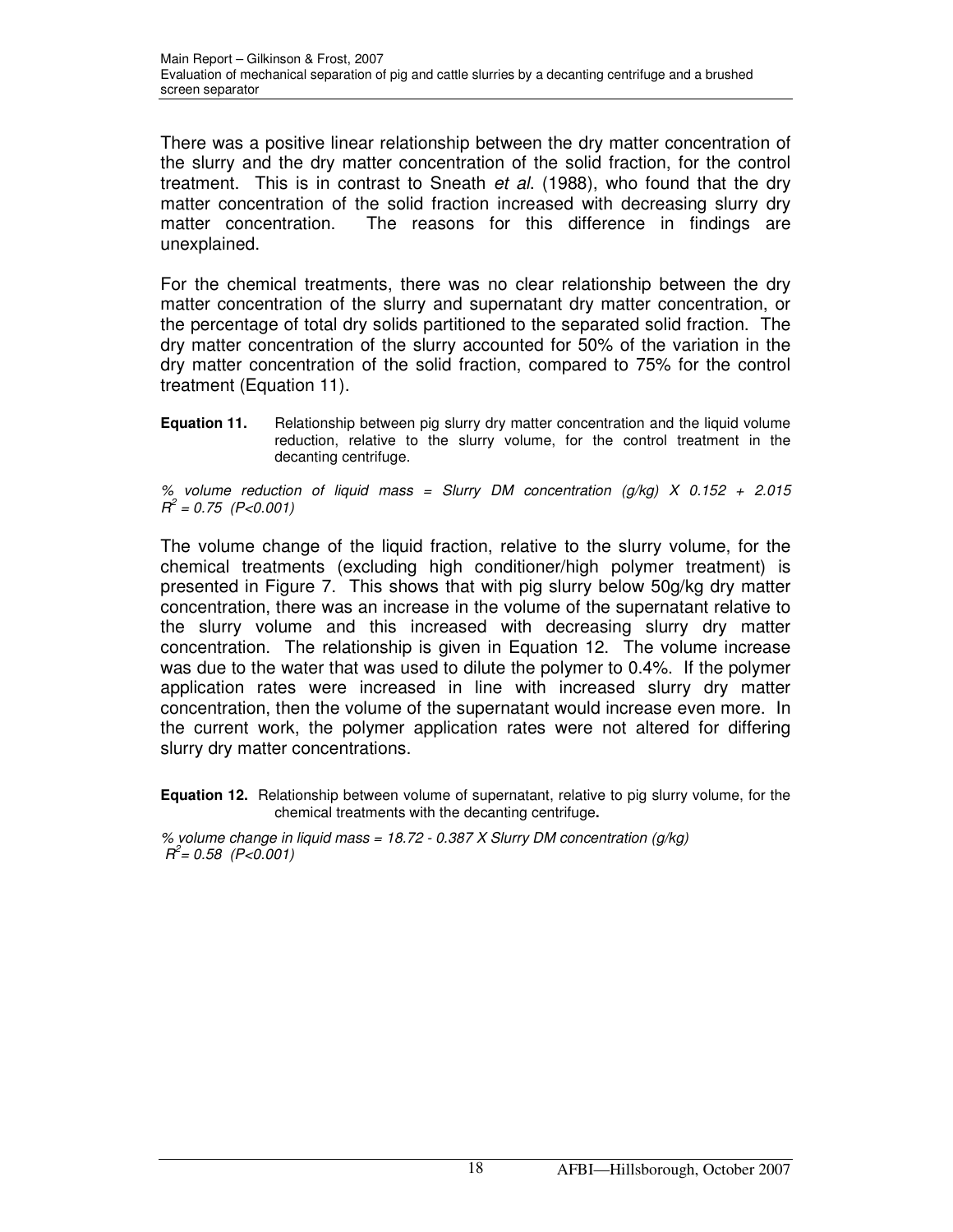There was a positive linear relationship between the dry matter concentration of the slurry and the dry matter concentration of the solid fraction, for the control treatment. This is in contrast to Sneath *et al*. (1988), who found that the dry matter concentration of the solid fraction increased with decreasing slurry dry matter concentration. The reasons for this difference in findings are unexplained.

For the chemical treatments, there was no clear relationship between the dry matter concentration of the slurry and supernatant dry matter concentration, or the percentage of total dry solids partitioned to the separated solid fraction. The dry matter concentration of the slurry accounted for 50% of the variation in the dry matter concentration of the solid fraction, compared to 75% for the control treatment (Equation 11).

**Equation 11.** Relationship between pig slurry dry matter concentration and the liquid volume reduction, relative to the slurry volume, for the control treatment in the decanting centrifuge.

*% volume reduction of liquid mass = Slurry DM concentration (g/kg) X 0.152 + 2.015*
*$R^2 = 0.75$ ($P<0.001$)*

The volume change of the liquid fraction, relative to the slurry volume, for the chemical treatments (excluding high conditioner/high polymer treatment) is presented in Figure 7. This shows that with pig slurry below 50g/kg dry matter concentration, there was an increase in the volume of the supernatant relative to the slurry volume and this increased with decreasing slurry dry matter concentration. The relationship is given in Equation 12. The volume increase was due to the water that was used to dilute the polymer to 0.4%. If the polymer application rates were increased in line with increased slurry dry matter concentration, then the volume of the supernatant would increase even more. In the current work, the polymer application rates were not altered for differing slurry dry matter concentrations.

**Equation 12.** Relationship between volume of supernatant, relative to pig slurry volume, for the chemical treatments with the decanting centrifuge**.**

*% volume change in liquid mass = 18.72 - 0.387 X Slurry DM concentration (g/kg)*
*$R^2 = 0.58$ ($P<0.001$)*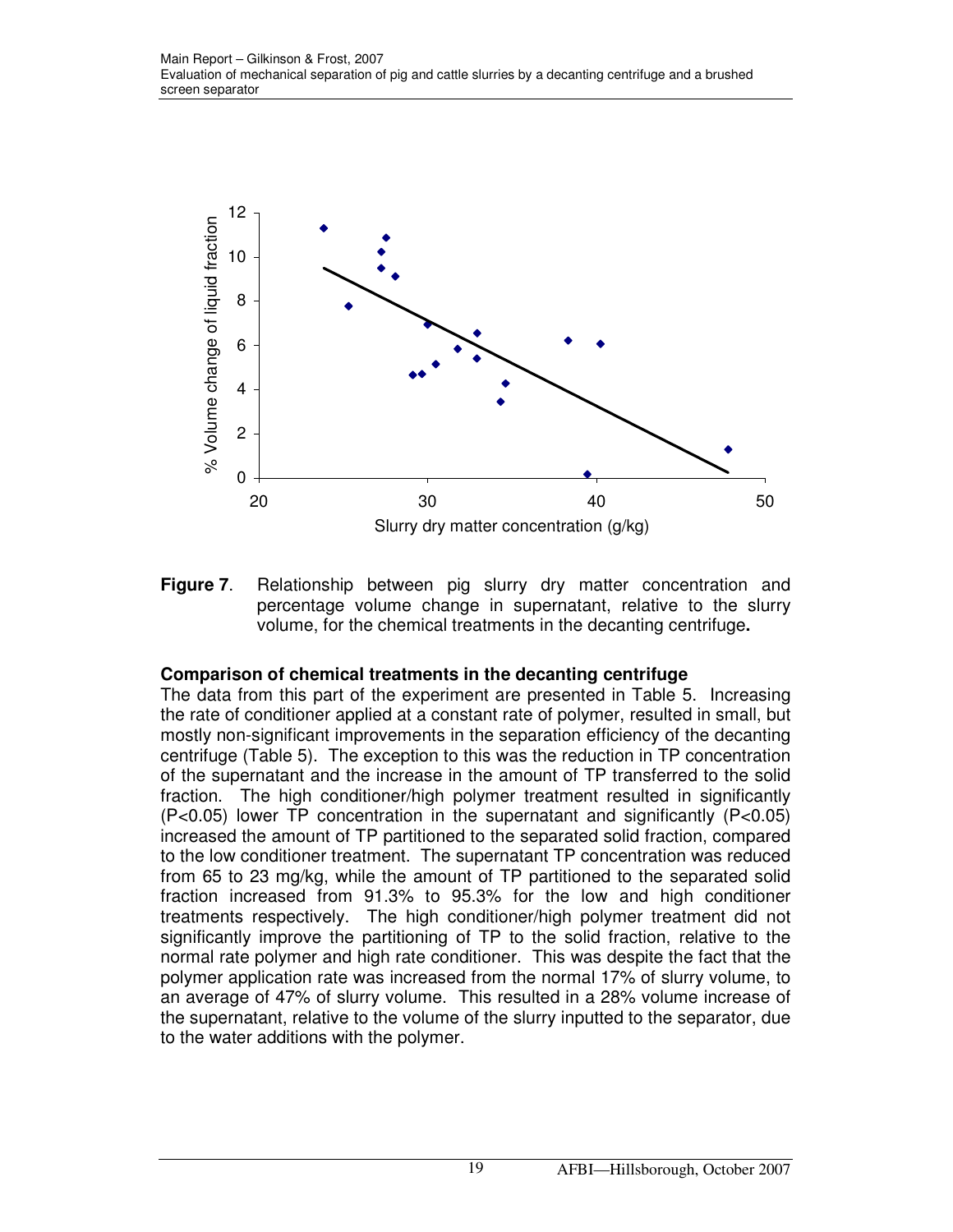**Figure 7**. Relationship between pig slurry dry matter concentration and percentage volume change in supernatant, relative to the slurry volume, for the chemical treatments in the decanting centrifuge**.**

### Comparison of chemical treatments in the decanting centrifuge

The data from this part of the experiment are presented in Table 5. Increasing the rate of conditioner applied at a constant rate of polymer, resulted in small, but mostly non-significant improvements in the separation efficiency of the decanting centrifuge (Table 5). The exception to this was the reduction in TP concentration of the supernatant and the increase in the amount of TP transferred to the solid fraction. The high conditioner/high polymer treatment resulted in significantly ($P<0.05$) lower TP concentration in the supernatant and significantly ($P<0.05$) increased the amount of TP partitioned to the separated solid fraction, compared to the low conditioner treatment. The supernatant TP concentration was reduced from 65 to 23 mg/kg, while the amount of TP partitioned to the separated solid fraction increased from 91.3% to 95.3% for the low and high conditioner treatments respectively. The high conditioner/high polymer treatment did not significantly improve the partitioning of TP to the solid fraction, relative to the normal rate polymer and high rate conditioner. This was despite the fact that the polymer application rate was increased from the normal 17% of slurry volume, to an average of 47% of slurry volume. This resulted in a 28% volume increase of the supernatant, relative to the volume of the slurry inputted to the separator, due to the water additions with the polymer.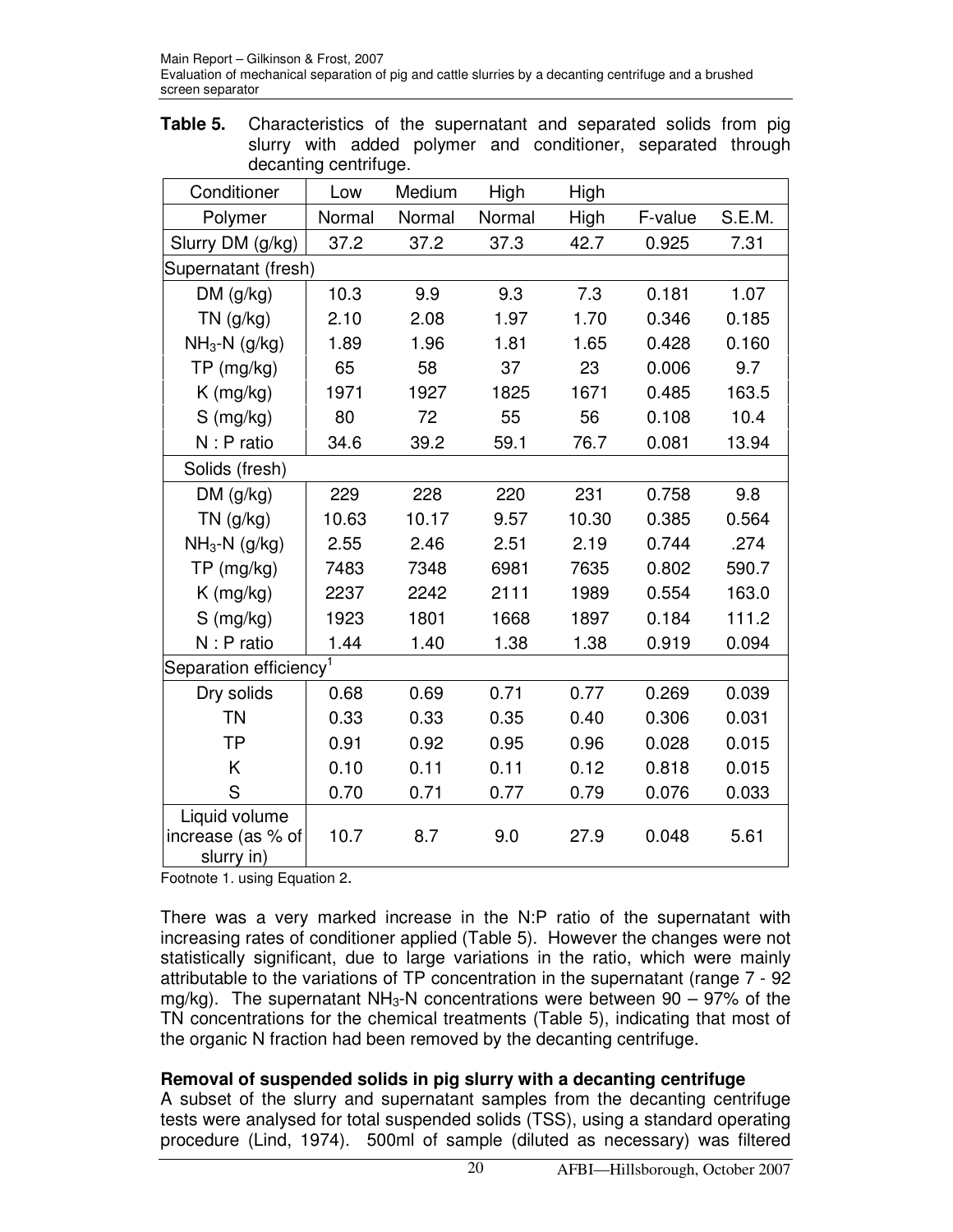**Table 5.** Characteristics of the supernatant and separated solids from pig slurry with added polymer and conditioner, separated through decanting centrifuge.

| Conditioner | Low | Medium | High | High | | |
|---|---|---|---|---|---|---|
| Polymer | Normal | Normal | Normal | High | F-value | S.E.M. |
| Slurry DM (g/kg) | 37.2 | 37.2 | 37.3 | 42.7 | 0.925 | 7.31 |
| Supernatant (fresh) | | | | | | |
| DM (g/kg) | 10.3 | 9.9 | 9.3 | 7.3 | 0.181 | 1.07 |
| TN (g/kg) | 2.10 | 2.08 | 1.97 | 1.70 | 0.346 | 0.185 |
| $NH_3$-N (g/kg) | 1.89 | 1.96 | 1.81 | 1.65 | 0.428 | 0.160 |
| TP (mg/kg) | 65 | 58 | 37 | 23 | 0.006 | 9.7 |
| K (mg/kg) | 1971 | 1927 | 1825 | 1671 | 0.485 | 163.5 |
| S (mg/kg) | 80 | 72 | 55 | 56 | 0.108 | 10.4 |
| N : P ratio | 34.6 | 39.2 | 59.1 | 76.7 | 0.081 | 13.94 |
| Solids (fresh) | | | | | | |
| DM (g/kg) | 229 | 228 | 220 | 231 | 0.758 | 9.8 |
| TN (g/kg) | 10.63 | 10.17 | 9.57 | 10.30 | 0.385 | 0.564 |
| $NH_3$-N (g/kg) | 2.55 | 2.46 | 2.51 | 2.19 | 0.744 | .274 |
| TP (mg/kg) | 7483 | 7348 | 6981 | 7635 | 0.802 | 590.7 |
| K (mg/kg) | 2237 | 2242 | 2111 | 1989 | 0.554 | 163.0 |
| S (mg/kg) | 1923 | 1801 | 1668 | 1897 | 0.184 | 111.2 |
| N : P ratio | 1.44 | 1.40 | 1.38 | 1.38 | 0.919 | 0.094 |
| Separation efficiency[1] | | | | | | |
| Dry solids | 0.68 | 0.69 | 0.71 | 0.77 | 0.269 | 0.039 |
| TN | 0.33 | 0.33 | 0.35 | 0.40 | 0.306 | 0.031 |
| TP | 0.91 | 0.92 | 0.95 | 0.96 | 0.028 | 0.015 |
| K | 0.10 | 0.11 | 0.11 | 0.12 | 0.818 | 0.015 |
| S | 0.70 | 0.71 | 0.77 | 0.79 | 0.076 | 0.033 |
| Liquid volume increase (as % of slurry in) | 10.7 | 8.7 | 9.0 | 27.9 | 0.048 | 5.61 |

Footnote 1. using Equation 2.

There was a very marked increase in the N:P ratio of the supernatant with increasing rates of conditioner applied (Table 5). However the changes were not statistically significant, due to large variations in the ratio, which were mainly attributable to the variations of TP concentration in the supernatant (range 7 - 92 mg/kg). The supernatant $NH_3$-N concentrations were between 90 – 97% of the TN concentrations for the chemical treatments (Table 5), indicating that most of the organic N fraction had been removed by the decanting centrifuge.

**Removal of suspended solids in pig slurry with a decanting centrifuge**

A subset of the slurry and supernatant samples from the decanting centrifuge tests were analysed for total suspended solids (TSS), using a standard operating procedure (Lind, 1974). 500ml of sample (diluted as necessary) was filtered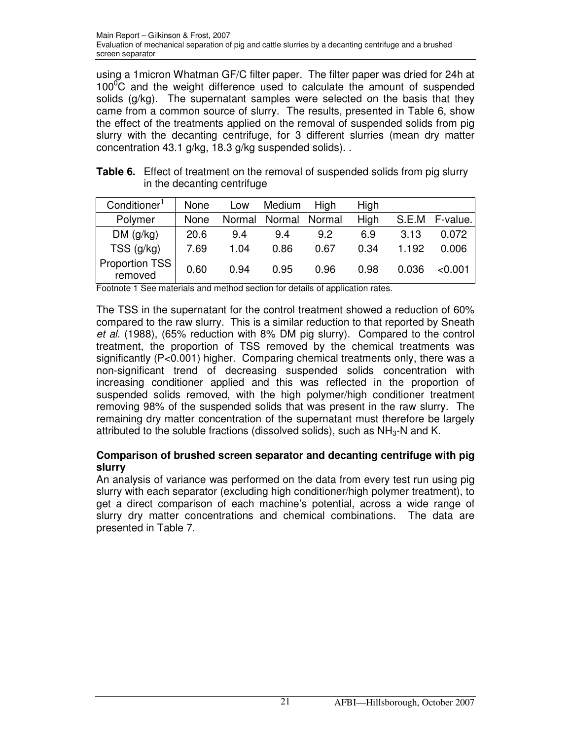using a 1micron Whatman GF/C filter paper. The filter paper was dried for 24h at $100^0$C and the weight difference used to calculate the amount of suspended solids (g/kg). The supernatant samples were selected on the basis that they came from a common source of slurry. The results, presented in Table 6, show the effect of the treatments applied on the removal of suspended solids from pig slurry with the decanting centrifuge, for 3 different slurries (mean dry matter concentration 43.1 g/kg, 18.3 g/kg suspended solids). .

**Table 6.** Effect of treatment on the removal of suspended solids from pig slurry in the decanting centrifuge

| Conditioner[1] | None | Low | Medium | High | High | | |
|---|---|---|---|---|---|---|---|
| Polymer | None | Normal | Normal | Normal | High | S.E.M | F-value. |
| DM (g/kg) | 20.6 | 9.4 | 9.4 | 9.2 | 6.9 | 3.13 | 0.072 |
| TSS (g/kg) | 7.69 | 1.04 | 0.86 | 0.67 | 0.34 | 1.192 | 0.006 |
| Proportion TSS removed | 0.60 | 0.94 | 0.95 | 0.96 | 0.98 | 0.036 | <0.001 |

Footnote 1 See materials and method section for details of application rates.

The TSS in the supernatant for the control treatment showed a reduction of 60% compared to the raw slurry. This is a similar reduction to that reported by Sneath *et al.* (1988), (65% reduction with 8% DM pig slurry). Compared to the control treatment, the proportion of TSS removed by the chemical treatments was significantly ($P<0.001$) higher. Comparing chemical treatments only, there was a non-significant trend of decreasing suspended solids concentration with increasing conditioner applied and this was reflected in the proportion of suspended solids removed, with the high polymer/high conditioner treatment removing 98% of the suspended solids that was present in the raw slurry. The remaining dry matter concentration of the supernatant must therefore be largely attributed to the soluble fractions (dissolved solids), such as $NH_3$-N and K.

**Comparison of brushed screen separator and decanting centrifuge with pig slurry**

An analysis of variance was performed on the data from every test run using pig slurry with each separator (excluding high conditioner/high polymer treatment), to get a direct comparison of each machine's potential, across a wide range of slurry dry matter concentrations and chemical combinations. The data are presented in Table 7.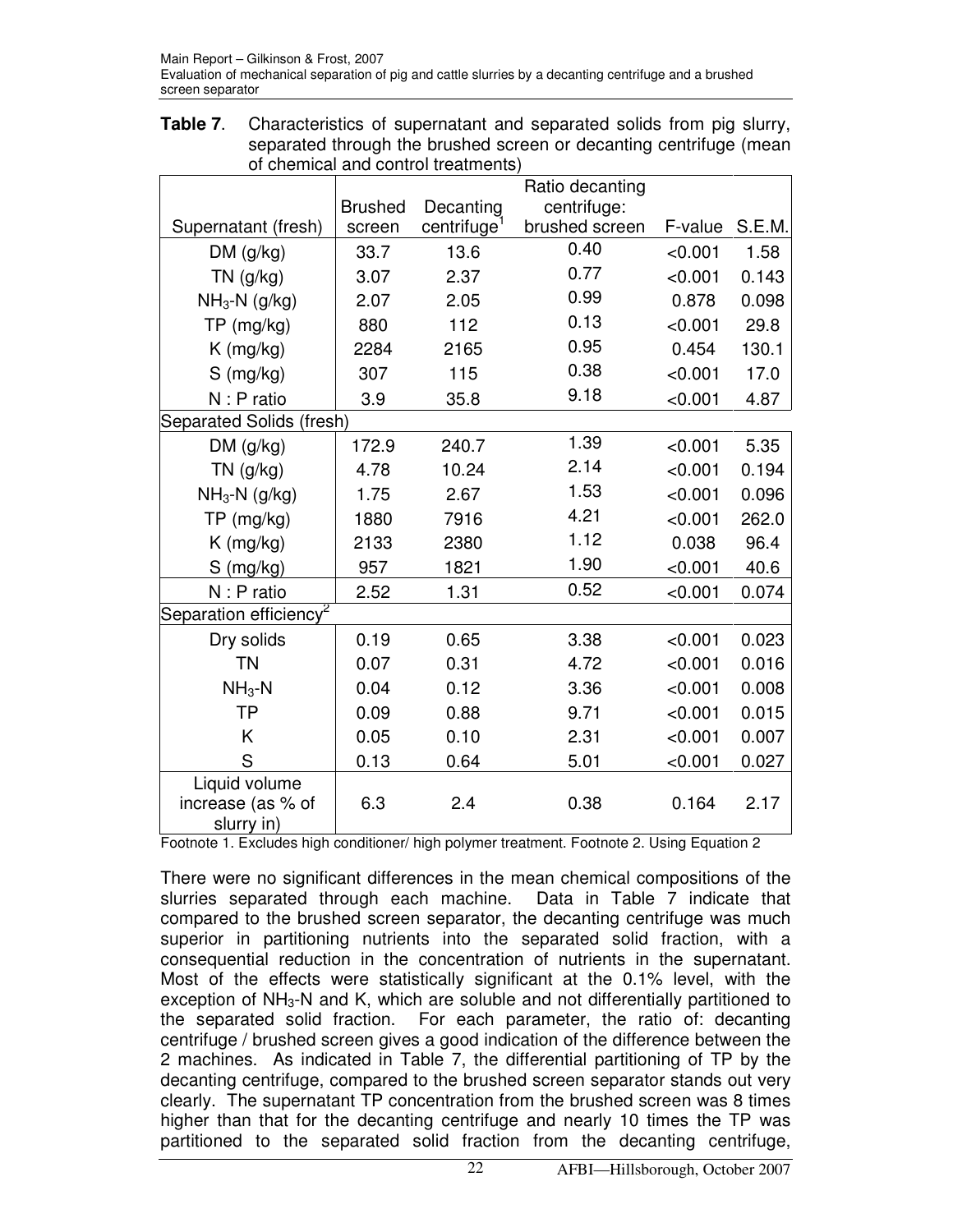**Table 7**. Characteristics of supernatant and separated solids from pig slurry, separated through the brushed screen or decanting centrifuge (mean of chemical and control treatments)

| Supernatant (fresh) | Brushed screen | Decanting centrifuge[1] | Ratio decanting centrifuge: brushed screen | F-value | S.E.M. |
|---|---|---|---|---|---|
| DM (g/kg) | 33.7 | 13.6 | 0.40 | <0.001 | 1.58 |
| TN (g/kg) | 3.07 | 2.37 | 0.77 | <0.001 | 0.143 |
| $NH_3$-N (g/kg) | 2.07 | 2.05 | 0.99 | 0.878 | 0.098 |
| TP (mg/kg) | 880 | 112 | 0.13 | <0.001 | 29.8 |
| K (mg/kg) | 2284 | 2165 | 0.95 | 0.454 | 130.1 |
| S (mg/kg) | 307 | 115 | 0.38 | <0.001 | 17.0 |
| N : P ratio | 3.9 | 35.8 | 9.18 | <0.001 | 4.87 |
| **Separated Solids (fresh)** | | | | | |
| DM (g/kg) | 172.9 | 240.7 | 1.39 | <0.001 | 5.35 |
| TN (g/kg) | 4.78 | 10.24 | 2.14 | <0.001 | 0.194 |
| $NH_3$-N (g/kg) | 1.75 | 2.67 | 1.53 | <0.001 | 0.096 |
| TP (mg/kg) | 1880 | 7916 | 4.21 | <0.001 | 262.0 |
| K (mg/kg) | 2133 | 2380 | 1.12 | 0.038 | 96.4 |
| S (mg/kg) | 957 | 1821 | 1.90 | <0.001 | 40.6 |
| N : P ratio | 2.52 | 1.31 | 0.52 | <0.001 | 0.074 |
| **Separation efficiency[2]** | | | | | |
| Dry solids | 0.19 | 0.65 | 3.38 | <0.001 | 0.023 |
| TN | 0.07 | 0.31 | 4.72 | <0.001 | 0.016 |
| $NH_3$-N | 0.04 | 0.12 | 3.36 | <0.001 | 0.008 |
| TP | 0.09 | 0.88 | 9.71 | <0.001 | 0.015 |
| K | 0.05 | 0.10 | 2.31 | <0.001 | 0.007 |
| S | 0.13 | 0.64 | 5.01 | <0.001 | 0.027 |
| Liquid volume increase (as % of slurry in) | 6.3 | 2.4 | 0.38 | 0.164 | 2.17 |

Footnote 1. Excludes high conditioner/ high polymer treatment. Footnote 2. Using Equation 2

There were no significant differences in the mean chemical compositions of the slurries separated through each machine. Data in Table 7 indicate that compared to the brushed screen separator, the decanting centrifuge was much superior in partitioning nutrients into the separated solid fraction, with a consequential reduction in the concentration of nutrients in the supernatant. Most of the effects were statistically significant at the 0.1% level, with the exception of $NH_3$-N and K, which are soluble and not differentially partitioned to the separated solid fraction. For each parameter, the ratio of: decanting centrifuge / brushed screen gives a good indication of the difference between the 2 machines. As indicated in Table 7, the differential partitioning of TP by the decanting centrifuge, compared to the brushed screen separator stands out very clearly. The supernatant TP concentration from the brushed screen was 8 times higher than that for the decanting centrifuge and nearly 10 times the TP was partitioned to the separated solid fraction from the decanting centrifuge,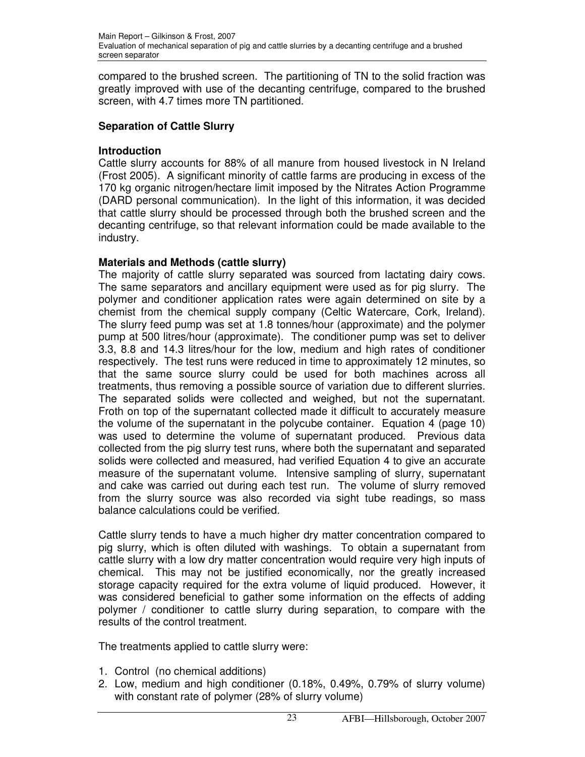compared to the brushed screen. The partitioning of TN to the solid fraction was greatly improved with use of the decanting centrifuge, compared to the brushed screen, with 4.7 times more TN partitioned.

## Separation of Cattle Slurry

### Introduction

Cattle slurry accounts for 88% of all manure from housed livestock in N Ireland (Frost 2005). A significant minority of cattle farms are producing in excess of the 170 kg organic nitrogen/hectare limit imposed by the Nitrates Action Programme (DARD personal communication). In the light of this information, it was decided that cattle slurry should be processed through both the brushed screen and the decanting centrifuge, so that relevant information could be made available to the industry.

### Materials and Methods (cattle slurry)

The majority of cattle slurry separated was sourced from lactating dairy cows. The same separators and ancillary equipment were used as for pig slurry. The polymer and conditioner application rates were again determined on site by a chemist from the chemical supply company (Celtic Watercare, Cork, Ireland). The slurry feed pump was set at 1.8 tonnes/hour (approximate) and the polymer pump at 500 litres/hour (approximate). The conditioner pump was set to deliver 3.3, 8.8 and 14.3 litres/hour for the low, medium and high rates of conditioner respectively. The test runs were reduced in time to approximately 12 minutes, so that the same source slurry could be used for both machines across all treatments, thus removing a possible source of variation due to different slurries. The separated solids were collected and weighed, but not the supernatant. Froth on top of the supernatant collected made it difficult to accurately measure the volume of the supernatant in the polycube container. Equation 4 (page 10) was used to determine the volume of supernatant produced. Previous data collected from the pig slurry test runs, where both the supernatant and separated solids were collected and measured, had verified Equation 4 to give an accurate measure of the supernatant volume. Intensive sampling of slurry, supernatant and cake was carried out during each test run. The volume of slurry removed from the slurry source was also recorded via sight tube readings, so mass balance calculations could be verified.

Cattle slurry tends to have a much higher dry matter concentration compared to pig slurry, which is often diluted with washings. To obtain a supernatant from cattle slurry with a low dry matter concentration would require very high inputs of chemical. This may not be justified economically, nor the greatly increased storage capacity required for the extra volume of liquid produced. However, it was considered beneficial to gather some information on the effects of adding polymer / conditioner to cattle slurry during separation, to compare with the results of the control treatment.

The treatments applied to cattle slurry were:

1. Control (no chemical additions)
2. Low, medium and high conditioner (0.18%, 0.49%, 0.79% of slurry volume) with constant rate of polymer (28% of slurry volume)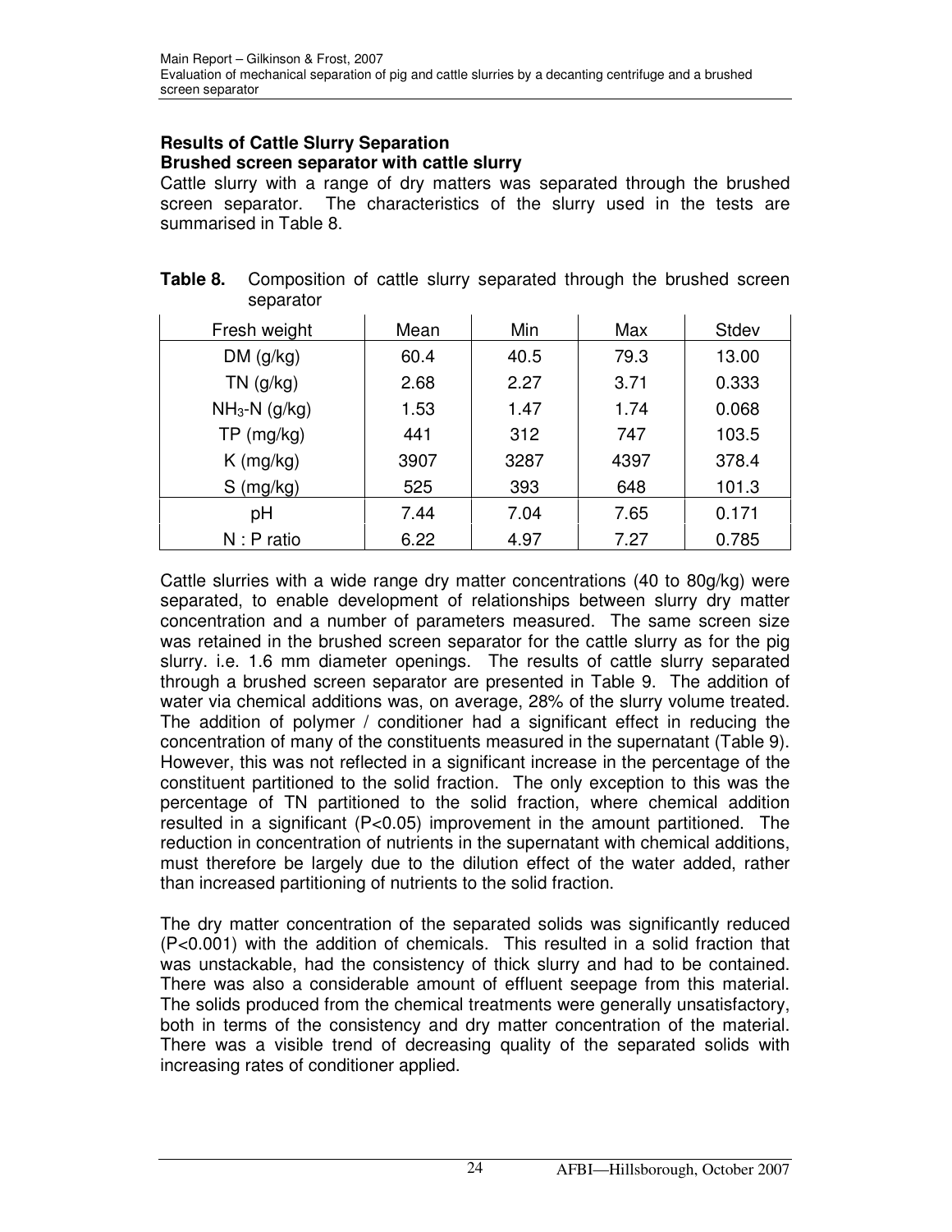## Results of Cattle Slurry Separation

### Brushed screen separator with cattle slurry

Cattle slurry with a range of dry matters was separated through the brushed screen separator. The characteristics of the slurry used in the tests are summarised in Table 8.

**Table 8.** Composition of cattle slurry separated through the brushed screen separator

| Fresh weight | Mean | Min | Max | Stdev |
|---|---|---|---|---|
| DM (g/kg) | 60.4 | 40.5 | 79.3 | 13.00 |
| TN (g/kg) | 2.68 | 2.27 | 3.71 | 0.333 |
| $NH_3$-N (g/kg) | 1.53 | 1.47 | 1.74 | 0.068 |
| TP (mg/kg) | 441 | 312 | 747 | 103.5 |
| K (mg/kg) | 3907 | 3287 | 4397 | 378.4 |
| S (mg/kg) | 525 | 393 | 648 | 101.3 |
| pH | 7.44 | 7.04 | 7.65 | 0.171 |
| N : P ratio | 6.22 | 4.97 | 7.27 | 0.785 |

Cattle slurries with a wide range dry matter concentrations (40 to 80g/kg) were separated, to enable development of relationships between slurry dry matter concentration and a number of parameters measured. The same screen size was retained in the brushed screen separator for the cattle slurry as for the pig slurry. i.e. 1.6 mm diameter openings. The results of cattle slurry separated through a brushed screen separator are presented in Table 9. The addition of water via chemical additions was, on average, 28% of the slurry volume treated. The addition of polymer / conditioner had a significant effect in reducing the concentration of many of the constituents measured in the supernatant (Table 9). However, this was not reflected in a significant increase in the percentage of the constituent partitioned to the solid fraction. The only exception to this was the percentage of TN partitioned to the solid fraction, where chemical addition resulted in a significant ($P<0.05$) improvement in the amount partitioned. The reduction in concentration of nutrients in the supernatant with chemical additions, must therefore be largely due to the dilution effect of the water added, rather than increased partitioning of nutrients to the solid fraction.

The dry matter concentration of the separated solids was significantly reduced ($P<0.001$) with the addition of chemicals. This resulted in a solid fraction that was unstackable, had the consistency of thick slurry and had to be contained. There was also a considerable amount of effluent seepage from this material. The solids produced from the chemical treatments were generally unsatisfactory, both in terms of the consistency and dry matter concentration of the material. There was a visible trend of decreasing quality of the separated solids with increasing rates of conditioner applied.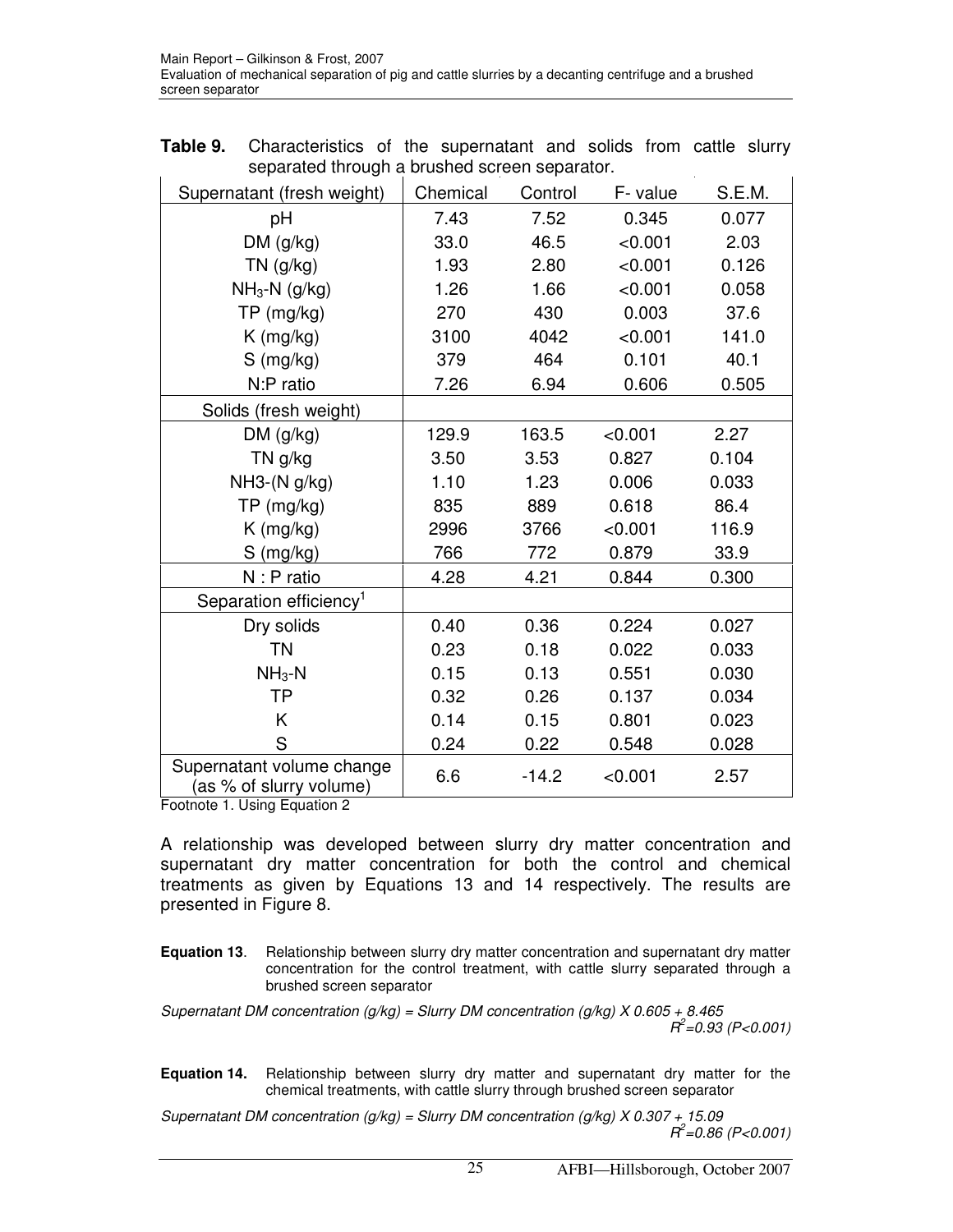**Table 9.** Characteristics of the supernatant and solids from cattle slurry separated through a brushed screen separator.

| Supernatant (fresh weight) | Chemical | Control | F- value | S.E.M. |
|---|---|---|---|---|
| pH | 7.43 | 7.52 | 0.345 | 0.077 |
| DM (g/kg) | 33.0 | 46.5 | <0.001 | 2.03 |
| TN (g/kg) | 1.93 | 2.80 | <0.001 | 0.126 |
| $NH_3$-N (g/kg) | 1.26 | 1.66 | <0.001 | 0.058 |
| TP (mg/kg) | 270 | 430 | 0.003 | 37.6 |
| K (mg/kg) | 3100 | 4042 | <0.001 | 141.0 |
| S (mg/kg) | 379 | 464 | 0.101 | 40.1 |
| N:P ratio | 7.26 | 6.94 | 0.606 | 0.505 |
| Solids (fresh weight) | | | | |
| DM (g/kg) | 129.9 | 163.5 | <0.001 | 2.27 |
| TN g/kg | 3.50 | 3.53 | 0.827 | 0.104 |
| NH3-(N g/kg) | 1.10 | 1.23 | 0.006 | 0.033 |
| TP (mg/kg) | 835 | 889 | 0.618 | 86.4 |
| K (mg/kg) | 2996 | 3766 | <0.001 | 116.9 |
| S (mg/kg) | 766 | 772 | 0.879 | 33.9 |
| N : P ratio | 4.28 | 4.21 | 0.844 | 0.300 |
| Separation efficiency[1] | | | | |
| Dry solids | 0.40 | 0.36 | 0.224 | 0.027 |
| TN | 0.23 | 0.18 | 0.022 | 0.033 |
| $NH_3$-N | 0.15 | 0.13 | 0.551 | 0.030 |
| TP | 0.32 | 0.26 | 0.137 | 0.034 |
| K | 0.14 | 0.15 | 0.801 | 0.023 |
| S | 0.24 | 0.22 | 0.548 | 0.028 |
| Supernatant volume change (as % of slurry volume) | 6.6 | -14.2 | <0.001 | 2.57 |

Footnote 1. Using Equation 2

A relationship was developed between slurry dry matter concentration and supernatant dry matter concentration for both the control and chemical treatments as given by Equations 13 and 14 respectively. The results are presented in Figure 8.

**Equation 13**. Relationship between slurry dry matter concentration and supernatant dry matter concentration for the control treatment, with cattle slurry separated through a brushed screen separator

*Supernatant DM concentration (g/kg) = Slurry DM concentration (g/kg) X 0.605 + 8.465*
*$R^2$=0.93 (P<0.001)*

**Equation 14.** Relationship between slurry dry matter and supernatant dry matter for the chemical treatments, with cattle slurry through brushed screen separator

*Supernatant DM concentration (g/kg) = Slurry DM concentration (g/kg) X 0.307 + 15.09*
*$R^2$=0.86 (P<0.001)*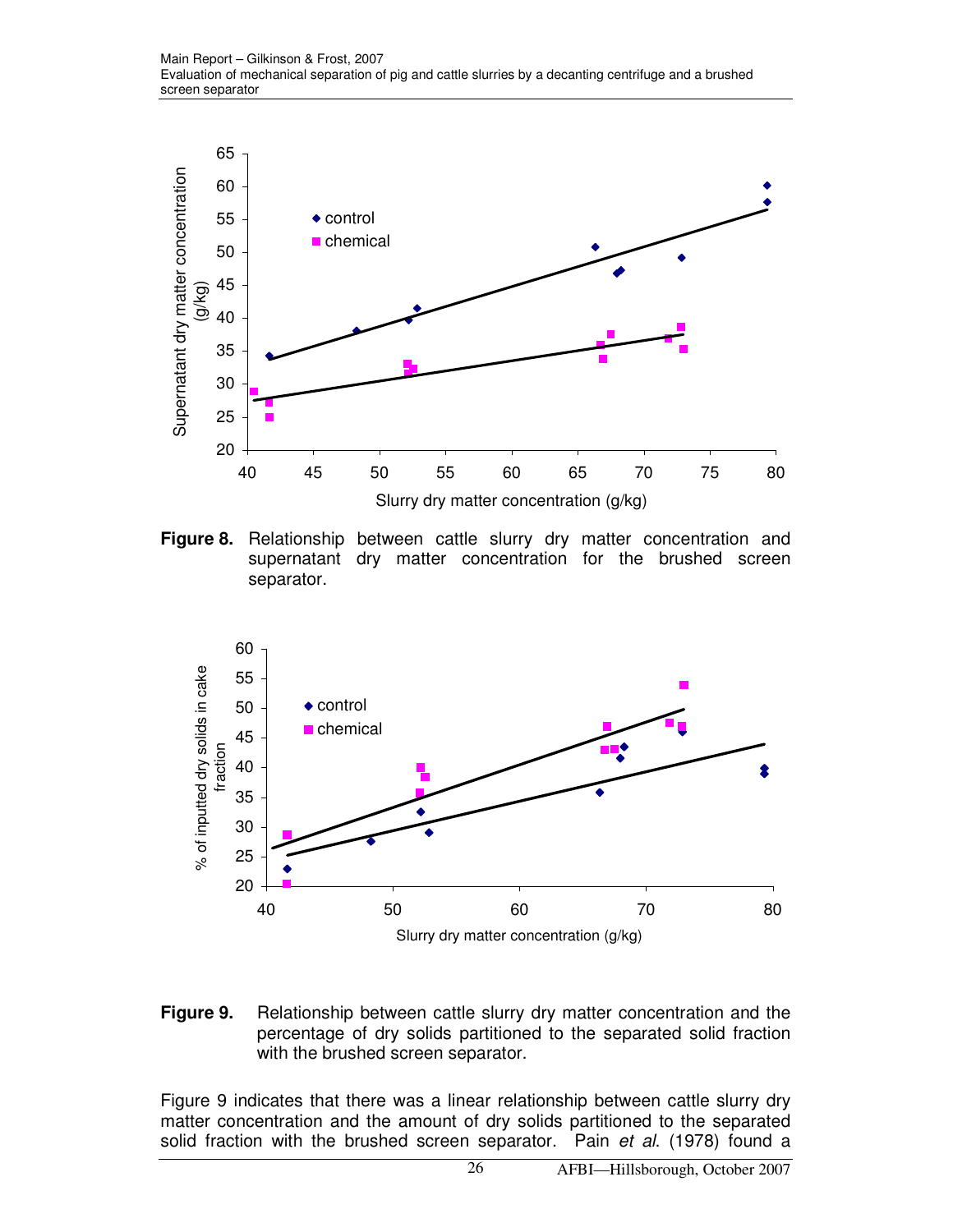**Figure 8.** Relationship between cattle slurry dry matter concentration and supernatant dry matter concentration for the brushed screen separator.

**Figure 9.** Relationship between cattle slurry dry matter concentration and the percentage of dry solids partitioned to the separated solid fraction with the brushed screen separator.

Figure 9 indicates that there was a linear relationship between cattle slurry dry matter concentration and the amount of dry solids partitioned to the separated solid fraction with the brushed screen separator. Pain *et al*. (1978) found a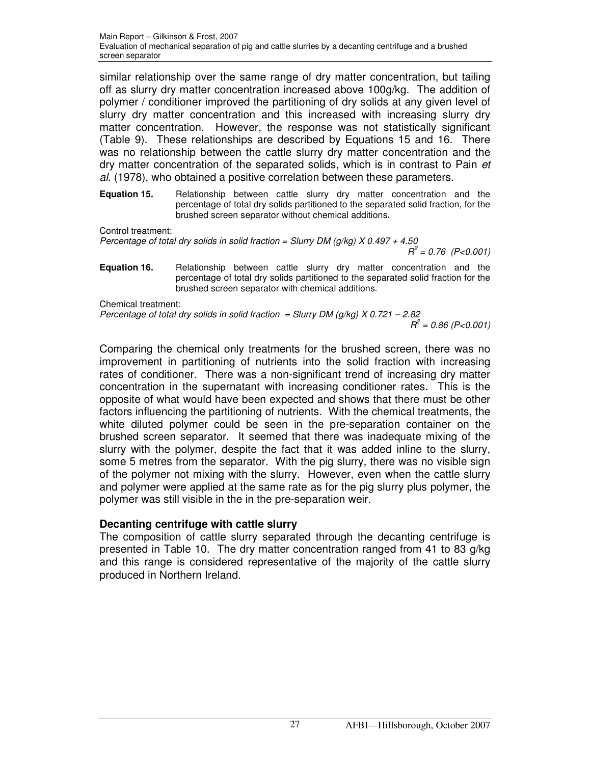similar relationship over the same range of dry matter concentration, but tailing off as slurry dry matter concentration increased above 100g/kg. The addition of polymer / conditioner improved the partitioning of dry solids at any given level of slurry dry matter concentration and this increased with increasing slurry dry matter concentration. However, the response was not statistically significant (Table 9). These relationships are described by Equations 15 and 16. There was no relationship between the cattle slurry dry matter concentration and the dry matter concentration of the separated solids, which is in contrast to Pain *et al.* (1978), who obtained a positive correlation between these parameters.

**Equation 15.** Relationship between cattle slurry dry matter concentration and the percentage of total dry solids partitioned to the separated solid fraction, for the brushed screen separator without chemical additions**.**

Control treatment:

*Percentage of total dry solids in solid fraction = Slurry DM (g/kg) X 0.497 + 4.50*

$R^2 = 0.76$ $(P<0.001)$

**Equation 16.** Relationship between cattle slurry dry matter concentration and the percentage of total dry solids partitioned to the separated solid fraction for the brushed screen separator with chemical additions.

Chemical treatment:

*Percentage of total dry solids in solid fraction = Slurry DM (g/kg) X 0.721 – 2.82*

$R^2 = 0.86$ $(P<0.001)$

Comparing the chemical only treatments for the brushed screen, there was no improvement in partitioning of nutrients into the solid fraction with increasing rates of conditioner. There was a non-significant trend of increasing dry matter concentration in the supernatant with increasing conditioner rates. This is the opposite of what would have been expected and shows that there must be other factors influencing the partitioning of nutrients. With the chemical treatments, the white diluted polymer could be seen in the pre-separation container on the brushed screen separator. It seemed that there was inadequate mixing of the slurry with the polymer, despite the fact that it was added inline to the slurry, some 5 metres from the separator. With the pig slurry, there was no visible sign of the polymer not mixing with the slurry. However, even when the cattle slurry and polymer were applied at the same rate as for the pig slurry plus polymer, the polymer was still visible in the in the pre-separation weir.

### Decanting centrifuge with cattle slurry

The composition of cattle slurry separated through the decanting centrifuge is presented in Table 10. The dry matter concentration ranged from 41 to 83 g/kg and this range is considered representative of the majority of the cattle slurry produced in Northern Ireland.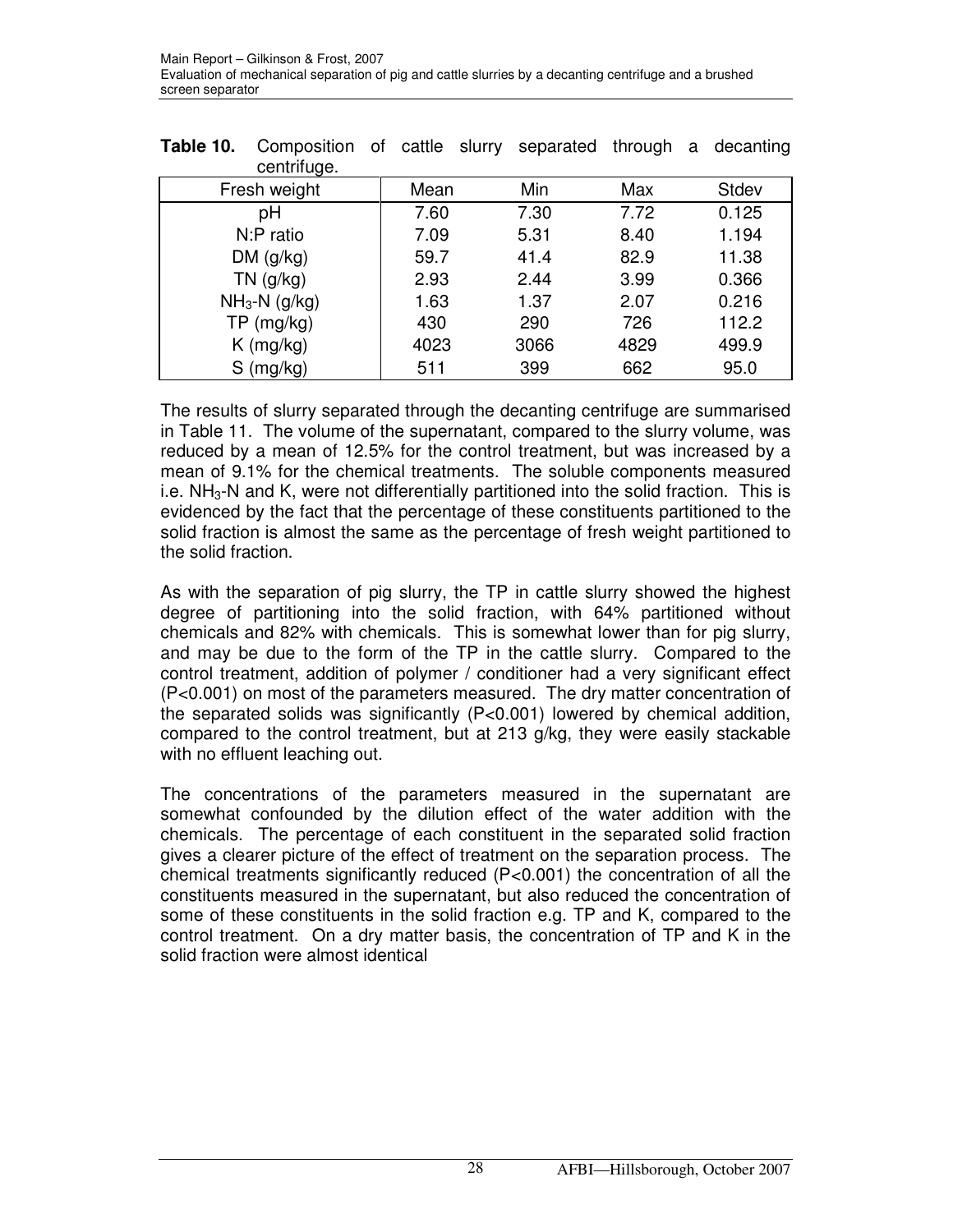**Table 10.** Composition of cattle slurry separated through a decanting centrifuge.

| Fresh weight | Mean | Min | Max | Stdev |
|---|---|---|---|---|
| pH | 7.60 | 7.30 | 7.72 | 0.125 |
| N:P ratio | 7.09 | 5.31 | 8.40 | 1.194 |
| DM (g/kg) | 59.7 | 41.4 | 82.9 | 11.38 |
| TN (g/kg) | 2.93 | 2.44 | 3.99 | 0.366 |
| $NH_3$-N (g/kg) | 1.63 | 1.37 | 2.07 | 0.216 |
| TP (mg/kg) | 430 | 290 | 726 | 112.2 |
| K (mg/kg) | 4023 | 3066 | 4829 | 499.9 |
| S (mg/kg) | 511 | 399 | 662 | 95.0 |

The results of slurry separated through the decanting centrifuge are summarised in Table 11. The volume of the supernatant, compared to the slurry volume, was reduced by a mean of 12.5% for the control treatment, but was increased by a mean of 9.1% for the chemical treatments. The soluble components measured i.e. $NH_3$-N and K, were not differentially partitioned into the solid fraction. This is evidenced by the fact that the percentage of these constituents partitioned to the solid fraction is almost the same as the percentage of fresh weight partitioned to the solid fraction.

As with the separation of pig slurry, the TP in cattle slurry showed the highest degree of partitioning into the solid fraction, with 64% partitioned without chemicals and 82% with chemicals. This is somewhat lower than for pig slurry, and may be due to the form of the TP in the cattle slurry. Compared to the control treatment, addition of polymer / conditioner had a very significant effect ($P<0.001$) on most of the parameters measured. The dry matter concentration of the separated solids was significantly ($P<0.001$) lowered by chemical addition, compared to the control treatment, but at 213 g/kg, they were easily stackable with no effluent leaching out.

The concentrations of the parameters measured in the supernatant are somewhat confounded by the dilution effect of the water addition with the chemicals. The percentage of each constituent in the separated solid fraction gives a clearer picture of the effect of treatment on the separation process. The chemical treatments significantly reduced ($P<0.001$) the concentration of all the constituents measured in the supernatant, but also reduced the concentration of some of these constituents in the solid fraction e.g. TP and K, compared to the control treatment. On a dry matter basis, the concentration of TP and K in the solid fraction were almost identical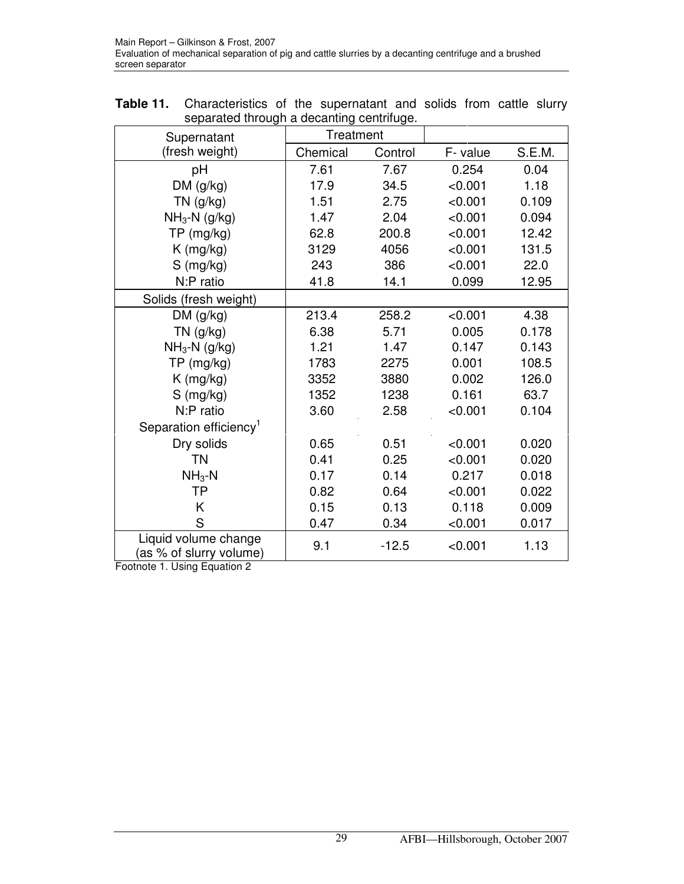**Table 11.** Characteristics of the supernatant and solids from cattle slurry separated through a decanting centrifuge.

| Supernatant (fresh weight) | Treatment | | | |
|---|---|---|---|---|
| | Chemical | Control | F- value | S.E.M. |
| pH | 7.61 | 7.67 | 0.254 | 0.04 |
| DM (g/kg) | 17.9 | 34.5 | <0.001 | 1.18 |
| TN (g/kg) | 1.51 | 2.75 | <0.001 | 0.109 |
| $NH_3$-N (g/kg) | 1.47 | 2.04 | <0.001 | 0.094 |
| TP (mg/kg) | 62.8 | 200.8 | <0.001 | 12.42 |
| K (mg/kg) | 3129 | 4056 | <0.001 | 131.5 |
| S (mg/kg) | 243 | 386 | <0.001 | 22.0 |
| N:P ratio | 41.8 | 14.1 | 0.099 | 12.95 |
| **Solids (fresh weight)** | | | | |
| DM (g/kg) | 213.4 | 258.2 | <0.001 | 4.38 |
| TN (g/kg) | 6.38 | 5.71 | 0.005 | 0.178 |
| $NH_3$-N (g/kg) | 1.21 | 1.47 | 0.147 | 0.143 |
| TP (mg/kg) | 1783 | 2275 | 0.001 | 108.5 |
| K (mg/kg) | 3352 | 3880 | 0.002 | 126.0 |
| S (mg/kg) | 1352 | 1238 | 0.161 | 63.7 |
| N:P ratio | 3.60 | 2.58 | <0.001 | 0.104 |
| Separation efficiency[1] | | | | |
| Dry solids | 0.65 | 0.51 | <0.001 | 0.020 |
| TN | 0.41 | 0.25 | <0.001 | 0.020 |
| $NH_3$-N | 0.17 | 0.14 | 0.217 | 0.018 |
| TP | 0.82 | 0.64 | <0.001 | 0.022 |
| K | 0.15 | 0.13 | 0.118 | 0.009 |
| S | 0.47 | 0.34 | <0.001 | 0.017 |
| Liquid volume change (as % of slurry volume) | 9.1 | -12.5 | <0.001 | 1.13 |

Footnote 1. Using Equation 2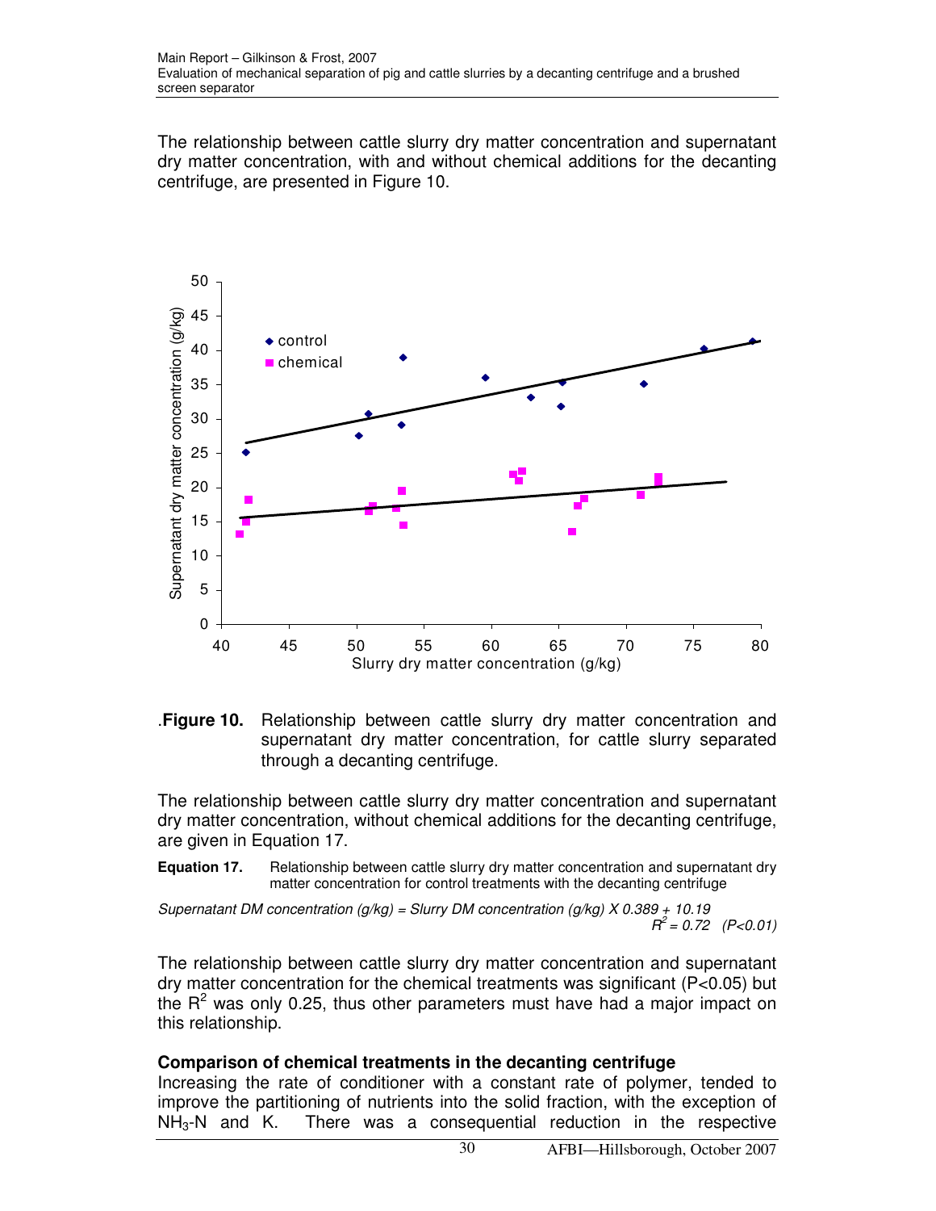The relationship between cattle slurry dry matter concentration and supernatant dry matter concentration, with and without chemical additions for the decanting centrifuge, are presented in Figure 10.

.**Figure 10.** Relationship between cattle slurry dry matter concentration and supernatant dry matter concentration, for cattle slurry separated through a decanting centrifuge.

The relationship between cattle slurry dry matter concentration and supernatant dry matter concentration, without chemical additions for the decanting centrifuge, are given in Equation 17.

**Equation 17.** Relationship between cattle slurry dry matter concentration and supernatant dry matter concentration for control treatments with the decanting centrifuge

*Supernatant DM concentration (g/kg) = Slurry DM concentration (g/kg) X 0.389 + 10.19*
$R^2 = 0.72$ $(P<0.01)$

The relationship between cattle slurry dry matter concentration and supernatant dry matter concentration for the chemical treatments was significant ($P<0.05$) but the $R^2$ was only 0.25, thus other parameters must have had a major impact on this relationship.

### Comparison of chemical treatments in the decanting centrifuge

Increasing the rate of conditioner with a constant rate of polymer, tended to improve the partitioning of nutrients into the solid fraction, with the exception of $NH_3$-N and K. There was a consequential reduction in the respective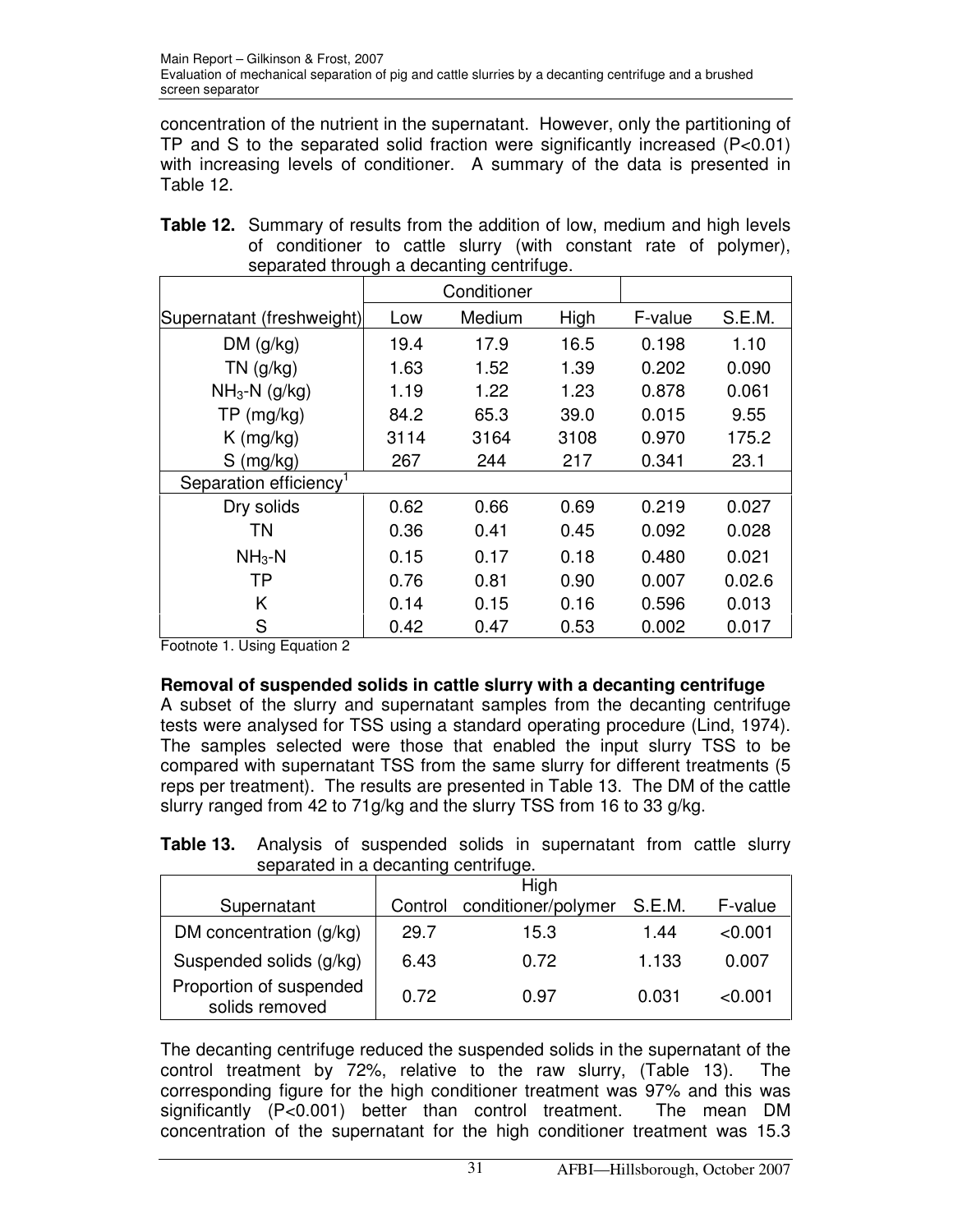concentration of the nutrient in the supernatant. However, only the partitioning of TP and S to the separated solid fraction were significantly increased (P<0.01) with increasing levels of conditioner. A summary of the data is presented in Table 12.

**Table 12.** Summary of results from the addition of low, medium and high levels of conditioner to cattle slurry (with constant rate of polymer), separated through a decanting centrifuge.

| | Conditioner | | | | |
|---|---|---|---|---|---|
| Supernatant (freshweight) | Low | Medium | High | F-value | S.E.M. |
| DM (g/kg) | 19.4 | 17.9 | 16.5 | 0.198 | 1.10 |
| TN (g/kg) | 1.63 | 1.52 | 1.39 | 0.202 | 0.090 |
| $NH_3$-N (g/kg) | 1.19 | 1.22 | 1.23 | 0.878 | 0.061 |
| TP (mg/kg) | 84.2 | 65.3 | 39.0 | 0.015 | 9.55 |
| K (mg/kg) | 3114 | 3164 | 3108 | 0.970 | 175.2 |
| S (mg/kg) | 267 | 244 | 217 | 0.341 | 23.1 |
| Separation efficiency[1] | | | | | |
| Dry solids | 0.62 | 0.66 | 0.69 | 0.219 | 0.027 |
| TN | 0.36 | 0.41 | 0.45 | 0.092 | 0.028 |
| $NH_3$-N | 0.15 | 0.17 | 0.18 | 0.480 | 0.021 |
| TP | 0.76 | 0.81 | 0.90 | 0.007 | 0.02.6 |
| K | 0.14 | 0.15 | 0.16 | 0.596 | 0.013 |
| S | 0.42 | 0.47 | 0.53 | 0.002 | 0.017 |

Footnote 1. Using Equation 2

**Removal of suspended solids in cattle slurry with a decanting centrifuge**

A subset of the slurry and supernatant samples from the decanting centrifuge tests were analysed for TSS using a standard operating procedure (Lind, 1974). The samples selected were those that enabled the input slurry TSS to be compared with supernatant TSS from the same slurry for different treatments (5 reps per treatment). The results are presented in Table 13. The DM of the cattle slurry ranged from 42 to 71g/kg and the slurry TSS from 16 to 33 g/kg.

**Table 13.** Analysis of suspended solids in supernatant from cattle slurry separated in a decanting centrifuge.

| Supernatant | Control | High conditioner/polymer | S.E.M. | F-value |
|---|---|---|---|---|
| DM concentration (g/kg) | 29.7 | 15.3 | 1.44 | <0.001 |
| Suspended solids (g/kg) | 6.43 | 0.72 | 1.133 | 0.007 |
| Proportion of suspended solids removed | 0.72 | 0.97 | 0.031 | <0.001 |

The decanting centrifuge reduced the suspended solids in the supernatant of the control treatment by 72%, relative to the raw slurry, (Table 13). The corresponding figure for the high conditioner treatment was 97% and this was significantly (P<0.001) better than control treatment. The mean DM concentration of the supernatant for the high conditioner treatment was 15.3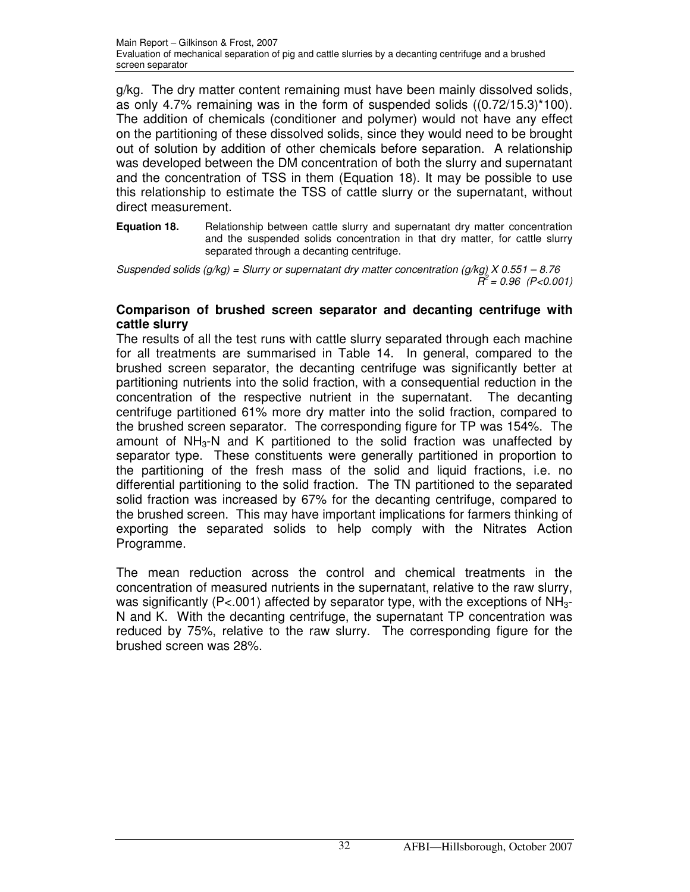g/kg. The dry matter content remaining must have been mainly dissolved solids, as only 4.7% remaining was in the form of suspended solids ((0.72/15.3)*100). The addition of chemicals (conditioner and polymer) would not have any effect on the partitioning of these dissolved solids, since they would need to be brought out of solution by addition of other chemicals before separation. A relationship was developed between the DM concentration of both the slurry and supernatant and the concentration of TSS in them (Equation 18). It may be possible to use this relationship to estimate the TSS of cattle slurry or the supernatant, without direct measurement.

**Equation 18.** Relationship between cattle slurry and supernatant dry matter concentration and the suspended solids concentration in that dry matter, for cattle slurry separated through a decanting centrifuge.

*Suspended solids (g/kg) = Slurry or supernatant dry matter concentration (g/kg) X 0.551 – 8.76*
*$R^2 = 0.96$ ($P<0.001$)*

### Comparison of brushed screen separator and decanting centrifuge with cattle slurry

The results of all the test runs with cattle slurry separated through each machine for all treatments are summarised in Table 14. In general, compared to the brushed screen separator, the decanting centrifuge was significantly better at partitioning nutrients into the solid fraction, with a consequential reduction in the concentration of the respective nutrient in the supernatant. The decanting centrifuge partitioned 61% more dry matter into the solid fraction, compared to the brushed screen separator. The corresponding figure for TP was 154%. The amount of $NH_3$-N and K partitioned to the solid fraction was unaffected by separator type. These constituents were generally partitioned in proportion to the partitioning of the fresh mass of the solid and liquid fractions, i.e. no differential partitioning to the solid fraction. The TN partitioned to the separated solid fraction was increased by 67% for the decanting centrifuge, compared to the brushed screen. This may have important implications for farmers thinking of exporting the separated solids to help comply with the Nitrates Action Programme.

The mean reduction across the control and chemical treatments in the concentration of measured nutrients in the supernatant, relative to the raw slurry, was significantly ($P<.001$) affected by separator type, with the exceptions of $NH_3$-N and K. With the decanting centrifuge, the supernatant TP concentration was reduced by 75%, relative to the raw slurry. The corresponding figure for the brushed screen was 28%.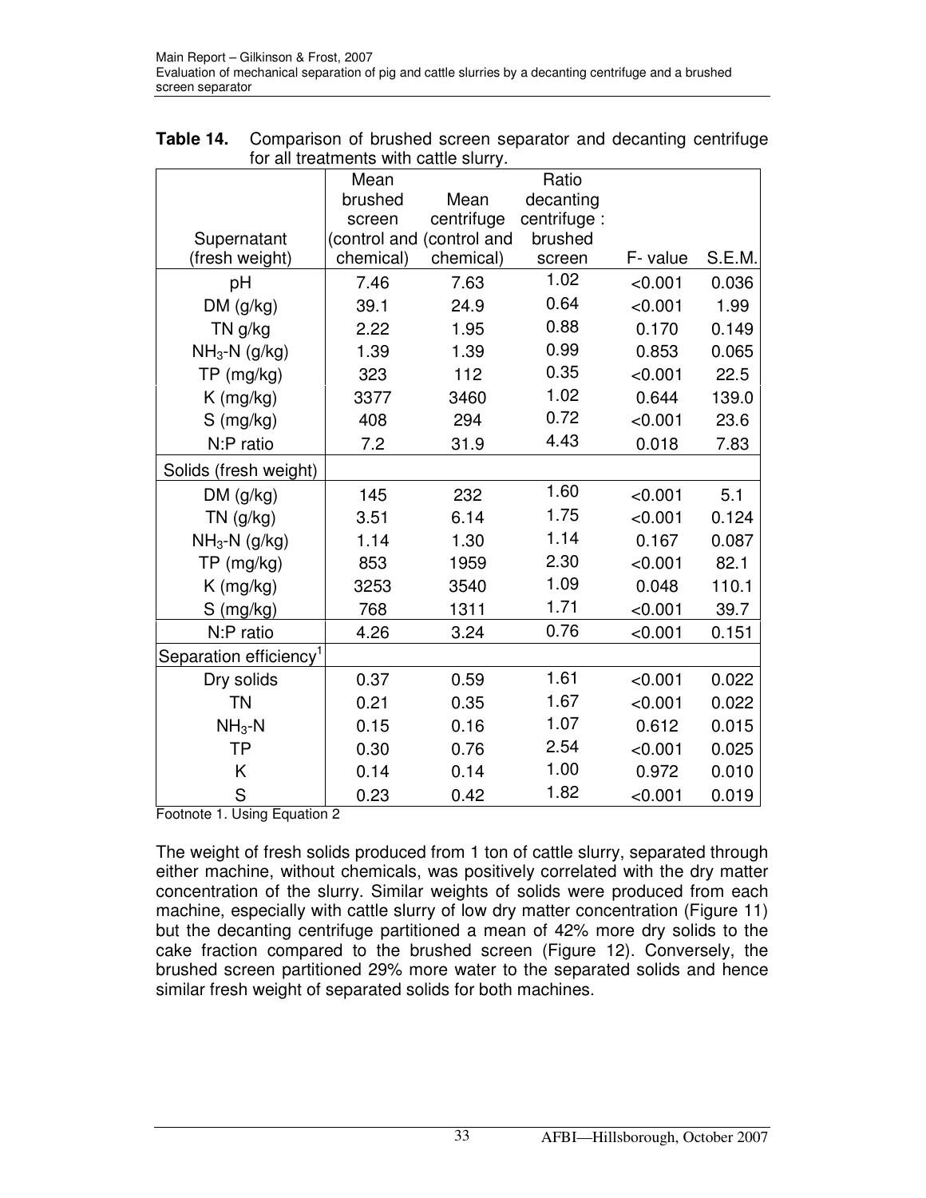**Table 14.** Comparison of brushed screen separator and decanting centrifuge for all treatments with cattle slurry.

| Supernatant (fresh weight) | Mean brushed screen (control and chemical) | Mean centrifuge (control and chemical) | Ratio decanting centrifuge : brushed screen | F- value | S.E.M. |
|---|---|---|---|---|---|
| pH | 7.46 | 7.63 | 1.02 | <0.001 | 0.036 |
| DM (g/kg) | 39.1 | 24.9 | 0.64 | <0.001 | 1.99 |
| TN g/kg | 2.22 | 1.95 | 0.88 | 0.170 | 0.149 |
| $NH_3$-N (g/kg) | 1.39 | 1.39 | 0.99 | 0.853 | 0.065 |
| TP (mg/kg) | 323 | 112 | 0.35 | <0.001 | 22.5 |
| K (mg/kg) | 3377 | 3460 | 1.02 | 0.644 | 139.0 |
| S (mg/kg) | 408 | 294 | 0.72 | <0.001 | 23.6 |
| N:P ratio | 7.2 | 31.9 | 4.43 | 0.018 | 7.83 |
| Solids (fresh weight) | | | | | |
| DM (g/kg) | 145 | 232 | 1.60 | <0.001 | 5.1 |
| TN (g/kg) | 3.51 | 6.14 | 1.75 | <0.001 | 0.124 |
| $NH_3$-N (g/kg) | 1.14 | 1.30 | 1.14 | 0.167 | 0.087 |
| TP (mg/kg) | 853 | 1959 | 2.30 | <0.001 | 82.1 |
| K (mg/kg) | 3253 | 3540 | 1.09 | 0.048 | 110.1 |
| S (mg/kg) | 768 | 1311 | 1.71 | <0.001 | 39.7 |
| N:P ratio | 4.26 | 3.24 | 0.76 | <0.001 | 0.151 |
| Separation efficiency[1] | | | | | |
| Dry solids | 0.37 | 0.59 | 1.61 | <0.001 | 0.022 |
| TN | 0.21 | 0.35 | 1.67 | <0.001 | 0.022 |
| $NH_3$-N | 0.15 | 0.16 | 1.07 | 0.612 | 0.015 |
| TP | 0.30 | 0.76 | 2.54 | <0.001 | 0.025 |
| K | 0.14 | 0.14 | 1.00 | 0.972 | 0.010 |
| S | 0.23 | 0.42 | 1.82 | <0.001 | 0.019 |

Footnote 1. Using Equation 2

The weight of fresh solids produced from 1 ton of cattle slurry, separated through either machine, without chemicals, was positively correlated with the dry matter concentration of the slurry. Similar weights of solids were produced from each machine, especially with cattle slurry of low dry matter concentration (Figure 11) but the decanting centrifuge partitioned a mean of 42% more dry solids to the cake fraction compared to the brushed screen (Figure 12). Conversely, the brushed screen partitioned 29% more water to the separated solids and hence similar fresh weight of separated solids for both machines.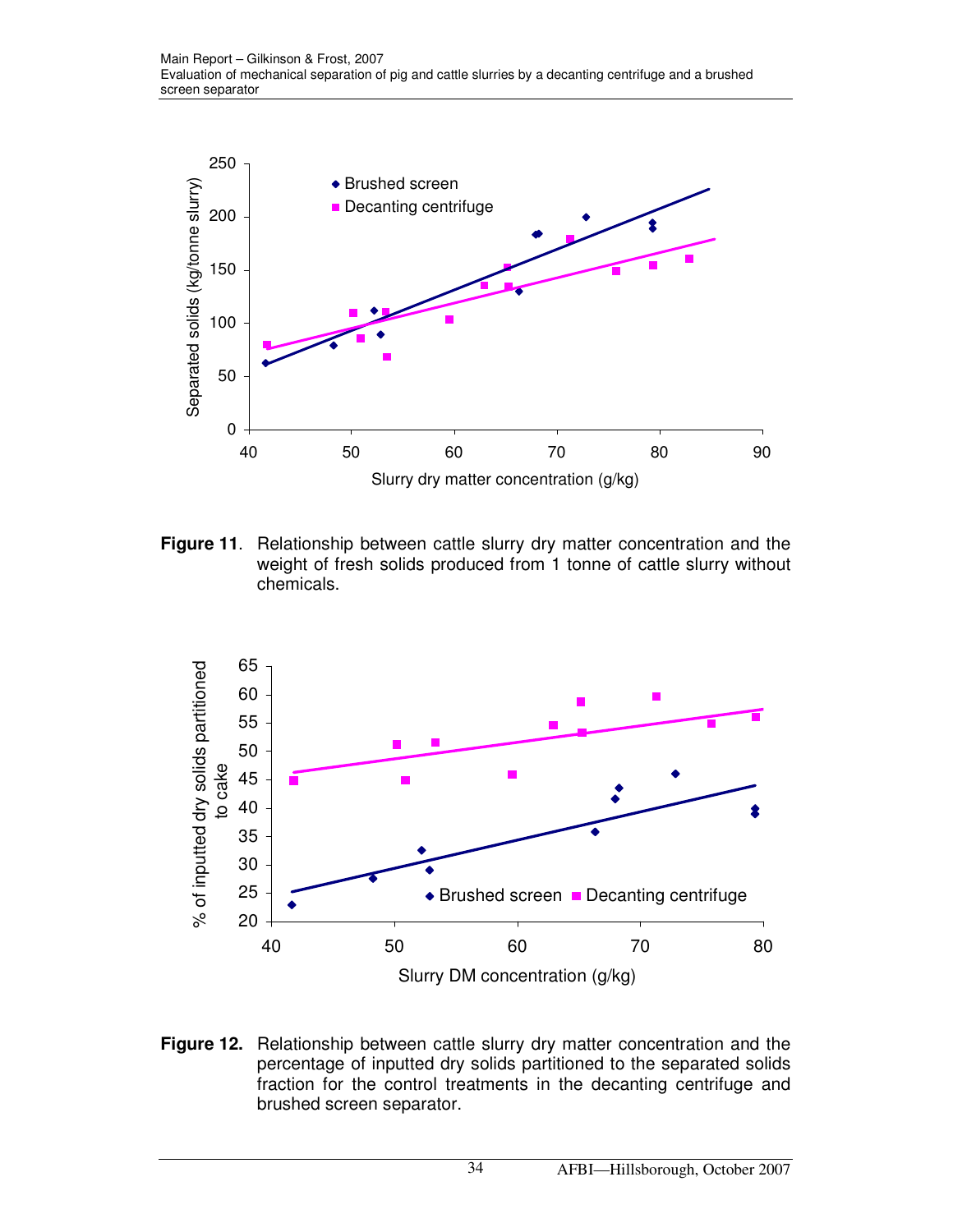**Figure 11**. Relationship between cattle slurry dry matter concentration and the weight of fresh solids produced from 1 tonne of cattle slurry without chemicals.

**Figure 12.** Relationship between cattle slurry dry matter concentration and the percentage of inputted dry solids partitioned to the separated solids fraction for the control treatments in the decanting centrifuge and brushed screen separator.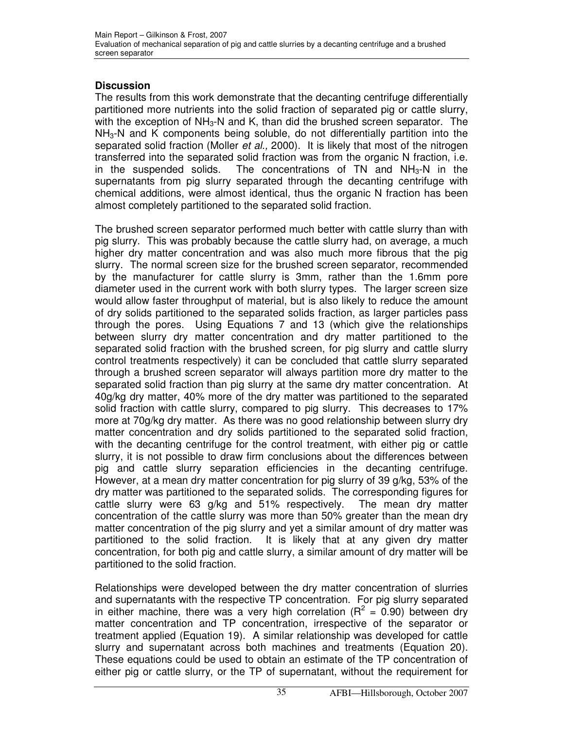## Discussion

The results from this work demonstrate that the decanting centrifuge differentially partitioned more nutrients into the solid fraction of separated pig or cattle slurry, with the exception of $NH_3$-N and K, than did the brushed screen separator. The $NH_3$-N and K components being soluble, do not differentially partition into the separated solid fraction (Moller *et al.,* 2000). It is likely that most of the nitrogen transferred into the separated solid fraction was from the organic N fraction, i.e. in the suspended solids. The concentrations of TN and $NH_3$-N in the supernatants from pig slurry separated through the decanting centrifuge with chemical additions, were almost identical, thus the organic N fraction has been almost completely partitioned to the separated solid fraction.

The brushed screen separator performed much better with cattle slurry than with pig slurry. This was probably because the cattle slurry had, on average, a much higher dry matter concentration and was also much more fibrous that the pig slurry. The normal screen size for the brushed screen separator, recommended by the manufacturer for cattle slurry is 3mm, rather than the 1.6mm pore diameter used in the current work with both slurry types. The larger screen size would allow faster throughput of material, but is also likely to reduce the amount of dry solids partitioned to the separated solids fraction, as larger particles pass through the pores. Using Equations 7 and 13 (which give the relationships between slurry dry matter concentration and dry matter partitioned to the separated solid fraction with the brushed screen, for pig slurry and cattle slurry control treatments respectively) it can be concluded that cattle slurry separated through a brushed screen separator will always partition more dry matter to the separated solid fraction than pig slurry at the same dry matter concentration. At 40g/kg dry matter, 40% more of the dry matter was partitioned to the separated solid fraction with cattle slurry, compared to pig slurry. This decreases to 17% more at 70g/kg dry matter. As there was no good relationship between slurry dry matter concentration and dry solids partitioned to the separated solid fraction, with the decanting centrifuge for the control treatment, with either pig or cattle slurry, it is not possible to draw firm conclusions about the differences between pig and cattle slurry separation efficiencies in the decanting centrifuge. However, at a mean dry matter concentration for pig slurry of 39 g/kg, 53% of the dry matter was partitioned to the separated solids. The corresponding figures for cattle slurry were 63 g/kg and 51% respectively. The mean dry matter concentration of the cattle slurry was more than 50% greater than the mean dry matter concentration of the pig slurry and yet a similar amount of dry matter was partitioned to the solid fraction. It is likely that at any given dry matter concentration, for both pig and cattle slurry, a similar amount of dry matter will be partitioned to the solid fraction.

Relationships were developed between the dry matter concentration of slurries and supernatants with the respective TP concentration. For pig slurry separated in either machine, there was a very high correlation ($R^2$ = 0.90) between dry matter concentration and TP concentration, irrespective of the separator or treatment applied (Equation 19). A similar relationship was developed for cattle slurry and supernatant across both machines and treatments (Equation 20). These equations could be used to obtain an estimate of the TP concentration of either pig or cattle slurry, or the TP of supernatant, without the requirement for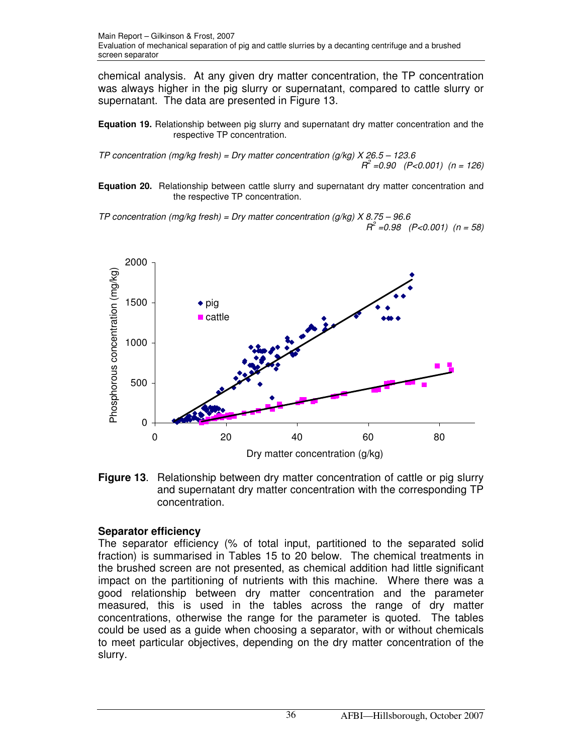chemical analysis. At any given dry matter concentration, the TP concentration was always higher in the pig slurry or supernatant, compared to cattle slurry or supernatant. The data are presented in Figure 13.

**Equation 19.** Relationship between pig slurry and supernatant dry matter concentration and the respective TP concentration.

*TP concentration (mg/kg fresh) = Dry matter concentration (g/kg) X 26.5 – 123.6*
*$R^2$ =0.90 ($P$<0.001) ($n$ = 126)*

**Equation 20.** Relationship between cattle slurry and supernatant dry matter concentration and the respective TP concentration.

*TP concentration (mg/kg fresh) = Dry matter concentration (g/kg) X 8.75 – 96.6*
*$R^2$ =0.98 ($P$<0.001) ($n$ = 58)*

**Figure 13**. Relationship between dry matter concentration of cattle or pig slurry and supernatant dry matter concentration with the corresponding TP concentration.

### Separator efficiency

The separator efficiency (% of total input, partitioned to the separated solid fraction) is summarised in Tables 15 to 20 below. The chemical treatments in the brushed screen are not presented, as chemical addition had little significant impact on the partitioning of nutrients with this machine. Where there was a good relationship between dry matter concentration and the parameter measured, this is used in the tables across the range of dry matter concentrations, otherwise the range for the parameter is quoted. The tables could be used as a guide when choosing a separator, with or without chemicals to meet particular objectives, depending on the dry matter concentration of the slurry.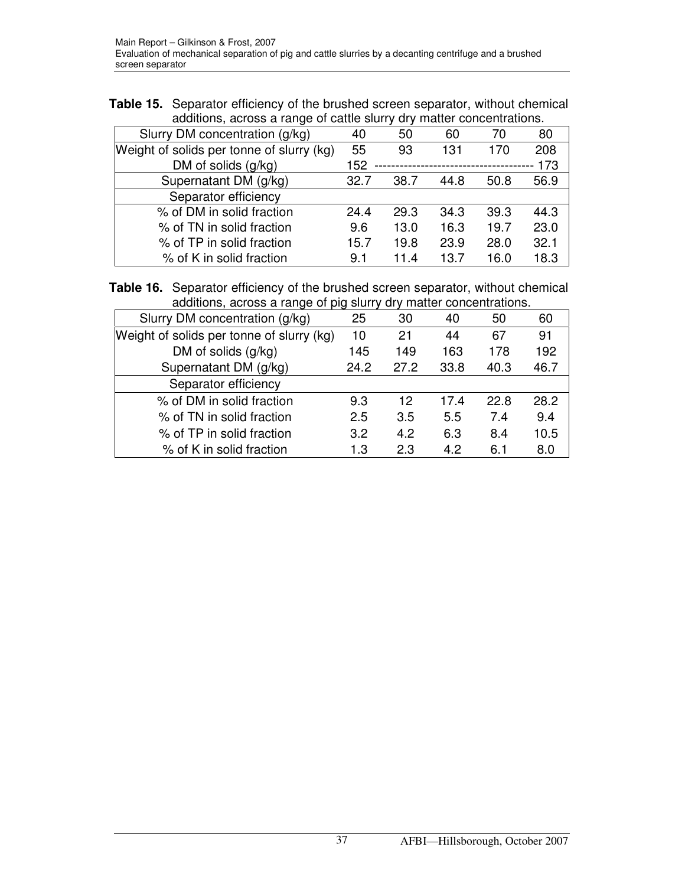**Table 15.** Separator efficiency of the brushed screen separator, without chemical additions, across a range of cattle slurry dry matter concentrations.

| Slurry DM concentration (g/kg) | 40 | 50 | 60 | 70 | 80 |
|---|---|---|---|---|---|
| Weight of solids per tonne of slurry (kg) | 55 | 93 | 131 | 170 | 208 |
| DM of solids (g/kg) | 152 | -------------------- | -------------------- | -------------------- | 173 |
| Supernatant DM (g/kg) | 32.7 | 38.7 | 44.8 | 50.8 | 56.9 |
| Separator efficiency | | | | | |
| % of DM in solid fraction | 24.4 | 29.3 | 34.3 | 39.3 | 44.3 |
| % of TN in solid fraction | 9.6 | 13.0 | 16.3 | 19.7 | 23.0 |
| % of TP in solid fraction | 15.7 | 19.8 | 23.9 | 28.0 | 32.1 |
| % of K in solid fraction | 9.1 | 11.4 | 13.7 | 16.0 | 18.3 |

**Table 16.** Separator efficiency of the brushed screen separator, without chemical additions, across a range of pig slurry dry matter concentrations.

| Slurry DM concentration (g/kg) | 25 | 30 | 40 | 50 | 60 |
|---|---|---|---|---|---|
| Weight of solids per tonne of slurry (kg) | 10 | 21 | 44 | 67 | 91 |
| DM of solids (g/kg) | 145 | 149 | 163 | 178 | 192 |
| Supernatant DM (g/kg) | 24.2 | 27.2 | 33.8 | 40.3 | 46.7 |
| Separator efficiency | | | | | |
| % of DM in solid fraction | 9.3 | 12 | 17.4 | 22.8 | 28.2 |
| % of TN in solid fraction | 2.5 | 3.5 | 5.5 | 7.4 | 9.4 |
| % of TP in solid fraction | 3.2 | 4.2 | 6.3 | 8.4 | 10.5 |
| % of K in solid fraction | 1.3 | 2.3 | 4.2 | 6.1 | 8.0 |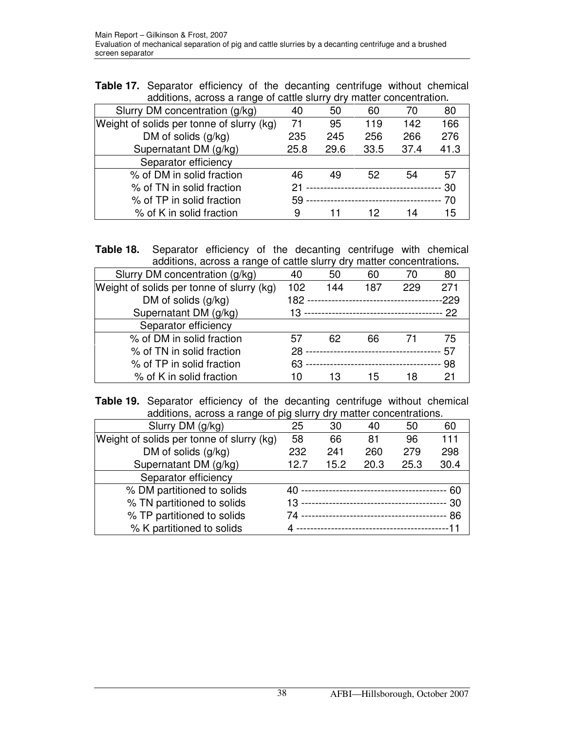**Table 17.** Separator efficiency of the decanting centrifuge without chemical additions, across a range of cattle slurry dry matter concentration.

| Slurry DM concentration (g/kg) | 40 | 50 | 60 | 70 | 80 |
|---|---|---|---|---|---|
| Weight of solids per tonne of slurry (kg) | 71 | 95 | 119 | 142 | 166 |
| DM of solids (g/kg) | 235 | 245 | 256 | 266 | 276 |
| Supernatant DM (g/kg) | 25.8 | 29.6 | 33.5 | 37.4 | 41.3 |
| Separator efficiency | | | | | |
| % of DM in solid fraction | 46 | 49 | 52 | 54 | 57 |
| % of TN in solid fraction | 21 --------------------------------------- 30 | | | | |
| % of TP in solid fraction | 59 --------------------------------------- 70 | | | | |
| % of K in solid fraction | 9 | 11 | 12 | 14 | 15 |

**Table 18.** Separator efficiency of the decanting centrifuge with chemical additions, across a range of cattle slurry dry matter concentrations.

| Slurry DM concentration (g/kg) | 40 | 50 | 60 | 70 | 80 |
|---|---|---|---|---|---|
| Weight of solids per tonne of slurry (kg) | 102 | 144 | 187 | 229 | 271 |
| DM of solids (g/kg) | 182 ---------------------------------------229 | | | | |
| Supernatant DM (g/kg) | 13 ---------------------------------------- 22 | | | | |
| Separator efficiency | | | | | |
| % of DM in solid fraction | 57 | 62 | 66 | 71 | 75 |
| % of TN in solid fraction | 28 --------------------------------------- 57 | | | | |
| % of TP in solid fraction | 63 --------------------------------------- 98 | | | | |
| % of K in solid fraction | 10 | 13 | 15 | 18 | 21 |

**Table 19.** Separator efficiency of the decanting centrifuge without chemical additions, across a range of pig slurry dry matter concentrations.

| Slurry DM (g/kg) | 25 | 30 | 40 | 50 | 60 |
|---|---|---|---|---|---|
| Weight of solids per tonne of slurry (kg) | 58 | 66 | 81 | 96 | 111 |
| DM of solids (g/kg) | 232 | 241 | 260 | 279 | 298 |
| Supernatant DM (g/kg) | 12.7 | 15.2 | 20.3 | 25.3 | 30.4 |
| Separator efficiency | | | | | |
| % DM partitioned to solids | 40 ------------------------------------------ 60 | | | | |
| % TN partitioned to solids | 13 ------------------------------------------ 30 | | | | |
| % TP partitioned to solids | 74 ------------------------------------------ 86 | | | | |
| % K partitioned to solids | 4 --------------------------------------------11 | | | | |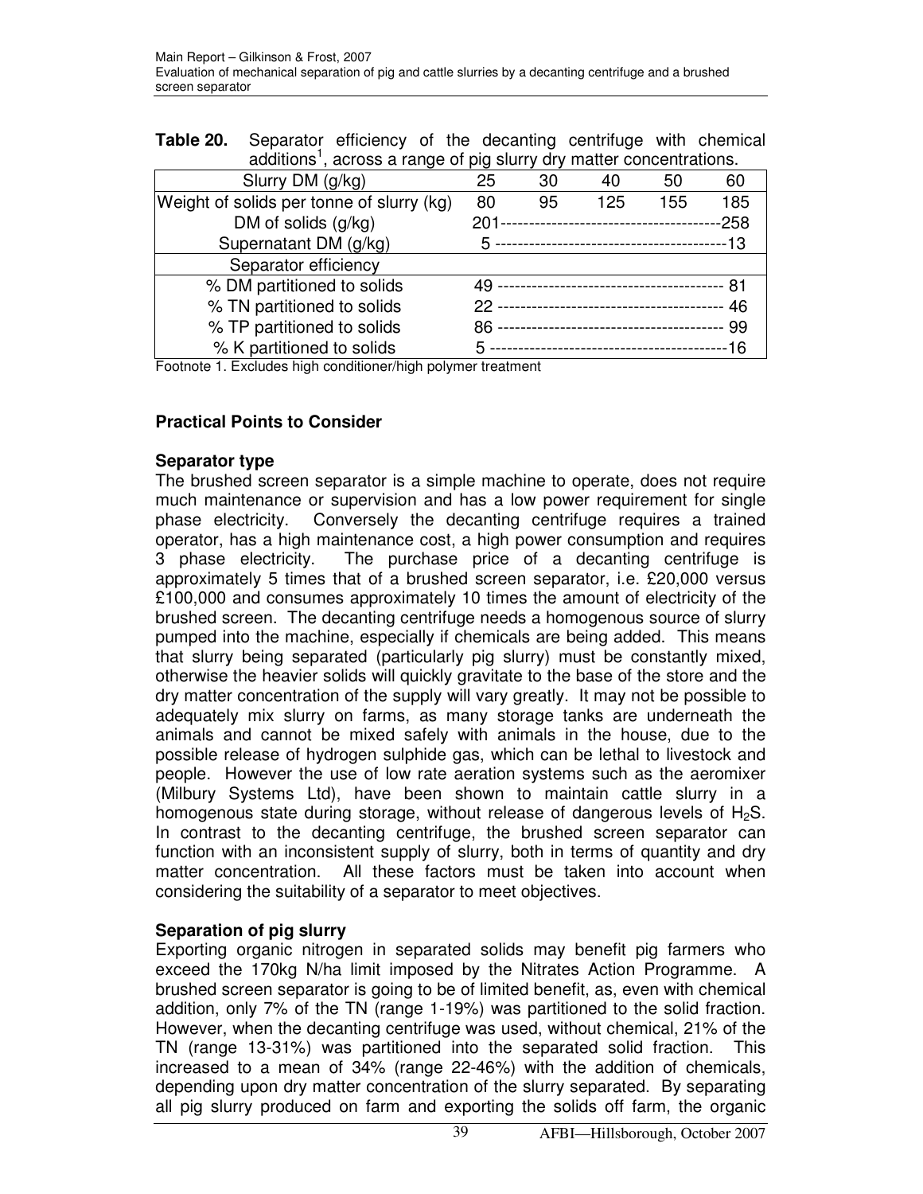**Table 20.** Separator efficiency of the decanting centrifuge with chemical additions[1], across a range of pig slurry dry matter concentrations.

| Slurry DM (g/kg) | 25 | 30 | 40 | 50 | 60 |
|---|---|---|---|---|---|
| Weight of solids per tonne of slurry (kg) | 80 | 95 | 125 | 155 | 185 |
| DM of solids (g/kg) | 201--------------------------------------258 | | | | |
| Supernatant DM (g/kg) | 5 -----------------------------------------13 | | | | |
| Separator efficiency | | | | | |
| % DM partitioned to solids | 49 ---------------------------------------- 81 | | | | |
| % TN partitioned to solids | 22 ---------------------------------------- 46 | | | | |
| % TP partitioned to solids | 86 ---------------------------------------- 99 | | | | |
| % K partitioned to solids | 5 ------------------------------------------16 | | | | |

Footnote 1. Excludes high conditioner/high polymer treatment

## Practical Points to Consider

### Separator type

The brushed screen separator is a simple machine to operate, does not require much maintenance or supervision and has a low power requirement for single phase electricity. Conversely the decanting centrifuge requires a trained operator, has a high maintenance cost, a high power consumption and requires 3 phase electricity. The purchase price of a decanting centrifuge is approximately 5 times that of a brushed screen separator, i.e. £20,000 versus £100,000 and consumes approximately 10 times the amount of electricity of the brushed screen. The decanting centrifuge needs a homogenous source of slurry pumped into the machine, especially if chemicals are being added. This means that slurry being separated (particularly pig slurry) must be constantly mixed, otherwise the heavier solids will quickly gravitate to the base of the store and the dry matter concentration of the supply will vary greatly. It may not be possible to adequately mix slurry on farms, as many storage tanks are underneath the animals and cannot be mixed safely with animals in the house, due to the possible release of hydrogen sulphide gas, which can be lethal to livestock and people. However the use of low rate aeration systems such as the aeromixer (Milbury Systems Ltd), have been shown to maintain cattle slurry in a homogenous state during storage, without release of dangerous levels of $H_2S$. In contrast to the decanting centrifuge, the brushed screen separator can function with an inconsistent supply of slurry, both in terms of quantity and dry matter concentration. All these factors must be taken into account when considering the suitability of a separator to meet objectives.

### Separation of pig slurry

Exporting organic nitrogen in separated solids may benefit pig farmers who exceed the 170kg N/ha limit imposed by the Nitrates Action Programme. A brushed screen separator is going to be of limited benefit, as, even with chemical addition, only 7% of the TN (range 1-19%) was partitioned to the solid fraction. However, when the decanting centrifuge was used, without chemical, 21% of the TN (range 13-31%) was partitioned into the separated solid fraction. This increased to a mean of 34% (range 22-46%) with the addition of chemicals, depending upon dry matter concentration of the slurry separated. By separating all pig slurry produced on farm and exporting the solids off farm, the organic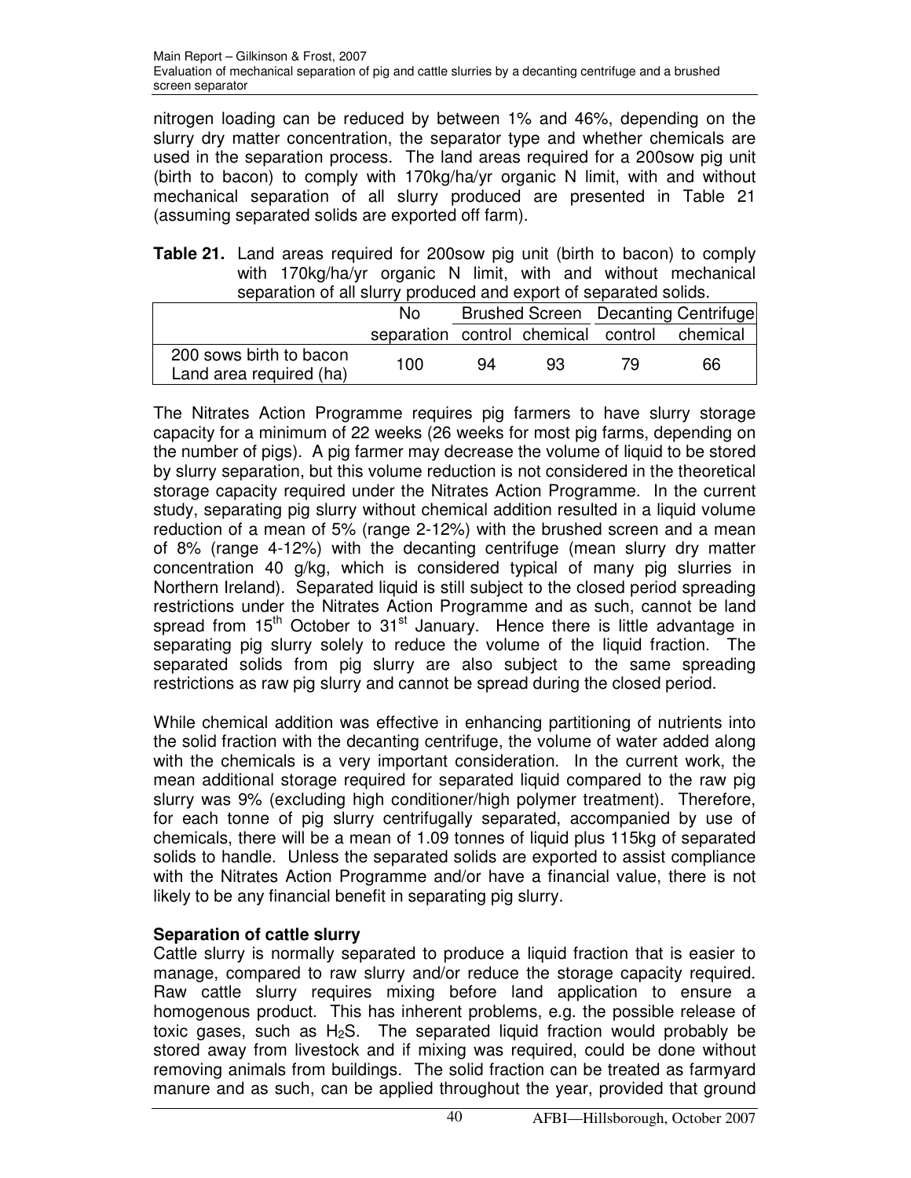nitrogen loading can be reduced by between 1% and 46%, depending on the slurry dry matter concentration, the separator type and whether chemicals are used in the separation process. The land areas required for a 200sow pig unit (birth to bacon) to comply with 170kg/ha/yr organic N limit, with and without mechanical separation of all slurry produced are presented in Table 21 (assuming separated solids are exported off farm).

**Table 21.** Land areas required for 200sow pig unit (birth to bacon) to comply with 170kg/ha/yr organic N limit, with and without mechanical separation of all slurry produced and export of separated solids.

| | No | Brushed Screen | | Decanting Centrifuge | |
|---|---|---|---|---|---|
| | separation | control | chemical | control | chemical |
| 200 sows birth to bacon Land area required (ha) | 100 | 94 | 93 | 79 | 66 |

The Nitrates Action Programme requires pig farmers to have slurry storage capacity for a minimum of 22 weeks (26 weeks for most pig farms, depending on the number of pigs). A pig farmer may decrease the volume of liquid to be stored by slurry separation, but this volume reduction is not considered in the theoretical storage capacity required under the Nitrates Action Programme. In the current study, separating pig slurry without chemical addition resulted in a liquid volume reduction of a mean of 5% (range 2-12%) with the brushed screen and a mean of 8% (range 4-12%) with the decanting centrifuge (mean slurry dry matter concentration 40 g/kg, which is considered typical of many pig slurries in Northern Ireland). Separated liquid is still subject to the closed period spreading restrictions under the Nitrates Action Programme and as such, cannot be land spread from 15$^{th}$ October to 31$^{st}$ January. Hence there is little advantage in separating pig slurry solely to reduce the volume of the liquid fraction. The separated solids from pig slurry are also subject to the same spreading restrictions as raw pig slurry and cannot be spread during the closed period.

While chemical addition was effective in enhancing partitioning of nutrients into the solid fraction with the decanting centrifuge, the volume of water added along with the chemicals is a very important consideration. In the current work, the mean additional storage required for separated liquid compared to the raw pig slurry was 9% (excluding high conditioner/high polymer treatment). Therefore, for each tonne of pig slurry centrifugally separated, accompanied by use of chemicals, there will be a mean of 1.09 tonnes of liquid plus 115kg of separated solids to handle. Unless the separated solids are exported to assist compliance with the Nitrates Action Programme and/or have a financial value, there is not likely to be any financial benefit in separating pig slurry.

**Separation of cattle slurry**

Cattle slurry is normally separated to produce a liquid fraction that is easier to manage, compared to raw slurry and/or reduce the storage capacity required. Raw cattle slurry requires mixing before land application to ensure a homogenous product. This has inherent problems, e.g. the possible release of toxic gases, such as $H_2S$. The separated liquid fraction would probably be stored away from livestock and if mixing was required, could be done without removing animals from buildings. The solid fraction can be treated as farmyard manure and as such, can be applied throughout the year, provided that ground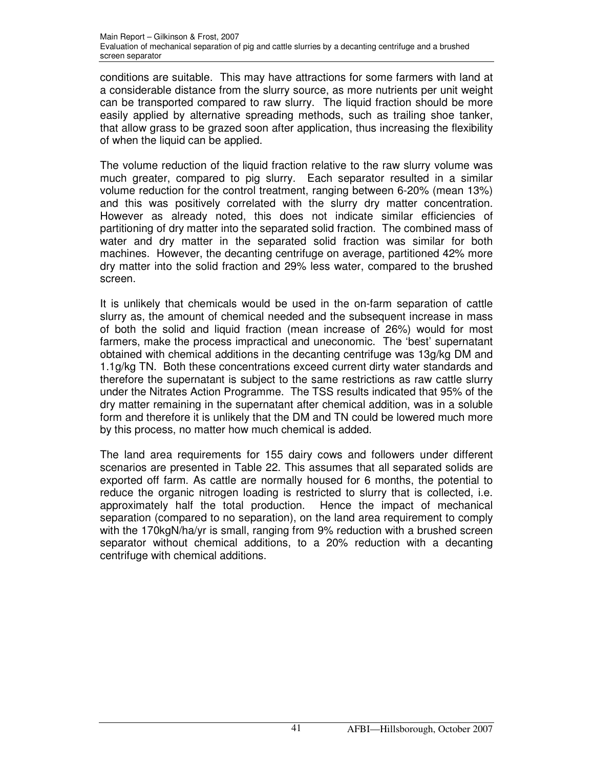conditions are suitable. This may have attractions for some farmers with land at a considerable distance from the slurry source, as more nutrients per unit weight can be transported compared to raw slurry. The liquid fraction should be more easily applied by alternative spreading methods, such as trailing shoe tanker, that allow grass to be grazed soon after application, thus increasing the flexibility of when the liquid can be applied.

The volume reduction of the liquid fraction relative to the raw slurry volume was much greater, compared to pig slurry. Each separator resulted in a similar volume reduction for the control treatment, ranging between 6-20% (mean 13%) and this was positively correlated with the slurry dry matter concentration. However as already noted, this does not indicate similar efficiencies of partitioning of dry matter into the separated solid fraction. The combined mass of water and dry matter in the separated solid fraction was similar for both machines. However, the decanting centrifuge on average, partitioned 42% more dry matter into the solid fraction and 29% less water, compared to the brushed screen.

It is unlikely that chemicals would be used in the on-farm separation of cattle slurry as, the amount of chemical needed and the subsequent increase in mass of both the solid and liquid fraction (mean increase of 26%) would for most farmers, make the process impractical and uneconomic. The 'best' supernatant obtained with chemical additions in the decanting centrifuge was 13g/kg DM and 1.1g/kg TN. Both these concentrations exceed current dirty water standards and therefore the supernatant is subject to the same restrictions as raw cattle slurry under the Nitrates Action Programme. The TSS results indicated that 95% of the dry matter remaining in the supernatant after chemical addition, was in a soluble form and therefore it is unlikely that the DM and TN could be lowered much more by this process, no matter how much chemical is added.

The land area requirements for 155 dairy cows and followers under different scenarios are presented in Table 22. This assumes that all separated solids are exported off farm. As cattle are normally housed for 6 months, the potential to reduce the organic nitrogen loading is restricted to slurry that is collected, i.e. approximately half the total production. Hence the impact of mechanical separation (compared to no separation), on the land area requirement to comply with the 170kgN/ha/yr is small, ranging from 9% reduction with a brushed screen separator without chemical additions, to a 20% reduction with a decanting centrifuge with chemical additions.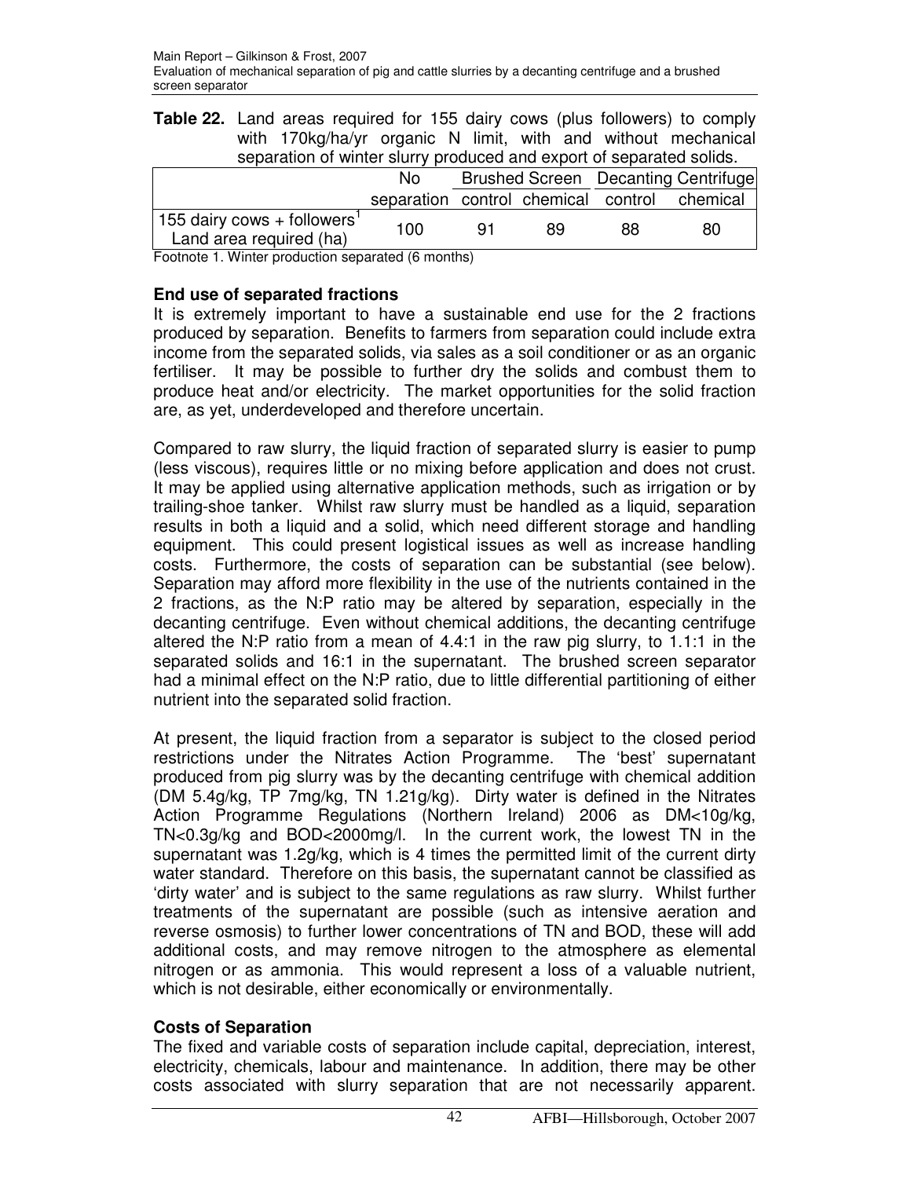**Table 22.** Land areas required for 155 dairy cows (plus followers) to comply with 170kg/ha/yr organic N limit, with and without mechanical separation of winter slurry produced and export of separated solids.

| | No | Brushed Screen | | Decanting Centrifuge | |
|---|---|---|---|---|---|
| | separation | control | chemical | control | chemical |
| 155 dairy cows + followers[1] Land area required (ha) | 100 | 91 | 89 | 88 | 80 |

Footnote 1. Winter production separated (6 months)

## End use of separated fractions

It is extremely important to have a sustainable end use for the 2 fractions produced by separation. Benefits to farmers from separation could include extra income from the separated solids, via sales as a soil conditioner or as an organic fertiliser. It may be possible to further dry the solids and combust them to produce heat and/or electricity. The market opportunities for the solid fraction are, as yet, underdeveloped and therefore uncertain.

Compared to raw slurry, the liquid fraction of separated slurry is easier to pump (less viscous), requires little or no mixing before application and does not crust. It may be applied using alternative application methods, such as irrigation or by trailing-shoe tanker. Whilst raw slurry must be handled as a liquid, separation results in both a liquid and a solid, which need different storage and handling equipment. This could present logistical issues as well as increase handling costs. Furthermore, the costs of separation can be substantial (see below). Separation may afford more flexibility in the use of the nutrients contained in the 2 fractions, as the N:P ratio may be altered by separation, especially in the decanting centrifuge. Even without chemical additions, the decanting centrifuge altered the N:P ratio from a mean of 4.4:1 in the raw pig slurry, to 1.1:1 in the separated solids and 16:1 in the supernatant. The brushed screen separator had a minimal effect on the N:P ratio, due to little differential partitioning of either nutrient into the separated solid fraction.

At present, the liquid fraction from a separator is subject to the closed period restrictions under the Nitrates Action Programme. The 'best' supernatant produced from pig slurry was by the decanting centrifuge with chemical addition (DM 5.4g/kg, TP 7mg/kg, TN 1.21g/kg). Dirty water is defined in the Nitrates Action Programme Regulations (Northern Ireland) 2006 as DM<10g/kg, TN<0.3g/kg and BOD<2000mg/l. In the current work, the lowest TN in the supernatant was 1.2g/kg, which is 4 times the permitted limit of the current dirty water standard. Therefore on this basis, the supernatant cannot be classified as 'dirty water' and is subject to the same regulations as raw slurry. Whilst further treatments of the supernatant are possible (such as intensive aeration and reverse osmosis) to further lower concentrations of TN and BOD, these will add additional costs, and may remove nitrogen to the atmosphere as elemental nitrogen or as ammonia. This would represent a loss of a valuable nutrient, which is not desirable, either economically or environmentally.

## Costs of Separation

The fixed and variable costs of separation include capital, depreciation, interest, electricity, chemicals, labour and maintenance. In addition, there may be other costs associated with slurry separation that are not necessarily apparent.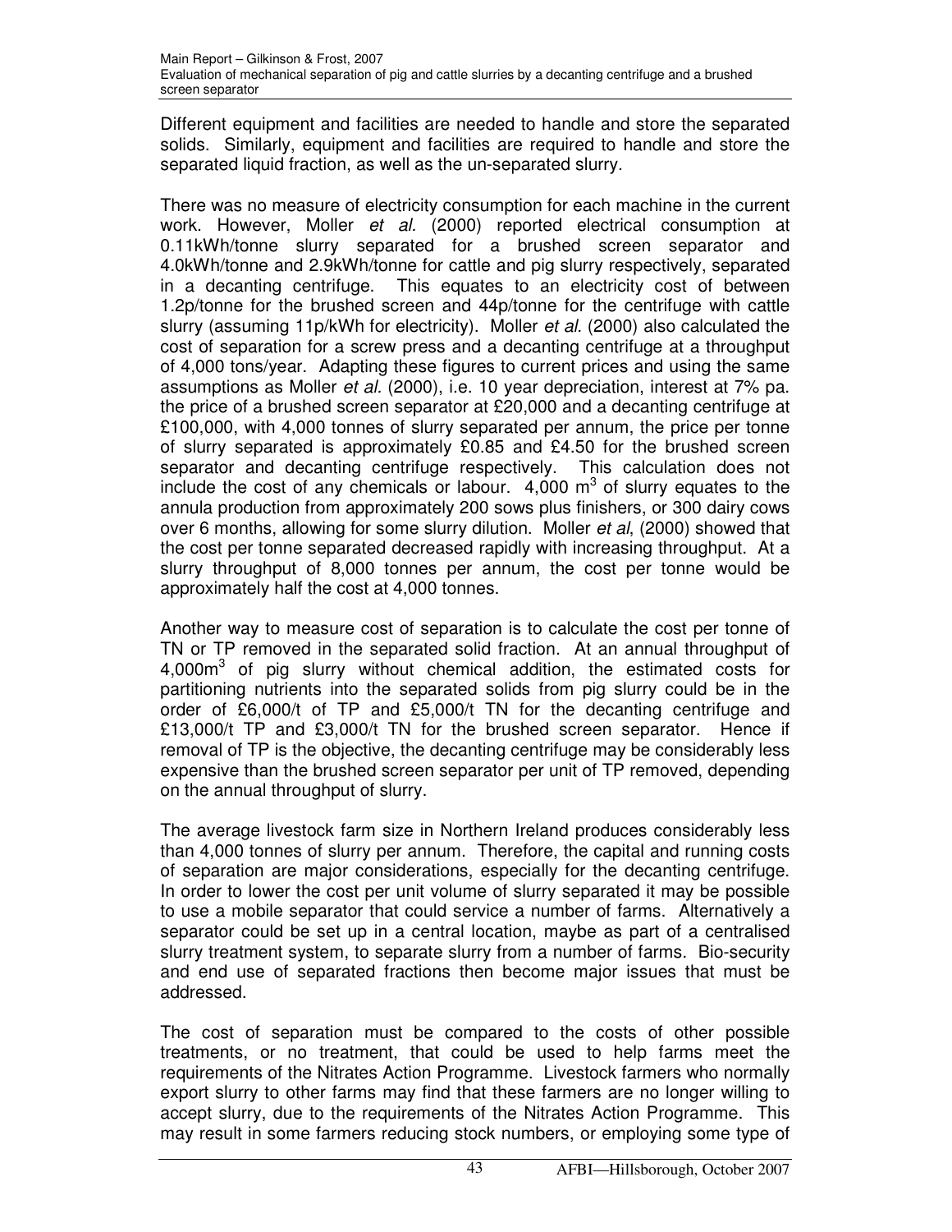Different equipment and facilities are needed to handle and store the separated solids. Similarly, equipment and facilities are required to handle and store the separated liquid fraction, as well as the un-separated slurry.

There was no measure of electricity consumption for each machine in the current work. However, Moller *et al.* (2000) reported electrical consumption at 0.11kWh/tonne slurry separated for a brushed screen separator and 4.0kWh/tonne and 2.9kWh/tonne for cattle and pig slurry respectively, separated in a decanting centrifuge. This equates to an electricity cost of between 1.2p/tonne for the brushed screen and 44p/tonne for the centrifuge with cattle slurry (assuming 11p/kWh for electricity). Moller *et al.* (2000) also calculated the cost of separation for a screw press and a decanting centrifuge at a throughput of 4,000 tons/year. Adapting these figures to current prices and using the same assumptions as Moller *et al.* (2000), i.e. 10 year depreciation, interest at 7% pa. the price of a brushed screen separator at £20,000 and a decanting centrifuge at £100,000, with 4,000 tonnes of slurry separated per annum, the price per tonne of slurry separated is approximately £0.85 and £4.50 for the brushed screen separator and decanting centrifuge respectively. This calculation does not include the cost of any chemicals or labour. 4,000 $m^3$ of slurry equates to the annula production from approximately 200 sows plus finishers, or 300 dairy cows over 6 months, allowing for some slurry dilution. Moller *et al*, (2000) showed that the cost per tonne separated decreased rapidly with increasing throughput. At a slurry throughput of 8,000 tonnes per annum, the cost per tonne would be approximately half the cost at 4,000 tonnes.

Another way to measure cost of separation is to calculate the cost per tonne of TN or TP removed in the separated solid fraction. At an annual throughput of 4,000$m^3$ of pig slurry without chemical addition, the estimated costs for partitioning nutrients into the separated solids from pig slurry could be in the order of £6,000/t of TP and £5,000/t TN for the decanting centrifuge and £13,000/t TP and £3,000/t TN for the brushed screen separator. Hence if removal of TP is the objective, the decanting centrifuge may be considerably less expensive than the brushed screen separator per unit of TP removed, depending on the annual throughput of slurry.

The average livestock farm size in Northern Ireland produces considerably less than 4,000 tonnes of slurry per annum. Therefore, the capital and running costs of separation are major considerations, especially for the decanting centrifuge. In order to lower the cost per unit volume of slurry separated it may be possible to use a mobile separator that could service a number of farms. Alternatively a separator could be set up in a central location, maybe as part of a centralised slurry treatment system, to separate slurry from a number of farms. Bio-security and end use of separated fractions then become major issues that must be addressed.

The cost of separation must be compared to the costs of other possible treatments, or no treatment, that could be used to help farms meet the requirements of the Nitrates Action Programme. Livestock farmers who normally export slurry to other farms may find that these farmers are no longer willing to accept slurry, due to the requirements of the Nitrates Action Programme. This may result in some farmers reducing stock numbers, or employing some type of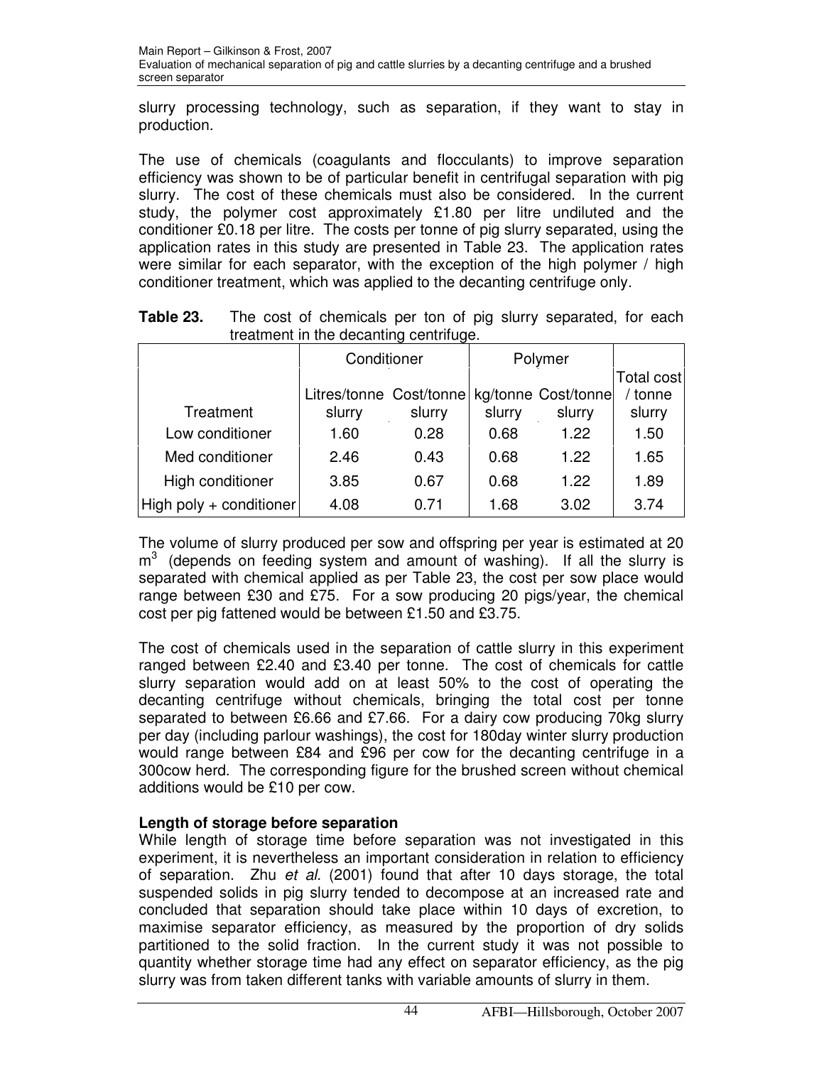slurry processing technology, such as separation, if they want to stay in production.

The use of chemicals (coagulants and flocculants) to improve separation efficiency was shown to be of particular benefit in centrifugal separation with pig slurry. The cost of these chemicals must also be considered. In the current study, the polymer cost approximately £1.80 per litre undiluted and the conditioner £0.18 per litre. The costs per tonne of pig slurry separated, using the application rates in this study are presented in Table 23. The application rates were similar for each separator, with the exception of the high polymer / high conditioner treatment, which was applied to the decanting centrifuge only.

**Table 23.** The cost of chemicals per ton of pig slurry separated, for each treatment in the decanting centrifuge.

| | Conditioner | | Polymer | | |
|---|---|---|---|---|---|
| Treatment | Litres/tonne slurry | Cost/tonne slurry | kg/tonne slurry | Cost/tonne slurry | Total cost / tonne slurry |
| Low conditioner | 1.60 | 0.28 | 0.68 | 1.22 | 1.50 |
| Med conditioner | 2.46 | 0.43 | 0.68 | 1.22 | 1.65 |
| High conditioner | 3.85 | 0.67 | 0.68 | 1.22 | 1.89 |
| High poly + conditioner | 4.08 | 0.71 | 1.68 | 3.02 | 3.74 |

The volume of slurry produced per sow and offspring per year is estimated at 20 $m^3$ (depends on feeding system and amount of washing). If all the slurry is separated with chemical applied as per Table 23, the cost per sow place would range between £30 and £75. For a sow producing 20 pigs/year, the chemical cost per pig fattened would be between £1.50 and £3.75.

The cost of chemicals used in the separation of cattle slurry in this experiment ranged between £2.40 and £3.40 per tonne. The cost of chemicals for cattle slurry separation would add on at least 50% to the cost of operating the decanting centrifuge without chemicals, bringing the total cost per tonne separated to between £6.66 and £7.66. For a dairy cow producing 70kg slurry per day (including parlour washings), the cost for 180day winter slurry production would range between £84 and £96 per cow for the decanting centrifuge in a 300cow herd. The corresponding figure for the brushed screen without chemical additions would be £10 per cow.

**Length of storage before separation**

While length of storage time before separation was not investigated in this experiment, it is nevertheless an important consideration in relation to efficiency of separation. Zhu *et al.* (2001) found that after 10 days storage, the total suspended solids in pig slurry tended to decompose at an increased rate and concluded that separation should take place within 10 days of excretion, to maximise separator efficiency, as measured by the proportion of dry solids partitioned to the solid fraction. In the current study it was not possible to quantity whether storage time had any effect on separator efficiency, as the pig slurry was from taken different tanks with variable amounts of slurry in them.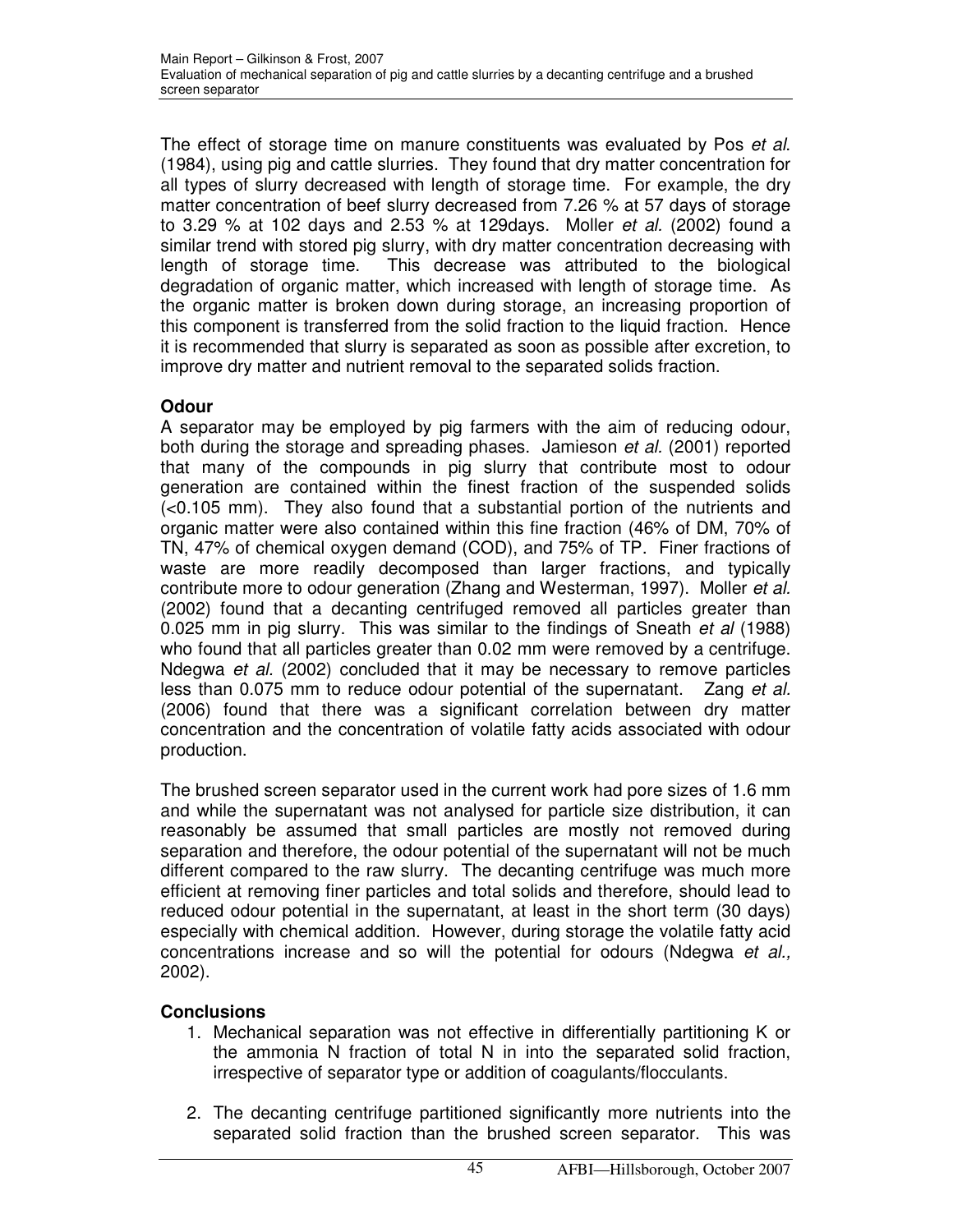The effect of storage time on manure constituents was evaluated by Pos *et al.* (1984), using pig and cattle slurries. They found that dry matter concentration for all types of slurry decreased with length of storage time. For example, the dry matter concentration of beef slurry decreased from 7.26 % at 57 days of storage to 3.29 % at 102 days and 2.53 % at 129days. Moller *et al.* (2002) found a similar trend with stored pig slurry, with dry matter concentration decreasing with length of storage time. This decrease was attributed to the biological degradation of organic matter, which increased with length of storage time. As the organic matter is broken down during storage, an increasing proportion of this component is transferred from the solid fraction to the liquid fraction. Hence it is recommended that slurry is separated as soon as possible after excretion, to improve dry matter and nutrient removal to the separated solids fraction.

## Odour

A separator may be employed by pig farmers with the aim of reducing odour, both during the storage and spreading phases. Jamieson *et al.* (2001) reported that many of the compounds in pig slurry that contribute most to odour generation are contained within the finest fraction of the suspended solids (<0.105 mm). They also found that a substantial portion of the nutrients and organic matter were also contained within this fine fraction (46% of DM, 70% of TN, 47% of chemical oxygen demand (COD), and 75% of TP. Finer fractions of waste are more readily decomposed than larger fractions, and typically contribute more to odour generation (Zhang and Westerman, 1997). Moller *et al.* (2002) found that a decanting centrifuged removed all particles greater than 0.025 mm in pig slurry. This was similar to the findings of Sneath *et al* (1988) who found that all particles greater than 0.02 mm were removed by a centrifuge. Ndegwa *et al.* (2002) concluded that it may be necessary to remove particles less than 0.075 mm to reduce odour potential of the supernatant. Zang *et al.* (2006) found that there was a significant correlation between dry matter concentration and the concentration of volatile fatty acids associated with odour production.

The brushed screen separator used in the current work had pore sizes of 1.6 mm and while the supernatant was not analysed for particle size distribution, it can reasonably be assumed that small particles are mostly not removed during separation and therefore, the odour potential of the supernatant will not be much different compared to the raw slurry. The decanting centrifuge was much more efficient at removing finer particles and total solids and therefore, should lead to reduced odour potential in the supernatant, at least in the short term (30 days) especially with chemical addition. However, during storage the volatile fatty acid concentrations increase and so will the potential for odours (Ndegwa *et al.,* 2002).

## Conclusions

1. Mechanical separation was not effective in differentially partitioning K or the ammonia N fraction of total N in into the separated solid fraction, irrespective of separator type or addition of coagulants/flocculants.

2. The decanting centrifuge partitioned significantly more nutrients into the separated solid fraction than the brushed screen separator. This was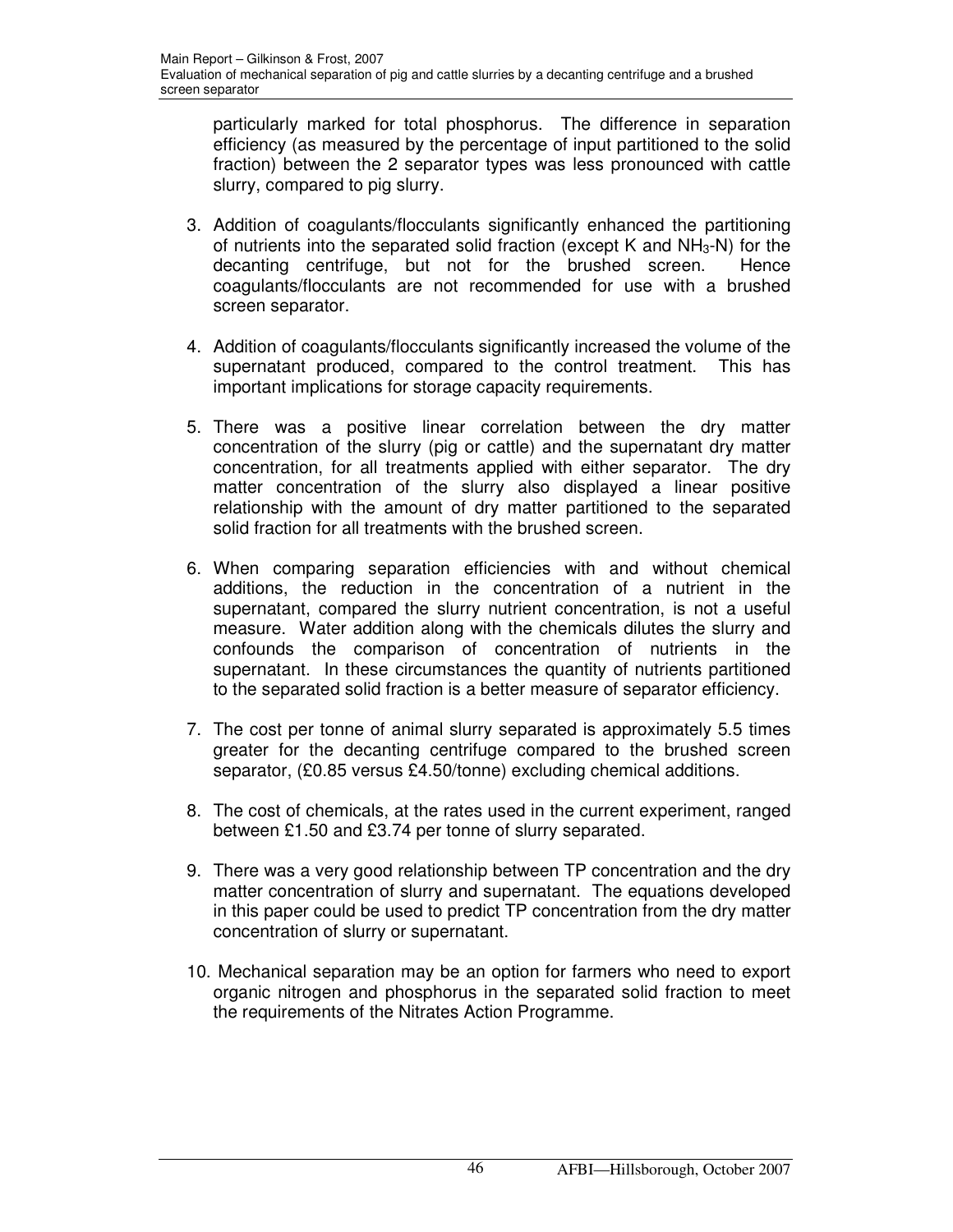particularly marked for total phosphorus. The difference in separation efficiency (as measured by the percentage of input partitioned to the solid fraction) between the 2 separator types was less pronounced with cattle slurry, compared to pig slurry.

3. Addition of coagulants/flocculants significantly enhanced the partitioning of nutrients into the separated solid fraction (except K and $NH_3$-N) for the decanting centrifuge, but not for the brushed screen. Hence coagulants/flocculants are not recommended for use with a brushed screen separator.

4. Addition of coagulants/flocculants significantly increased the volume of the supernatant produced, compared to the control treatment. This has important implications for storage capacity requirements.

5. There was a positive linear correlation between the dry matter concentration of the slurry (pig or cattle) and the supernatant dry matter concentration, for all treatments applied with either separator. The dry matter concentration of the slurry also displayed a linear positive relationship with the amount of dry matter partitioned to the separated solid fraction for all treatments with the brushed screen.

6. When comparing separation efficiencies with and without chemical additions, the reduction in the concentration of a nutrient in the supernatant, compared the slurry nutrient concentration, is not a useful measure. Water addition along with the chemicals dilutes the slurry and confounds the comparison of concentration of nutrients in the supernatant. In these circumstances the quantity of nutrients partitioned to the separated solid fraction is a better measure of separator efficiency.

7. The cost per tonne of animal slurry separated is approximately 5.5 times greater for the decanting centrifuge compared to the brushed screen separator, (£0.85 versus £4.50/tonne) excluding chemical additions.

8. The cost of chemicals, at the rates used in the current experiment, ranged between £1.50 and £3.74 per tonne of slurry separated.

9. There was a very good relationship between TP concentration and the dry matter concentration of slurry and supernatant. The equations developed in this paper could be used to predict TP concentration from the dry matter concentration of slurry or supernatant.

10. Mechanical separation may be an option for farmers who need to export organic nitrogen and phosphorus in the separated solid fraction to meet the requirements of the Nitrates Action Programme.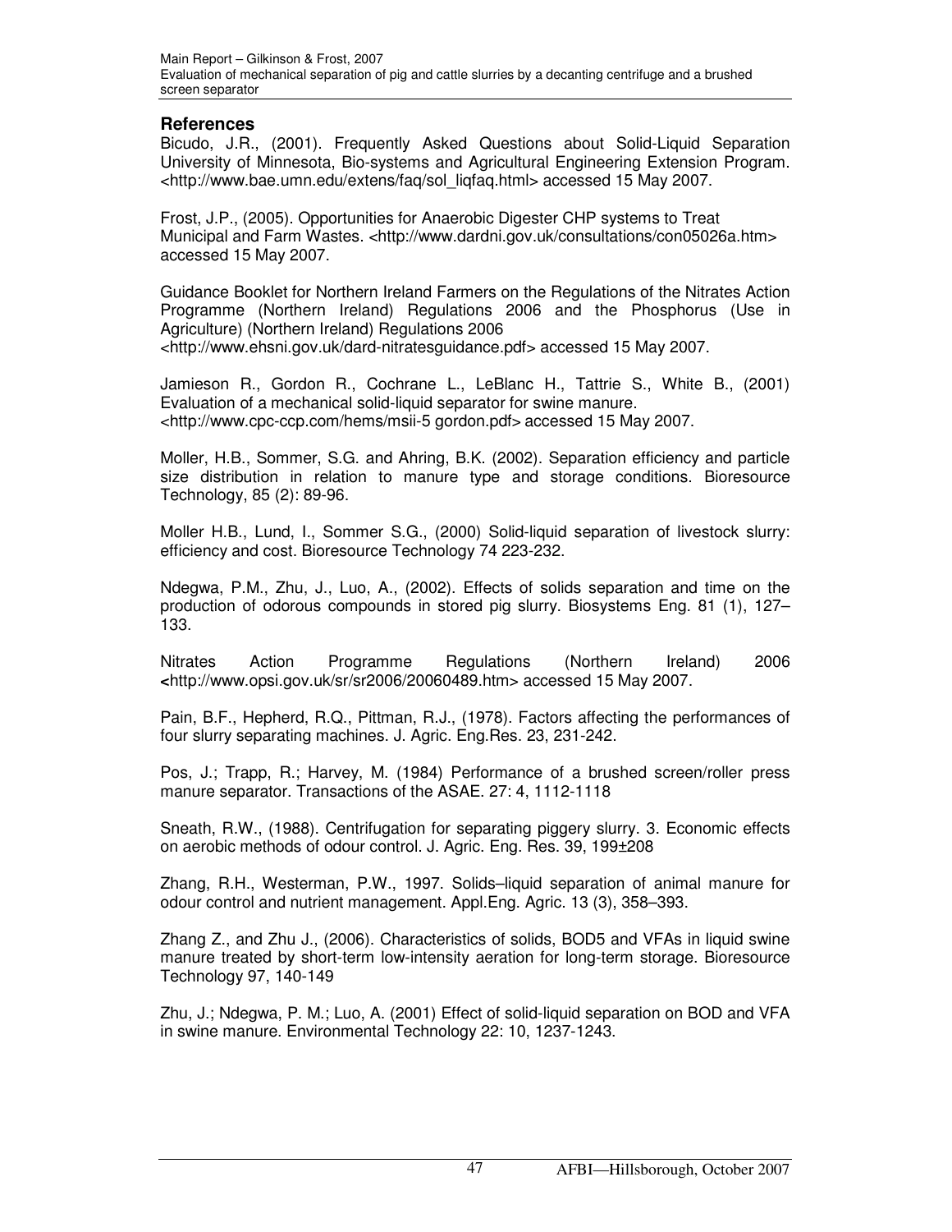## References

Bicudo, J.R., (2001). Frequently Asked Questions about Solid-Liquid Separation University of Minnesota, Bio-systems and Agricultural Engineering Extension Program. <http://www.bae.umn.edu/extens/faq/sol_liqfaq.html> accessed 15 May 2007.

Frost, J.P., (2005). Opportunities for Anaerobic Digester CHP systems to Treat Municipal and Farm Wastes. <http://www.dardni.gov.uk/consultations/con05026a.htm> accessed 15 May 2007.

Guidance Booklet for Northern Ireland Farmers on the Regulations of the Nitrates Action Programme (Northern Ireland) Regulations 2006 and the Phosphorus (Use in Agriculture) (Northern Ireland) Regulations 2006 <http://www.ehsni.gov.uk/dard-nitratesguidance.pdf> accessed 15 May 2007.

Jamieson R., Gordon R., Cochrane L., LeBlanc H., Tattrie S., White B., (2001) Evaluation of a mechanical solid-liquid separator for swine manure. <http://www.cpc-ccp.com/hems/msii-5 gordon.pdf> accessed 15 May 2007.

Moller, H.B., Sommer, S.G. and Ahring, B.K. (2002). Separation efficiency and particle size distribution in relation to manure type and storage conditions. Bioresource Technology, 85 (2): 89-96.

Moller H.B., Lund, I., Sommer S.G., (2000) Solid-liquid separation of livestock slurry: efficiency and cost. Bioresource Technology 74 223-232.

Ndegwa, P.M., Zhu, J., Luo, A., (2002). Effects of solids separation and time on the production of odorous compounds in stored pig slurry. Biosystems Eng. 81 (1), 127–133.

Nitrates Action Programme Regulations (Northern Ireland) 2006 <http://www.opsi.gov.uk/sr/sr2006/20060489.htm> accessed 15 May 2007.

Pain, B.F., Hepherd, R.Q., Pittman, R.J., (1978). Factors affecting the performances of four slurry separating machines. J. Agric. Eng.Res. 23, 231-242.

Pos, J.; Trapp, R.; Harvey, M. (1984) Performance of a brushed screen/roller press manure separator. Transactions of the ASAE. 27: 4, 1112-1118

Sneath, R.W., (1988). Centrifugation for separating piggery slurry. 3. Economic effects on aerobic methods of odour control. J. Agric. Eng. Res. 39, 199±208

Zhang, R.H., Westerman, P.W., 1997. Solids–liquid separation of animal manure for odour control and nutrient management. Appl.Eng. Agric. 13 (3), 358–393.

Zhang Z., and Zhu J., (2006). Characteristics of solids, BOD5 and VFAs in liquid swine manure treated by short-term low-intensity aeration for long-term storage. Bioresource Technology 97, 140-149

Zhu, J.; Ndegwa, P. M.; Luo, A. (2001) Effect of solid-liquid separation on BOD and VFA in swine manure. Environmental Technology 22: 10, 1237-1243.